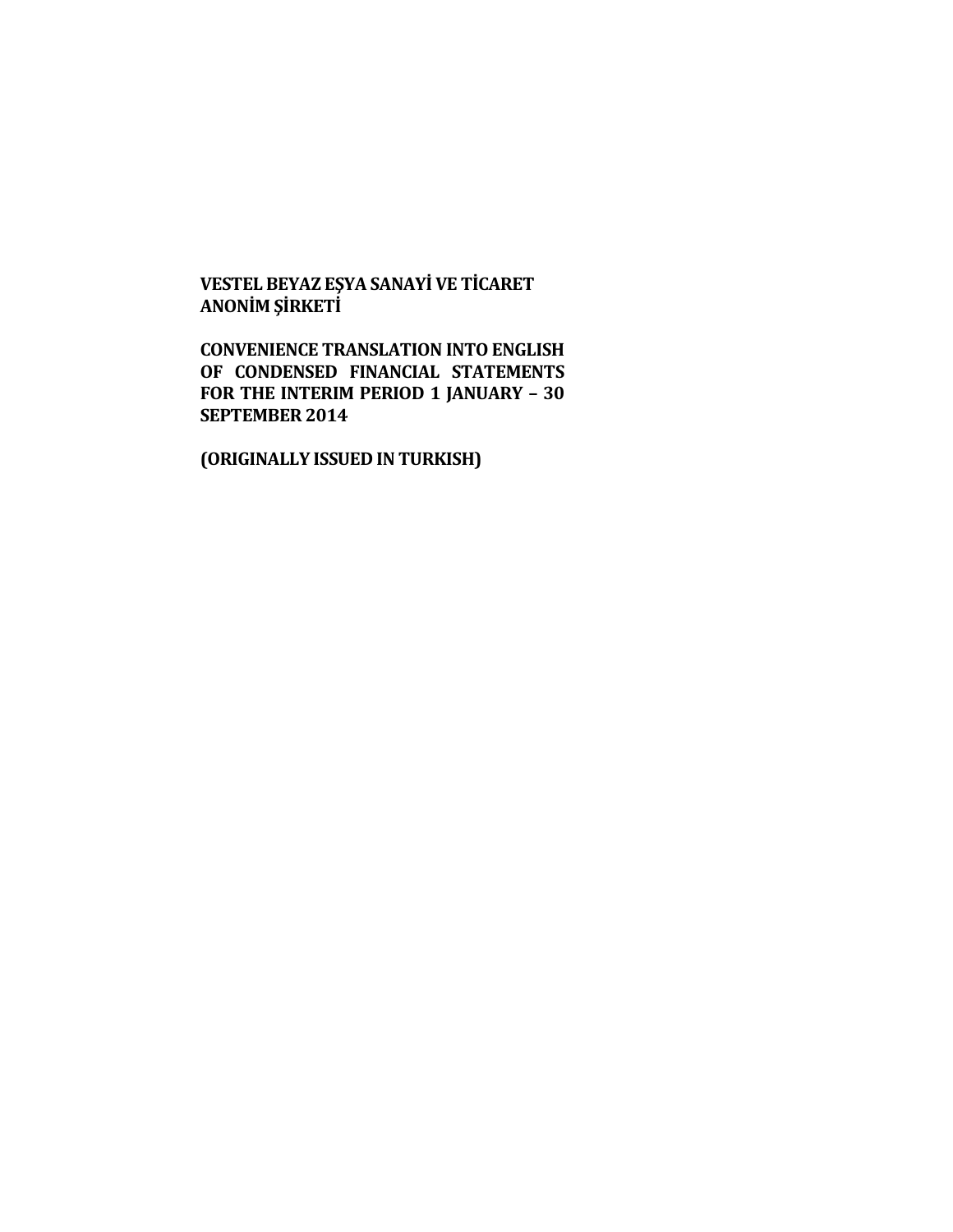**VESTEL BEYAZ EŞYA SANAYİ VE TİCARET ANONİM ŞİRKETİ**

**CONVENIENCE TRANSLATION INTO ENGLISH OF CONDENSED FINANCIAL STATEMENTS FOR THE INTERIM PERIOD 1 JANUARY – 30 SEPTEMBER 2014**

**(ORIGINALLY ISSUED IN TURKISH)**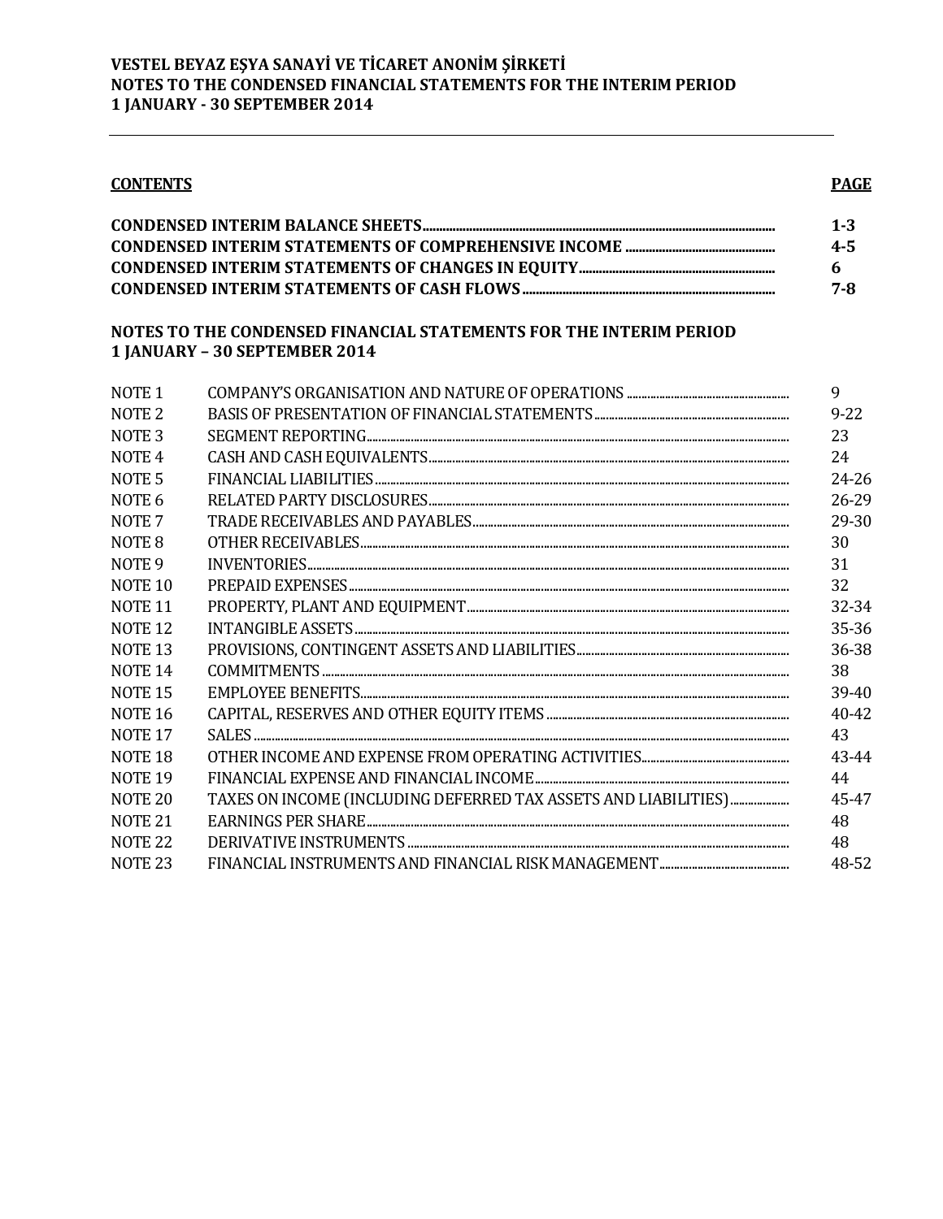**VESTEL BEYAZ EŞYA SANAYİ VE TİCARET ANONİM ŞİRKETİ**
**NOTES TO THE CONDENSED FINANCIAL STATEMENTS FOR THE INTERIM PERIOD**
**1 JANUARY - 30 SEPTEMBER 2014**

| **CONTENTS** | **PAGE** |
|---|---|
| **CONDENSED INTERIM BALANCE SHEETS** | **1-3** |
| **CONDENSED INTERIM STATEMENTS OF COMPREHENSIVE INCOME** | **4-5** |
| **CONDENSED INTERIM STATEMENTS OF CHANGES IN EQUITY** | **6** |
| **CONDENSED INTERIM STATEMENTS OF CASH FLOWS** | **7-8** |

**NOTES TO THE CONDENSED FINANCIAL STATEMENTS FOR THE INTERIM PERIOD**
**1 JANUARY – 30 SEPTEMBER 2014**

| | | |
|---|---|---|
| NOTE 1 | COMPANY'S ORGANISATION AND NATURE OF OPERATIONS | 9 |
| NOTE 2 | BASIS OF PRESENTATION OF FINANCIAL STATEMENTS | 9-22 |
| NOTE 3 | SEGMENT REPORTING | 23 |
| NOTE 4 | CASH AND CASH EQUIVALENTS | 24 |
| NOTE 5 | FINANCIAL LIABILITIES | 24-26 |
| NOTE 6 | RELATED PARTY DISCLOSURES | 26-29 |
| NOTE 7 | TRADE RECEIVABLES AND PAYABLES | 29-30 |
| NOTE 8 | OTHER RECEIVABLES | 30 |
| NOTE 9 | INVENTORIES | 31 |
| NOTE 10 | PREPAID EXPENSES | 32 |
| NOTE 11 | PROPERTY, PLANT AND EQUIPMENT | 32-34 |
| NOTE 12 | INTANGIBLE ASSETS | 35-36 |
| NOTE 13 | PROVISIONS, CONTINGENT ASSETS AND LIABILITIES | 36-38 |
| NOTE 14 | COMMITMENTS | 38 |
| NOTE 15 | EMPLOYEE BENEFITS | 39-40 |
| NOTE 16 | CAPITAL, RESERVES AND OTHER EQUITY ITEMS | 40-42 |
| NOTE 17 | SALES | 43 |
| NOTE 18 | OTHER INCOME AND EXPENSE FROM OPERATING ACTIVITIES | 43-44 |
| NOTE 19 | FINANCIAL EXPENSE AND FINANCIAL INCOME | 44 |
| NOTE 20 | TAXES ON INCOME (INCLUDING DEFERRED TAX ASSETS AND LIABILITIES) | 45-47 |
| NOTE 21 | EARNINGS PER SHARE | 48 |
| NOTE 22 | DERIVATIVE INSTRUMENTS | 48 |
| NOTE 23 | FINANCIAL INSTRUMENTS AND FINANCIAL RISK MANAGEMENT | 48-52 |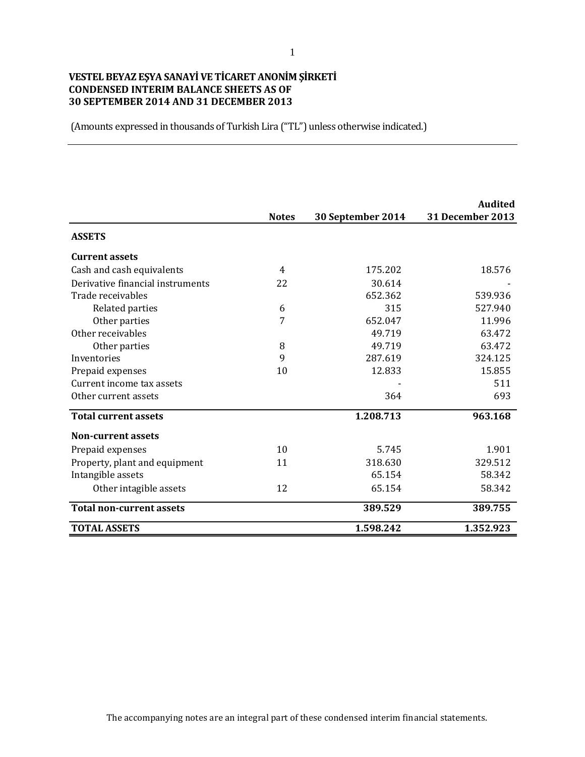# VESTEL BEYAZ EŞYA SANAYİ VE TİCARET ANONİM ŞİRKETİ
# CONDENSED INTERIM BALANCE SHEETS AS OF
# 30 SEPTEMBER 2014 AND 31 DECEMBER 2013

(Amounts expressed in thousands of Turkish Lira ("TL") unless otherwise indicated.)

| | Notes | 30 September 2014 | Audited 31 December 2013 |
|---|---|---|---|
| **ASSETS** | | | |
| **Current assets** | | | |
| Cash and cash equivalents | 4 | 175.202 | 18.576 |
| Derivative financial instruments | 22 | 30.614 | - |
| Trade receivables | | 652.362 | 539.936 |
| Related parties | 6 | 315 | 527.940 |
| Other parties | 7 | 652.047 | 11.996 |
| Other receivables | | 49.719 | 63.472 |
| Other parties | 8 | 49.719 | 63.472 |
| Inventories | 9 | 287.619 | 324.125 |
| Prepaid expenses | 10 | 12.833 | 15.855 |
| Current income tax assets | | - | 511 |
| Other current assets | | 364 | 693 |
| **Total current assets** | | **1.208.713** | **963.168** |
| **Non-current assets** | | | |
| Prepaid expenses | 10 | 5.745 | 1.901 |
| Property, plant and equipment | 11 | 318.630 | 329.512 |
| Intangible assets | | 65.154 | 58.342 |
| Other intagible assets | 12 | 65.154 | 58.342 |
| **Total non-current assets** | | **389.529** | **389.755** |
| **TOTAL ASSETS** | | **1.598.242** | **1.352.923** |

The accompanying notes are an integral part of these condensed interim financial statements.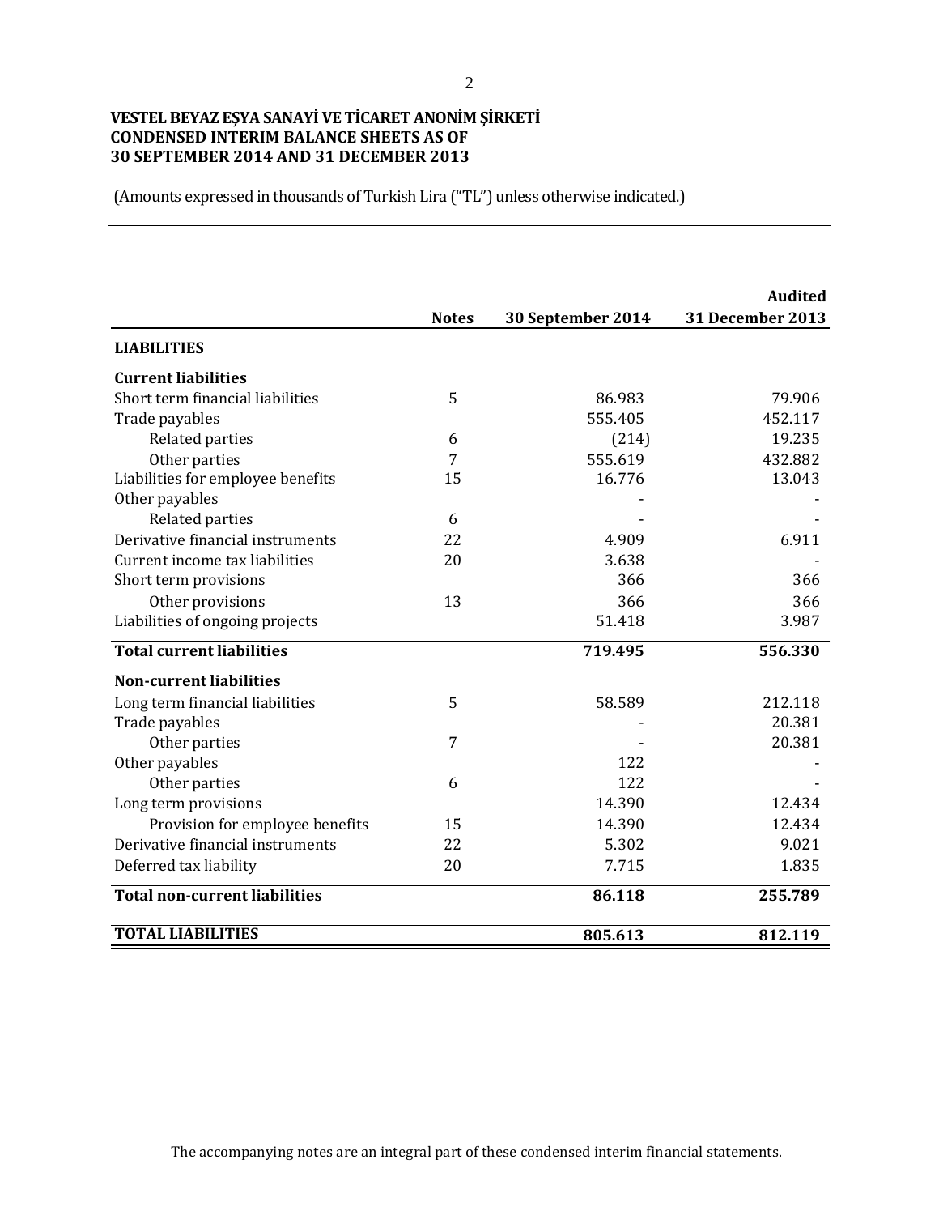**VESTEL BEYAZ EŞYA SANAYİ VE TİCARET ANONİM ŞİRKETİ**
**CONDENSED INTERIM BALANCE SHEETS AS OF**
**30 SEPTEMBER 2014 AND 31 DECEMBER 2013**

(Amounts expressed in thousands of Turkish Lira ("TL") unless otherwise indicated.)

| | Notes | 30 September 2014 | Audited<br>31 December 2013 |
|---|---|---|---|
| **LIABILITIES** | | | |
| **Current liabilities** | | | |
| Short term financial liabilities | 5 | 86.983 | 79.906 |
| Trade payables | | 555.405 | 452.117 |
| Related parties | 6 | (214) | 19.235 |
| Other parties | 7 | 555.619 | 432.882 |
| Liabilities for employee benefits | 15 | 16.776 | 13.043 |
| Other payables | | - | - |
| Related parties | 6 | - | - |
| Derivative financial instruments | 22 | 4.909 | 6.911 |
| Current income tax liabilities | 20 | 3.638 | - |
| Short term provisions | | 366 | 366 |
| Other provisions | 13 | 366 | 366 |
| Liabilities of ongoing projects | | 51.418 | 3.987 |
| **Total current liabilities** | | **719.495** | **556.330** |
| **Non-current liabilities** | | | |
| Long term financial liabilities | 5 | 58.589 | 212.118 |
| Trade payables | | - | 20.381 |
| Other parties | 7 | - | 20.381 |
| Other payables | | 122 | - |
| Other parties | 6 | 122 | - |
| Long term provisions | | 14.390 | 12.434 |
| Provision for employee benefits | 15 | 14.390 | 12.434 |
| Derivative financial instruments | 22 | 5.302 | 9.021 |
| Deferred tax liability | 20 | 7.715 | 1.835 |
| **Total non-current liabilities** | | **86.118** | **255.789** |
| **TOTAL LIABILITIES** | | **805.613** | **812.119** |

The accompanying notes are an integral part of these condensed interim financial statements.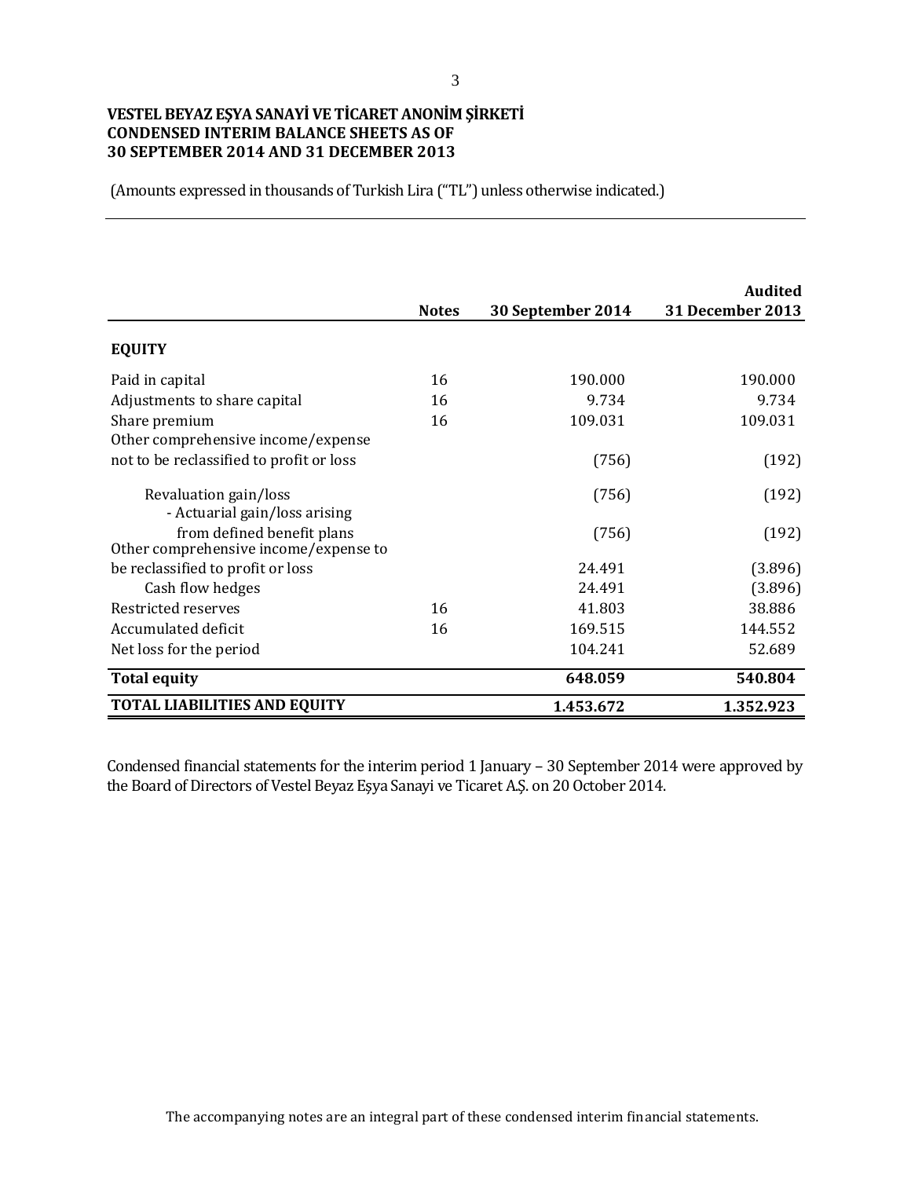**VESTEL BEYAZ EŞYA SANAYİ VE TİCARET ANONİM ŞİRKETİ**
**CONDENSED INTERIM BALANCE SHEETS AS OF**
**30 SEPTEMBER 2014 AND 31 DECEMBER 2013**

(Amounts expressed in thousands of Turkish Lira ("TL") unless otherwise indicated.)

| | Notes | 30 September 2014 | Audited 31 December 2013 |
|---|---|---|---|
| **EQUITY** | | | |
| Paid in capital | 16 | 190.000 | 190.000 |
| Adjustments to share capital | 16 | 9.734 | 9.734 |
| Share premium | 16 | 109.031 | 109.031 |
| Other comprehensive income/expense not to be reclassified to profit or loss | | (756) | (192) |
| Revaluation gain/loss | | (756) | (192) |
| - Actuarial gain/loss arising from defined benefit plans | | (756) | (192) |
| Other comprehensive income/expense to be reclassified to profit or loss | | 24.491 | (3.896) |
| Cash flow hedges | | 24.491 | (3.896) |
| Restricted reserves | 16 | 41.803 | 38.886 |
| Accumulated deficit | 16 | 169.515 | 144.552 |
| Net loss for the period | | 104.241 | 52.689 |
| **Total equity** | | **648.059** | **540.804** |
| **TOTAL LIABILITIES AND EQUITY** | | **1.453.672** | **1.352.923** |

Condensed financial statements for the interim period 1 January – 30 September 2014 were approved by the Board of Directors of Vestel Beyaz Eşya Sanayi ve Ticaret A.Ş. on 20 October 2014.

The accompanying notes are an integral part of these condensed interim financial statements.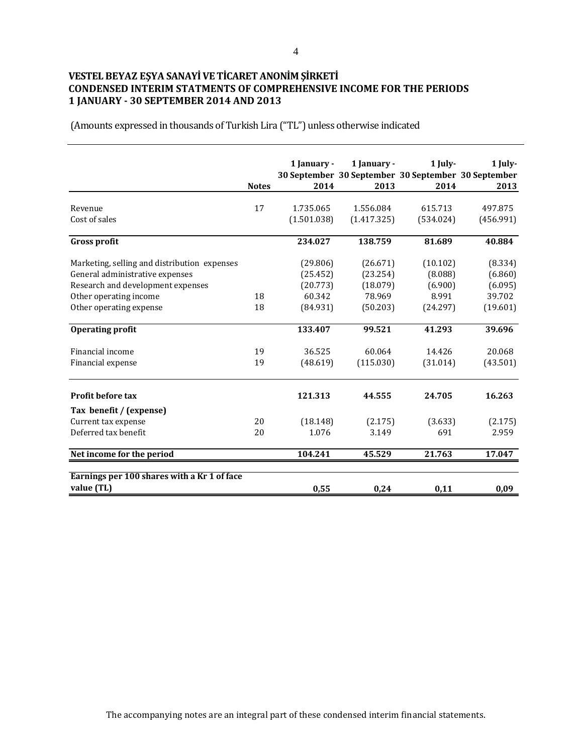# VESTEL BEYAZ EŞYA SANAYİ VE TİCARET ANONİM ŞİRKETİ
## CONDENSED INTERIM STATMENTS OF COMPREHENSIVE INCOME FOR THE PERIODS 1 JANUARY - 30 SEPTEMBER 2014 AND 2013

(Amounts expressed in thousands of Turkish Lira ("TL") unless otherwise indicated

| | Notes | 1 January - 30 September 2014 | 1 January - 30 September 2013 | 1 July- 30 September 2014 | 1 July- 30 September 2013 |
|---|---|---|---|---|---|
| Revenue | 17 | 1.735.065 | 1.556.084 | 615.713 | 497.875 |
| Cost of sales | | (1.501.038) | (1.417.325) | (534.024) | (456.991) |
| **Gross profit** | | **234.027** | **138.759** | **81.689** | **40.884** |
| Marketing, selling and distribution expenses | | (29.806) | (26.671) | (10.102) | (8.334) |
| General administrative expenses | | (25.452) | (23.254) | (8.088) | (6.860) |
| Research and development expenses | | (20.773) | (18.079) | (6.900) | (6.095) |
| Other operating income | 18 | 60.342 | 78.969 | 8.991 | 39.702 |
| Other operating expense | 18 | (84.931) | (50.203) | (24.297) | (19.601) |
| **Operating profit** | | **133.407** | **99.521** | **41.293** | **39.696** |
| Financial income | 19 | 36.525 | 60.064 | 14.426 | 20.068 |
| Financial expense | 19 | (48.619) | (115.030) | (31.014) | (43.501) |
| **Profit before tax** | | **121.313** | **44.555** | **24.705** | **16.263** |
| **Tax benefit / (expense)** | | | | | |
| Current tax expense | 20 | (18.148) | (2.175) | (3.633) | (2.175) |
| Deferred tax benefit | 20 | 1.076 | 3.149 | 691 | 2.959 |
| **Net income for the period** | | **104.241** | **45.529** | **21.763** | **17.047** |
| **Earnings per 100 shares with a Kr 1 of face value (TL)** | | **0,55** | **0,24** | **0,11** | **0,09** |

The accompanying notes are an integral part of these condensed interim financial statements.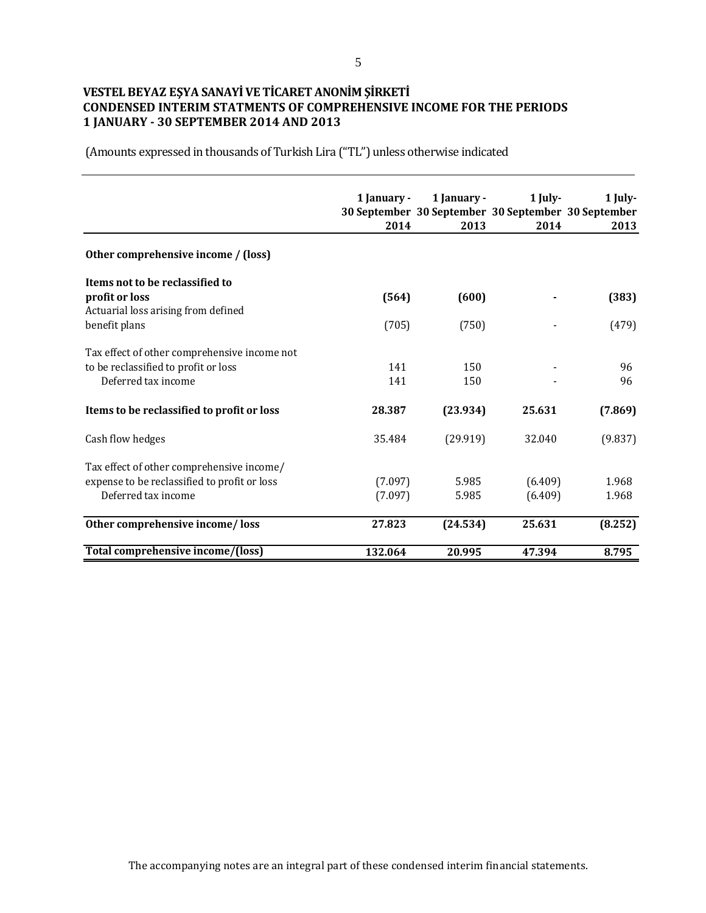**VESTEL BEYAZ EŞYA SANAYİ VE TİCARET ANONİM ŞİRKETİ**
**CONDENSED INTERIM STATMENTS OF COMPREHENSIVE INCOME FOR THE PERIODS**
**1 JANUARY - 30 SEPTEMBER 2014 AND 2013**

(Amounts expressed in thousands of Turkish Lira ("TL") unless otherwise indicated

| | 1 January - 30 September 2014 | 1 January - 30 September 2013 | 1 July- 30 September 2014 | 1 July- 30 September 2013 |
|---|---|---|---|---|
| **Other comprehensive income / (loss)** | | | | |
| **Items not to be reclassified to profit or loss** | **(564)** | **(600)** | **-** | **(383)** |
| Actuarial loss arising from defined benefit plans | (705) | (750) | - | (479) |
| Tax effect of other comprehensive income not to be reclassified to profit or loss | 141 | 150 | - | 96 |
| Deferred tax income | 141 | 150 | - | 96 |
| **Items to be reclassified to profit or loss** | **28.387** | **(23.934)** | **25.631** | **(7.869)** |
| Cash flow hedges | 35.484 | (29.919) | 32.040 | (9.837) |
| Tax effect of other comprehensive income/ expense to be reclassified to profit or loss | (7.097) | 5.985 | (6.409) | 1.968 |
| Deferred tax income | (7.097) | 5.985 | (6.409) | 1.968 |
| **Other comprehensive income/ loss** | **27.823** | **(24.534)** | **25.631** | **(8.252)** |
| **Total comprehensive income/(loss)** | **132.064** | **20.995** | **47.394** | **8.795** |

The accompanying notes are an integral part of these condensed interim financial statements.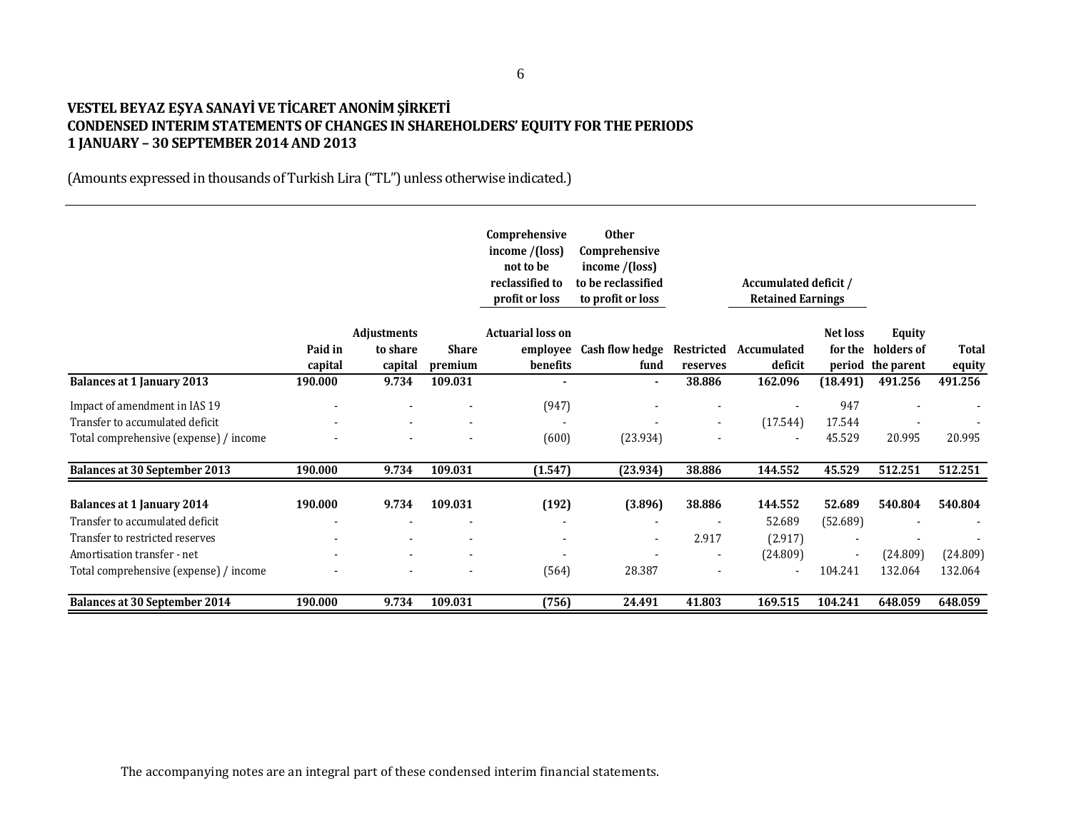**VESTEL BEYAZ EŞYA SANAYİ VE TİCARET ANONİM ŞİRKETİ**
**CONDENSED INTERIM STATEMENTS OF CHANGES IN SHAREHOLDERS' EQUITY FOR THE PERIODS**
**1 JANUARY – 30 SEPTEMBER 2014 AND 2013**

(Amounts expressed in thousands of Turkish Lira ("TL") unless otherwise indicated.)

| | | | | Comprehensive income /(loss) not to be reclassified to profit or loss | Other Comprehensive income /(loss) to be reclassified to profit or loss | | Accumulated deficit / Retained Earnings | | | |
|---|---|---|---|---|---|---|---|---|---|---|
| | Paid in capital | Adjustments to share capital | Share premium | Actuarial loss on employee benefits | Cash flow hedge fund | Restricted reserves | Accumulated deficit | Net loss for the period | Equity holders of the parent | Total equity |
| **Balances at 1 January 2013** | **190.000** | **9.734** | **109.031** | **-** | **-** | **38.886** | **162.096** | **(18.491)** | **491.256** | **491.256** |
| Impact of amendment in IAS 19 | - | - | - | (947) | - | - | - | 947 | - | - |
| Transfer to accumulated deficit | - | - | - | - | - | - | (17.544) | 17.544 | - | - |
| Total comprehensive (expense) / income | - | - | - | (600) | (23.934) | - | - | 45.529 | 20.995 | 20.995 |
| **Balances at 30 September 2013** | **190.000** | **9.734** | **109.031** | **(1.547)** | **(23.934)** | **38.886** | **144.552** | **45.529** | **512.251** | **512.251** |
| **Balances at 1 January 2014** | **190.000** | **9.734** | **109.031** | **(192)** | **(3.896)** | **38.886** | **144.552** | **52.689** | **540.804** | **540.804** |
| Transfer to accumulated deficit | - | - | - | - | - | - | 52.689 | (52.689) | - | - |
| Transfer to restricted reserves | - | - | - | - | - | 2.917 | (2.917) | - | - | - |
| Amortisation transfer - net | - | - | - | - | - | - | (24.809) | - | (24.809) | (24.809) |
| Total comprehensive (expense) / income | - | - | - | (564) | 28.387 | - | - | 104.241 | 132.064 | 132.064 |
| **Balances at 30 September 2014** | **190.000** | **9.734** | **109.031** | **(756)** | **24.491** | **41.803** | **169.515** | **104.241** | **648.059** | **648.059** |

The accompanying notes are an integral part of these condensed interim financial statements.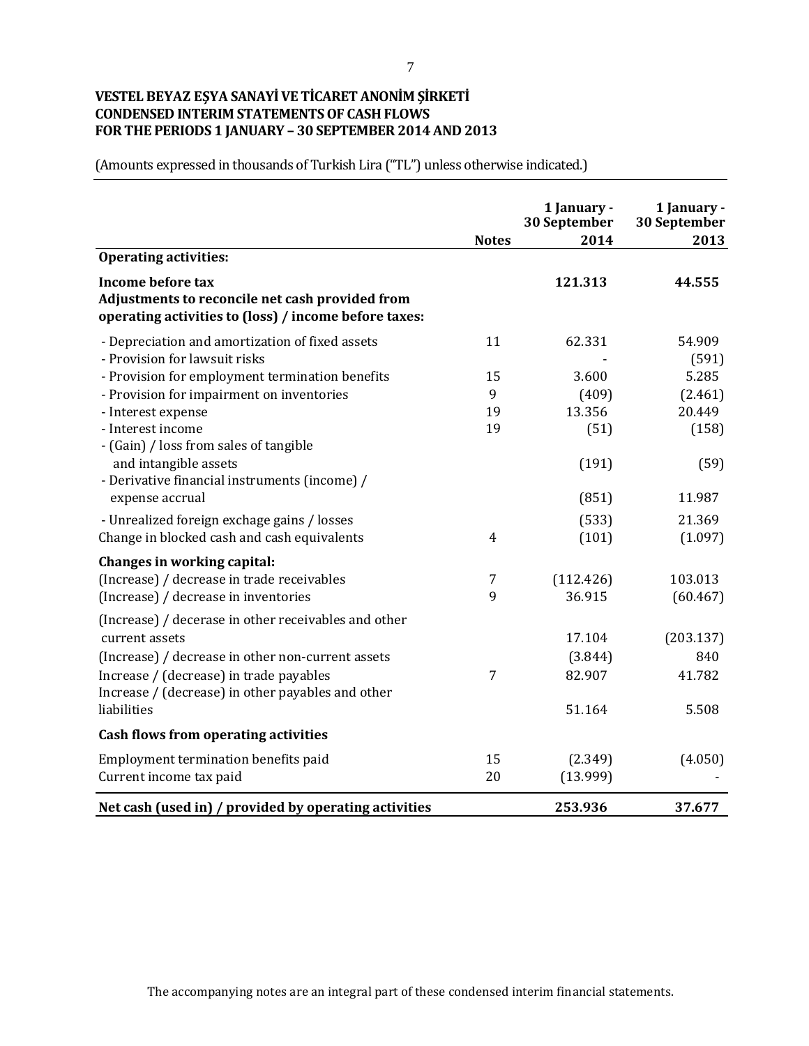**VESTEL BEYAZ EŞYA SANAYİ VE TİCARET ANONİM ŞİRKETİ**
**CONDENSED INTERIM STATEMENTS OF CASH FLOWS**
**FOR THE PERIODS 1 JANUARY – 30 SEPTEMBER 2014 AND 2013**

(Amounts expressed in thousands of Turkish Lira ("TL") unless otherwise indicated.)

| | Notes | 1 January - 30 September 2014 | 1 January - 30 September 2013 |
|---|---|---|---|
| **Operating activities:** | | | |
| **Income before tax** | | **121.313** | **44.555** |
| **Adjustments to reconcile net cash provided from operating activities to (loss) / income before taxes:** | | | |
| - Depreciation and amortization of fixed assets | 11 | 62.331 | 54.909 |
| - Provision for lawsuit risks | | - | (591) |
| - Provision for employment termination benefits | 15 | 3.600 | 5.285 |
| - Provision for impairment on inventories | 9 | (409) | (2.461) |
| - Interest expense | 19 | 13.356 | 20.449 |
| - Interest income | 19 | (51) | (158) |
| - (Gain) / loss from sales of tangible and intangible assets | | (191) | (59) |
| - Derivative financial instruments (income) / expense accrual | | (851) | 11.987 |
| - Unrealized foreign exchage gains / losses | | (533) | 21.369 |
| Change in blocked cash and cash equivalents | 4 | (101) | (1.097) |
| **Changes in working capital:** | | | |
| (Increase) / decrease in trade receivables | 7 | (112.426) | 103.013 |
| (Increase) / decrease in inventories | 9 | 36.915 | (60.467) |
| (Increase) / decerase in other receivables and other current assets | | 17.104 | (203.137) |
| (Increase) / decrease in other non-current assets | | (3.844) | 840 |
| Increase / (decrease) in trade payables | 7 | 82.907 | 41.782 |
| Increase / (decrease) in other payables and other liabilities | | 51.164 | 5.508 |
| **Cash flows from operating activities** | | | |
| Employment termination benefits paid | 15 | (2.349) | (4.050) |
| Current income tax paid | 20 | (13.999) | - |
| **Net cash (used in) / provided by operating activities** | | **253.936** | **37.677** |

The accompanying notes are an integral part of these condensed interim financial statements.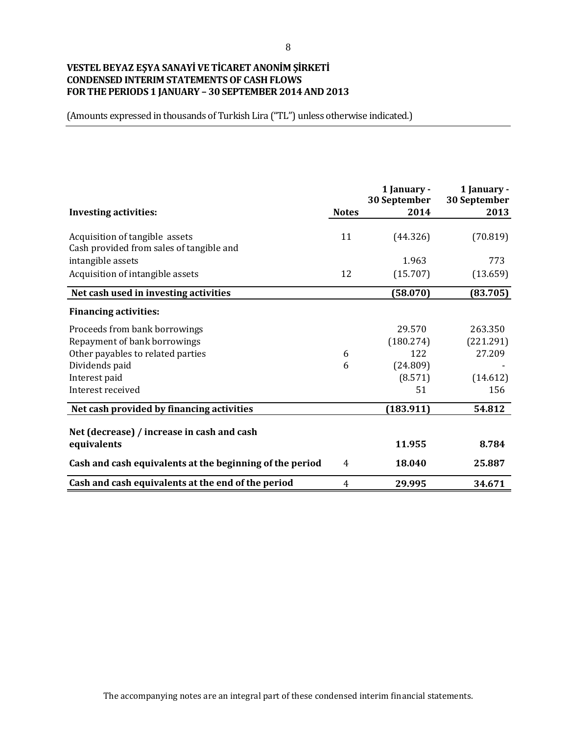**VESTEL BEYAZ EŞYA SANAYİ VE TİCARET ANONİM ŞİRKETİ**
**CONDENSED INTERIM STATEMENTS OF CASH FLOWS**
**FOR THE PERIODS 1 JANUARY – 30 SEPTEMBER 2014 AND 2013**

(Amounts expressed in thousands of Turkish Lira ("TL") unless otherwise indicated.)

| **Investing activities:** | **Notes** | **1 January - 30 September 2014** | **1 January - 30 September 2013** |
|---|---|---|---|
| Acquisition of tangible assets | 11 | (44.326) | (70.819) |
| Cash provided from sales of tangible and intangible assets | | 1.963 | 773 |
| Acquisition of intangible assets | 12 | (15.707) | (13.659) |
| **Net cash used in investing activities** | | **(58.070)** | **(83.705)** |
| **Financing activities:** | | | |
| Proceeds from bank borrowings | | 29.570 | 263.350 |
| Repayment of bank borrowings | | (180.274) | (221.291) |
| Other payables to related parties | 6 | 122 | 27.209 |
| Dividends paid | 6 | (24.809) | - |
| Interest paid | | (8.571) | (14.612) |
| Interest received | | 51 | 156 |
| **Net cash provided by financing activities** | | **(183.911)** | **54.812** |
| **Net (decrease) / increase in cash and cash equivalents** | | **11.955** | **8.784** |
| **Cash and cash equivalents at the beginning of the period** | 4 | **18.040** | **25.887** |
| **Cash and cash equivalents at the end of the period** | 4 | **29.995** | **34.671** |

The accompanying notes are an integral part of these condensed interim financial statements.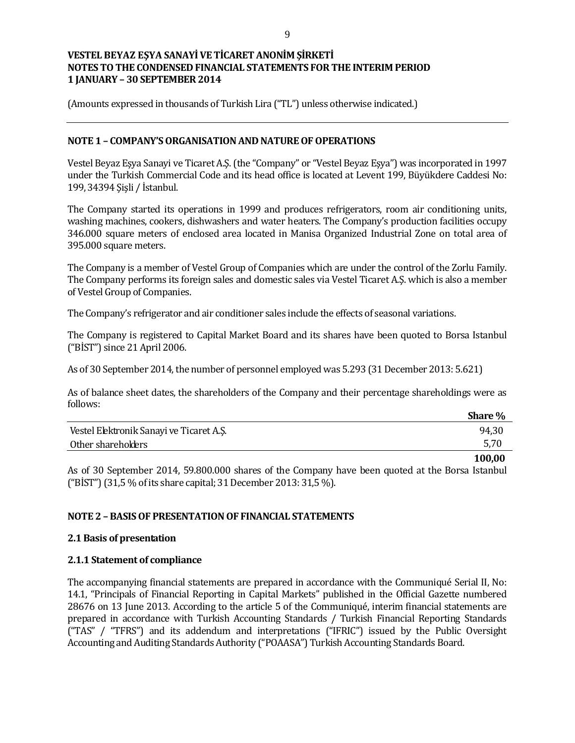**VESTEL BEYAZ EŞYA SANAYİ VE TİCARET ANONİM ŞİRKETİ**
**NOTES TO THE CONDENSED FINANCIAL STATEMENTS FOR THE INTERIM PERIOD**
**1 JANUARY – 30 SEPTEMBER 2014**

(Amounts expressed in thousands of Turkish Lira ("TL") unless otherwise indicated.)

## NOTE 1 – COMPANY'S ORGANISATION AND NATURE OF OPERATIONS

Vestel Beyaz Eşya Sanayi ve Ticaret A.Ş. (the "Company" or "Vestel Beyaz Eşya") was incorporated in 1997 under the Turkish Commercial Code and its head office is located at Levent 199, Büyükdere Caddesi No: 199, 34394 Şişli / İstanbul.

The Company started its operations in 1999 and produces refrigerators, room air conditioning units, washing machines, cookers, dishwashers and water heaters. The Company's production facilities occupy 346.000 square meters of enclosed area located in Manisa Organized Industrial Zone on total area of 395.000 square meters.

The Company is a member of Vestel Group of Companies which are under the control of the Zorlu Family. The Company performs its foreign sales and domestic sales via Vestel Ticaret A.Ş. which is also a member of Vestel Group of Companies.

The Company's refrigerator and air conditioner sales include the effects of seasonal variations.

The Company is registered to Capital Market Board and its shares have been quoted to Borsa Istanbul ("BİST") since 21 April 2006.

As of 30 September 2014, the number of personnel employed was 5.293 (31 December 2013: 5.621)

As of balance sheet dates, the shareholders of the Company and their percentage shareholdings were as follows:

| | **Share %** |
|---|---|
| Vestel Elektronik Sanayi ve Ticaret A.Ş. | 94,30 |
| Other shareholders | 5,70 |
| | **100,00** |

As of 30 September 2014, 59.800.000 shares of the Company have been quoted at the Borsa Istanbul ("BİST") (31,5 % of its share capital; 31 December 2013: 31,5 %).

## NOTE 2 – BASIS OF PRESENTATION OF FINANCIAL STATEMENTS

### 2.1 Basis of presentation

### 2.1.1 Statement of compliance

The accompanying financial statements are prepared in accordance with the Communiqué Serial II, No: 14.1, "Principals of Financial Reporting in Capital Markets" published in the Official Gazette numbered 28676 on 13 June 2013. According to the article 5 of the Communiqué, interim financial statements are prepared in accordance with Turkish Accounting Standards / Turkish Financial Reporting Standards ("TAS" / "TFRS") and its addendum and interpretations ("IFRIC") issued by the Public Oversight Accounting and Auditing Standards Authority ("POAASA") Turkish Accounting Standards Board.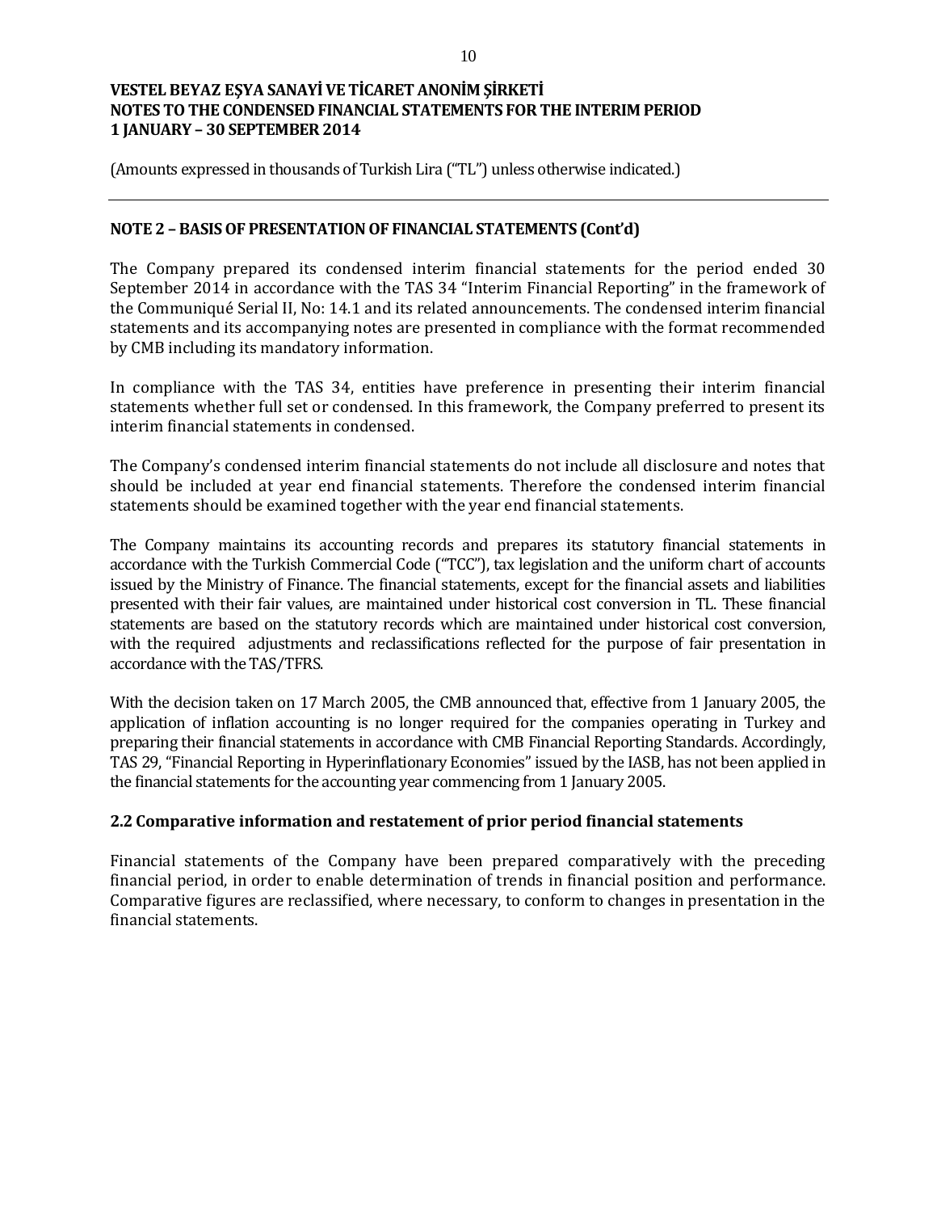(Amounts expressed in thousands of Turkish Lira ("TL") unless otherwise indicated.)

**NOTE 2 – BASIS OF PRESENTATION OF FINANCIAL STATEMENTS (Cont'd)**

The Company prepared its condensed interim financial statements for the period ended 30 September 2014 in accordance with the TAS 34 "Interim Financial Reporting" in the framework of the Communiqué Serial II, No: 14.1 and its related announcements. The condensed interim financial statements and its accompanying notes are presented in compliance with the format recommended by CMB including its mandatory information.

In compliance with the TAS 34, entities have preference in presenting their interim financial statements whether full set or condensed. In this framework, the Company preferred to present its interim financial statements in condensed.

The Company's condensed interim financial statements do not include all disclosure and notes that should be included at year end financial statements. Therefore the condensed interim financial statements should be examined together with the year end financial statements.

The Company maintains its accounting records and prepares its statutory financial statements in accordance with the Turkish Commercial Code ("TCC"), tax legislation and the uniform chart of accounts issued by the Ministry of Finance. The financial statements, except for the financial assets and liabilities presented with their fair values, are maintained under historical cost conversion in TL. These financial statements are based on the statutory records which are maintained under historical cost conversion, with the required adjustments and reclassifications reflected for the purpose of fair presentation in accordance with the TAS/TFRS.

With the decision taken on 17 March 2005, the CMB announced that, effective from 1 January 2005, the application of inflation accounting is no longer required for the companies operating in Turkey and preparing their financial statements in accordance with CMB Financial Reporting Standards. Accordingly, TAS 29, "Financial Reporting in Hyperinflationary Economies" issued by the IASB, has not been applied in the financial statements for the accounting year commencing from 1 January 2005.

### 2.2 Comparative information and restatement of prior period financial statements

Financial statements of the Company have been prepared comparatively with the preceding financial period, in order to enable determination of trends in financial position and performance. Comparative figures are reclassified, where necessary, to conform to changes in presentation in the financial statements.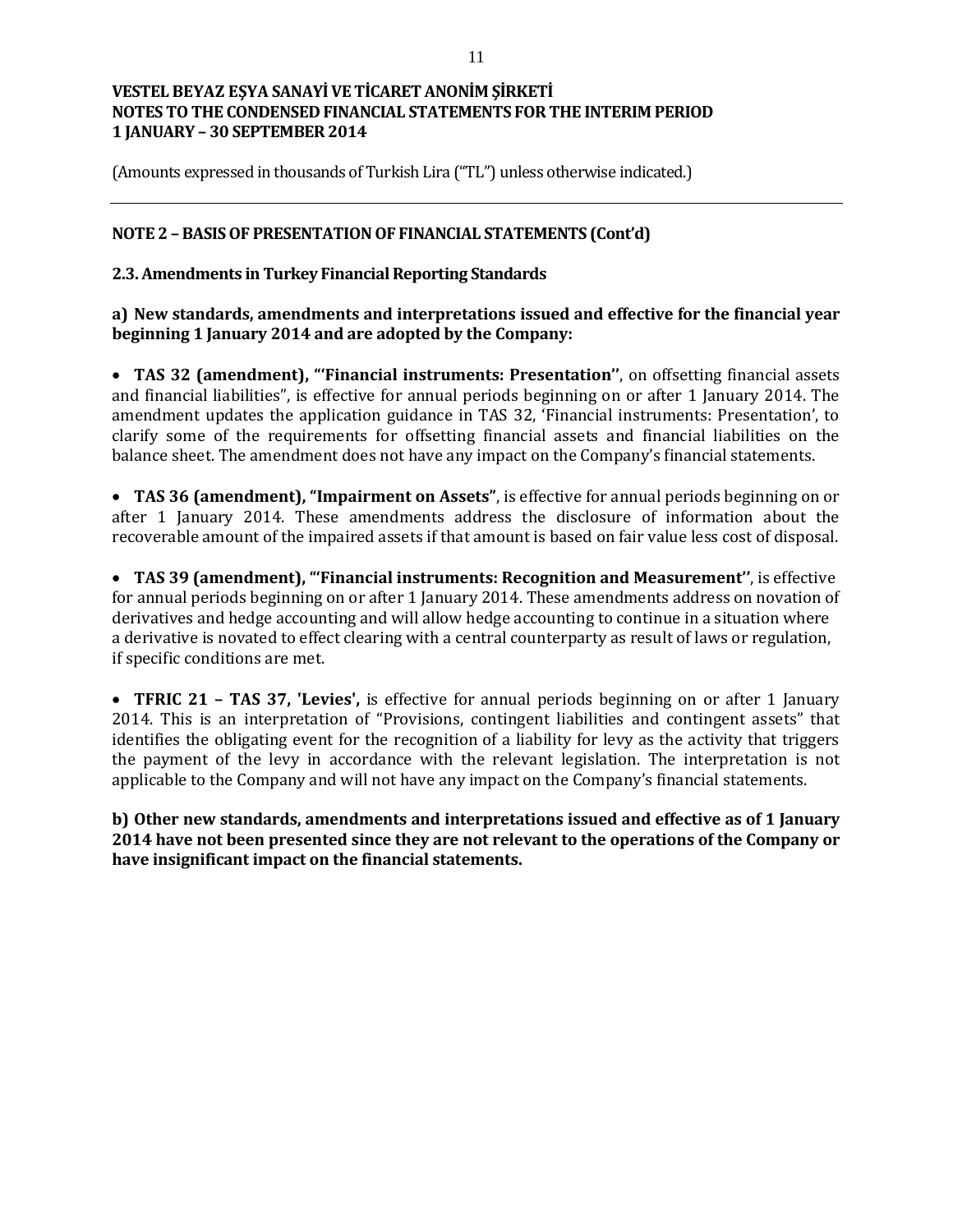(Amounts expressed in thousands of Turkish Lira ("TL") unless otherwise indicated.)

## NOTE 2 – BASIS OF PRESENTATION OF FINANCIAL STATEMENTS (Cont'd)

### 2.3. Amendments in Turkey Financial Reporting Standards

**a) New standards, amendments and interpretations issued and effective for the financial year beginning 1 January 2014 and are adopted by the Company:**

- **TAS 32 (amendment), "'Financial instruments: Presentation''**, on offsetting financial assets and financial liabilities", is effective for annual periods beginning on or after 1 January 2014. The amendment updates the application guidance in TAS 32, 'Financial instruments: Presentation', to clarify some of the requirements for offsetting financial assets and financial liabilities on the balance sheet. The amendment does not have any impact on the Company's financial statements.

- **TAS 36 (amendment), "Impairment on Assets"**, is effective for annual periods beginning on or after 1 January 2014. These amendments address the disclosure of information about the recoverable amount of the impaired assets if that amount is based on fair value less cost of disposal.

- **TAS 39 (amendment), "'Financial instruments: Recognition and Measurement''**, is effective for annual periods beginning on or after 1 January 2014. These amendments address on novation of derivatives and hedge accounting and will allow hedge accounting to continue in a situation where a derivative is novated to effect clearing with a central counterparty as result of laws or regulation, if specific conditions are met.

- **TFRIC 21 – TAS 37, 'Levies',** is effective for annual periods beginning on or after 1 January 2014. This is an interpretation of "Provisions, contingent liabilities and contingent assets" that identifies the obligating event for the recognition of a liability for levy as the activity that triggers the payment of the levy in accordance with the relevant legislation. The interpretation is not applicable to the Company and will not have any impact on the Company's financial statements.

**b) Other new standards, amendments and interpretations issued and effective as of 1 January 2014 have not been presented since they are not relevant to the operations of the Company or have insignificant impact on the financial statements.**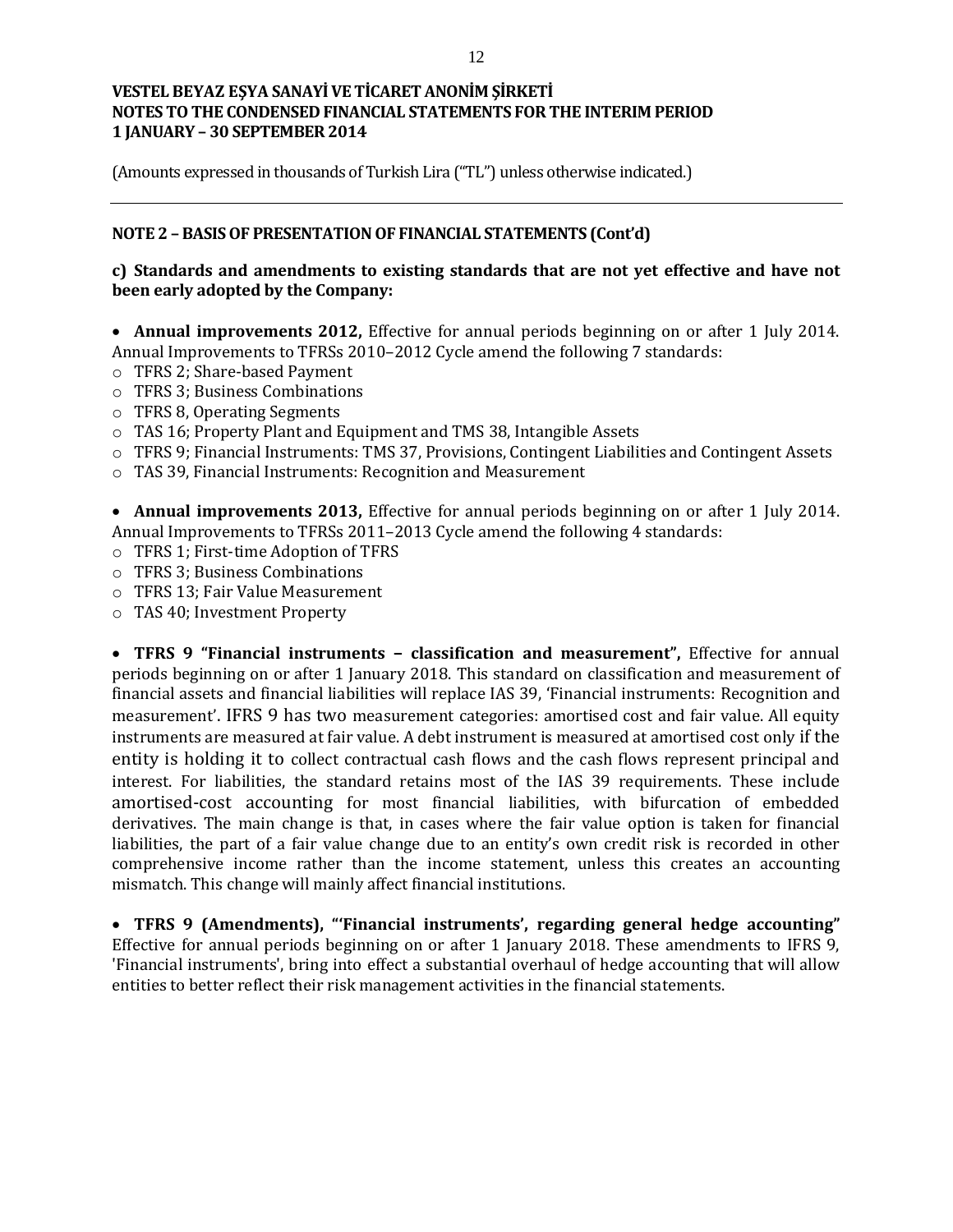**VESTEL BEYAZ EŞYA SANAYİ VE TİCARET ANONİM ŞİRKETİ**
**NOTES TO THE CONDENSED FINANCIAL STATEMENTS FOR THE INTERIM PERIOD**
**1 JANUARY – 30 SEPTEMBER 2014**

(Amounts expressed in thousands of Turkish Lira ("TL") unless otherwise indicated.)

---

## NOTE 2 – BASIS OF PRESENTATION OF FINANCIAL STATEMENTS (Cont'd)

### c) Standards and amendments to existing standards that are not yet effective and have not been early adopted by the Company:

- **Annual improvements 2012,** Effective for annual periods beginning on or after 1 July 2014. Annual Improvements to TFRSs 2010–2012 Cycle amend the following 7 standards:
  - TFRS 2; Share-based Payment
  - TFRS 3; Business Combinations
  - TFRS 8, Operating Segments
  - TAS 16; Property Plant and Equipment and TMS 38, Intangible Assets
  - TFRS 9; Financial Instruments: TMS 37, Provisions, Contingent Liabilities and Contingent Assets
  - TAS 39, Financial Instruments: Recognition and Measurement

- **Annual improvements 2013,** Effective for annual periods beginning on or after 1 July 2014. Annual Improvements to TFRSs 2011–2013 Cycle amend the following 4 standards:
  - TFRS 1; First-time Adoption of TFRS
  - TFRS 3; Business Combinations
  - TFRS 13; Fair Value Measurement
  - TAS 40; Investment Property

- **TFRS 9 "Financial instruments – classification and measurement",** Effective for annual periods beginning on or after 1 January 2018. This standard on classification and measurement of financial assets and financial liabilities will replace IAS 39, 'Financial instruments: Recognition and measurement'. IFRS 9 has two measurement categories: amortised cost and fair value. All equity instruments are measured at fair value. A debt instrument is measured at amortised cost only if the entity is holding it to collect contractual cash flows and the cash flows represent principal and interest. For liabilities, the standard retains most of the IAS 39 requirements. These include amortised-cost accounting for most financial liabilities, with bifurcation of embedded derivatives. The main change is that, in cases where the fair value option is taken for financial liabilities, the part of a fair value change due to an entity's own credit risk is recorded in other comprehensive income rather than the income statement, unless this creates an accounting mismatch. This change will mainly affect financial institutions.

- **TFRS 9 (Amendments), "'Financial instruments', regarding general hedge accounting"** Effective for annual periods beginning on or after 1 January 2018. These amendments to IFRS 9, 'Financial instruments', bring into effect a substantial overhaul of hedge accounting that will allow entities to better reflect their risk management activities in the financial statements.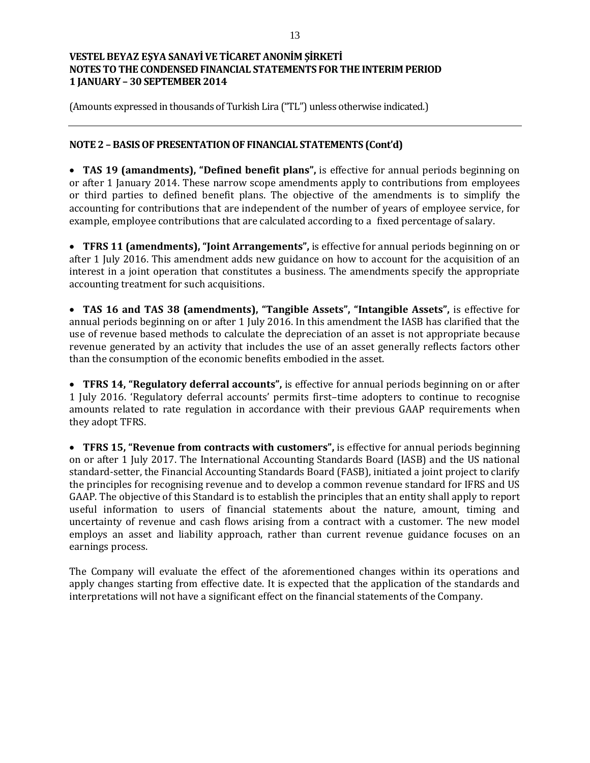## NOTE 2 – BASIS OF PRESENTATION OF FINANCIAL STATEMENTS (Cont'd)

- **TAS 19 (amendments), "Defined benefit plans",** is effective for annual periods beginning on or after 1 January 2014. These narrow scope amendments apply to contributions from employees or third parties to defined benefit plans. The objective of the amendments is to simplify the accounting for contributions that are independent of the number of years of employee service, for example, employee contributions that are calculated according to a fixed percentage of salary.

- **TFRS 11 (amendments), "Joint Arrangements",** is effective for annual periods beginning on or after 1 July 2016. This amendment adds new guidance on how to account for the acquisition of an interest in a joint operation that constitutes a business. The amendments specify the appropriate accounting treatment for such acquisitions.

- **TAS 16 and TAS 38 (amendments), "Tangible Assets", "Intangible Assets",** is effective for annual periods beginning on or after 1 July 2016. In this amendment the IASB has clarified that the use of revenue based methods to calculate the depreciation of an asset is not appropriate because revenue generated by an activity that includes the use of an asset generally reflects factors other than the consumption of the economic benefits embodied in the asset.

- **TFRS 14, "Regulatory deferral accounts",** is effective for annual periods beginning on or after 1 July 2016. 'Regulatory deferral accounts' permits first–time adopters to continue to recognise amounts related to rate regulation in accordance with their previous GAAP requirements when they adopt TFRS.

- **TFRS 15, "Revenue from contracts with customers",** is effective for annual periods beginning on or after 1 July 2017. The International Accounting Standards Board (IASB) and the US national standard-setter, the Financial Accounting Standards Board (FASB), initiated a joint project to clarify the principles for recognising revenue and to develop a common revenue standard for IFRS and US GAAP. The objective of this Standard is to establish the principles that an entity shall apply to report useful information to users of financial statements about the nature, amount, timing and uncertainty of revenue and cash flows arising from a contract with a customer. The new model employs an asset and liability approach, rather than current revenue guidance focuses on an earnings process.

The Company will evaluate the effect of the aforementioned changes within its operations and apply changes starting from effective date. It is expected that the application of the standards and interpretations will not have a significant effect on the financial statements of the Company.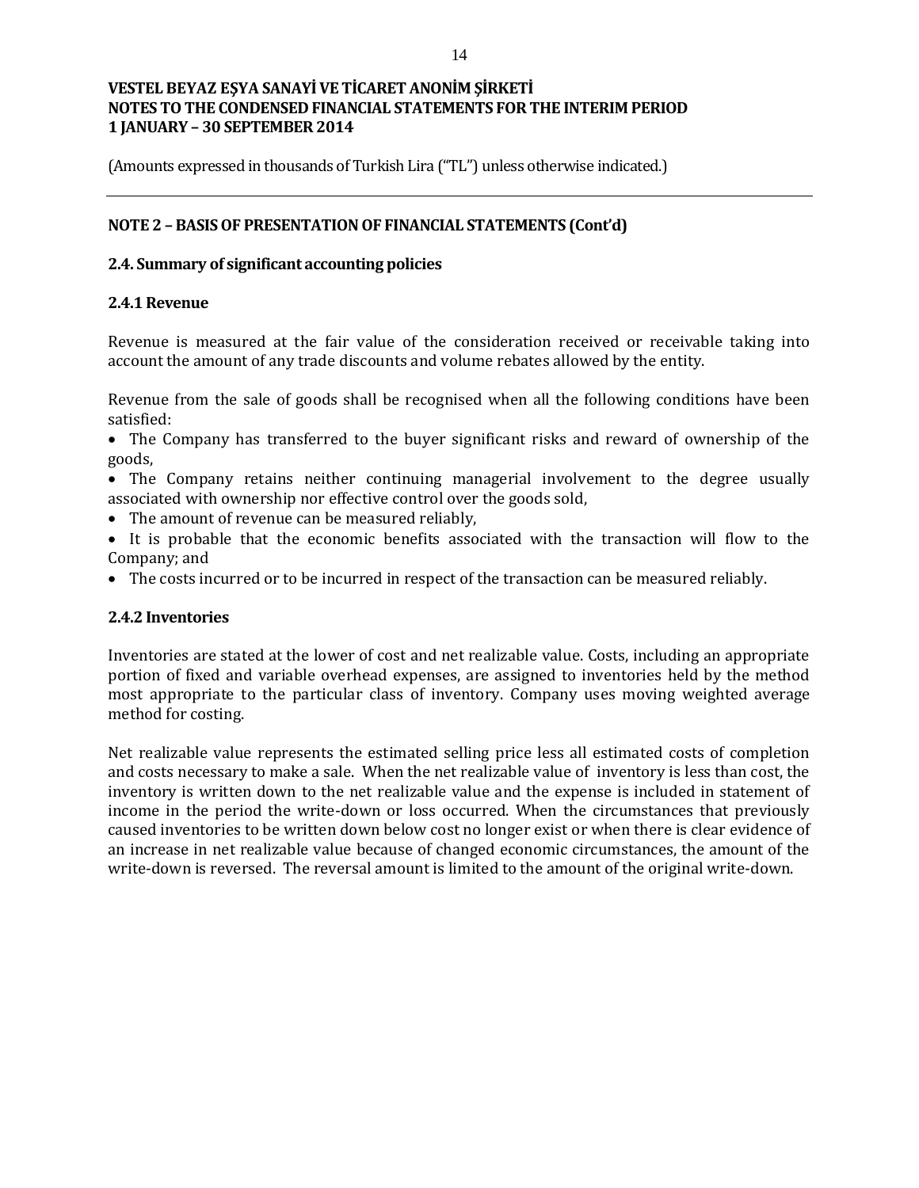## NOTE 2 – BASIS OF PRESENTATION OF FINANCIAL STATEMENTS (Cont'd)

### 2.4. Summary of significant accounting policies

#### 2.4.1 Revenue

Revenue is measured at the fair value of the consideration received or receivable taking into account the amount of any trade discounts and volume rebates allowed by the entity.

Revenue from the sale of goods shall be recognised when all the following conditions have been satisfied:

- The Company has transferred to the buyer significant risks and reward of ownership of the goods,
- The Company retains neither continuing managerial involvement to the degree usually associated with ownership nor effective control over the goods sold,
- The amount of revenue can be measured reliably,
- It is probable that the economic benefits associated with the transaction will flow to the Company; and
- The costs incurred or to be incurred in respect of the transaction can be measured reliably.

#### 2.4.2 Inventories

Inventories are stated at the lower of cost and net realizable value. Costs, including an appropriate portion of fixed and variable overhead expenses, are assigned to inventories held by the method most appropriate to the particular class of inventory. Company uses moving weighted average method for costing.

Net realizable value represents the estimated selling price less all estimated costs of completion and costs necessary to make a sale. When the net realizable value of inventory is less than cost, the inventory is written down to the net realizable value and the expense is included in statement of income in the period the write-down or loss occurred. When the circumstances that previously caused inventories to be written down below cost no longer exist or when there is clear evidence of an increase in net realizable value because of changed economic circumstances, the amount of the write-down is reversed. The reversal amount is limited to the amount of the original write-down.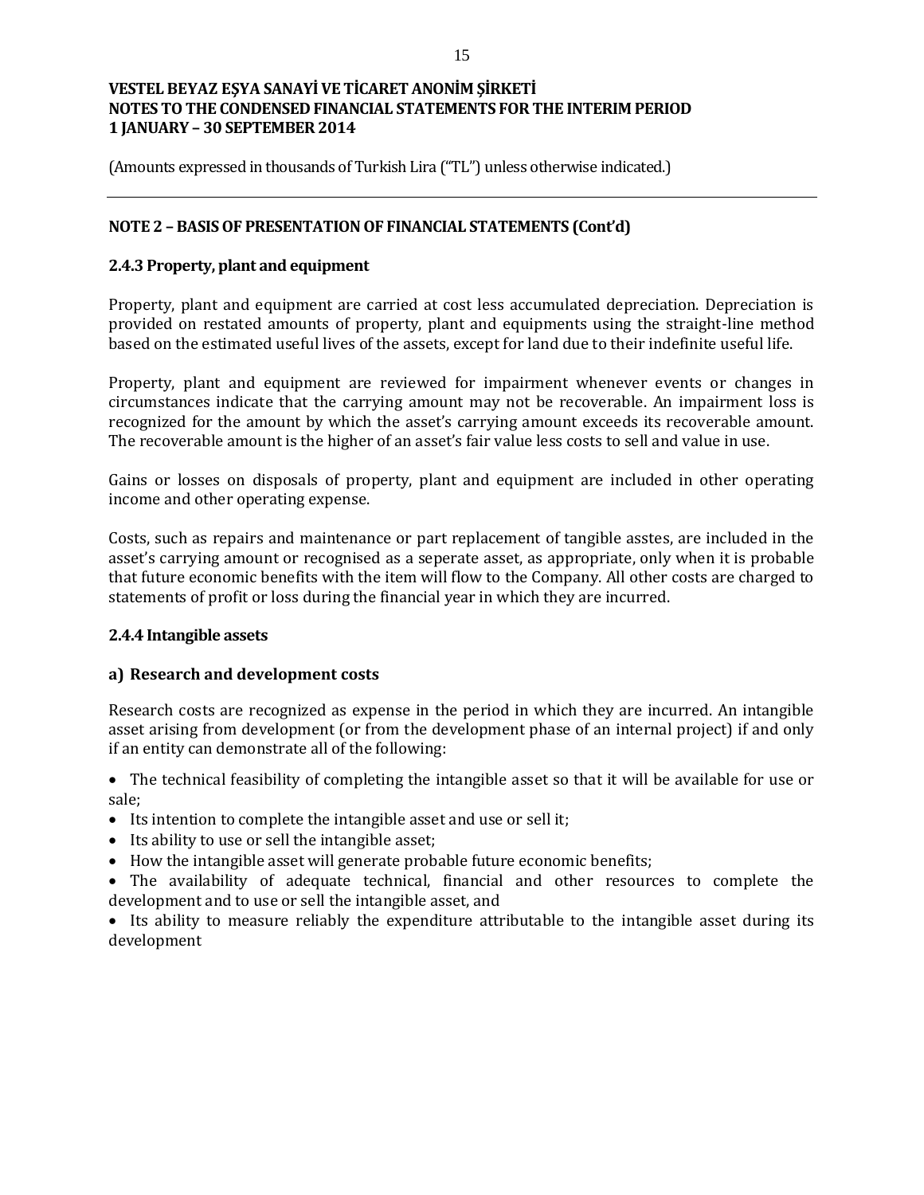**VESTEL BEYAZ EŞYA SANAYİ VE TİCARET ANONİM ŞİRKETİ**
**NOTES TO THE CONDENSED FINANCIAL STATEMENTS FOR THE INTERIM PERIOD**
**1 JANUARY – 30 SEPTEMBER 2014**

(Amounts expressed in thousands of Turkish Lira ("TL") unless otherwise indicated.)

---

## NOTE 2 – BASIS OF PRESENTATION OF FINANCIAL STATEMENTS (Cont'd)

### 2.4.3 Property, plant and equipment

Property, plant and equipment are carried at cost less accumulated depreciation. Depreciation is provided on restated amounts of property, plant and equipments using the straight-line method based on the estimated useful lives of the assets, except for land due to their indefinite useful life.

Property, plant and equipment are reviewed for impairment whenever events or changes in circumstances indicate that the carrying amount may not be recoverable. An impairment loss is recognized for the amount by which the asset's carrying amount exceeds its recoverable amount. The recoverable amount is the higher of an asset's fair value less costs to sell and value in use.

Gains or losses on disposals of property, plant and equipment are included in other operating income and other operating expense.

Costs, such as repairs and maintenance or part replacement of tangible asstes, are included in the asset's carrying amount or recognised as a seperate asset, as appropriate, only when it is probable that future economic benefits with the item will flow to the Company. All other costs are charged to statements of profit or loss during the financial year in which they are incurred.

### 2.4.4 Intangible assets

#### a) Research and development costs

Research costs are recognized as expense in the period in which they are incurred. An intangible asset arising from development (or from the development phase of an internal project) if and only if an entity can demonstrate all of the following:

- The technical feasibility of completing the intangible asset so that it will be available for use or sale;
- Its intention to complete the intangible asset and use or sell it;
- Its ability to use or sell the intangible asset;
- How the intangible asset will generate probable future economic benefits;
- The availability of adequate technical, financial and other resources to complete the development and to use or sell the intangible asset, and
- Its ability to measure reliably the expenditure attributable to the intangible asset during its development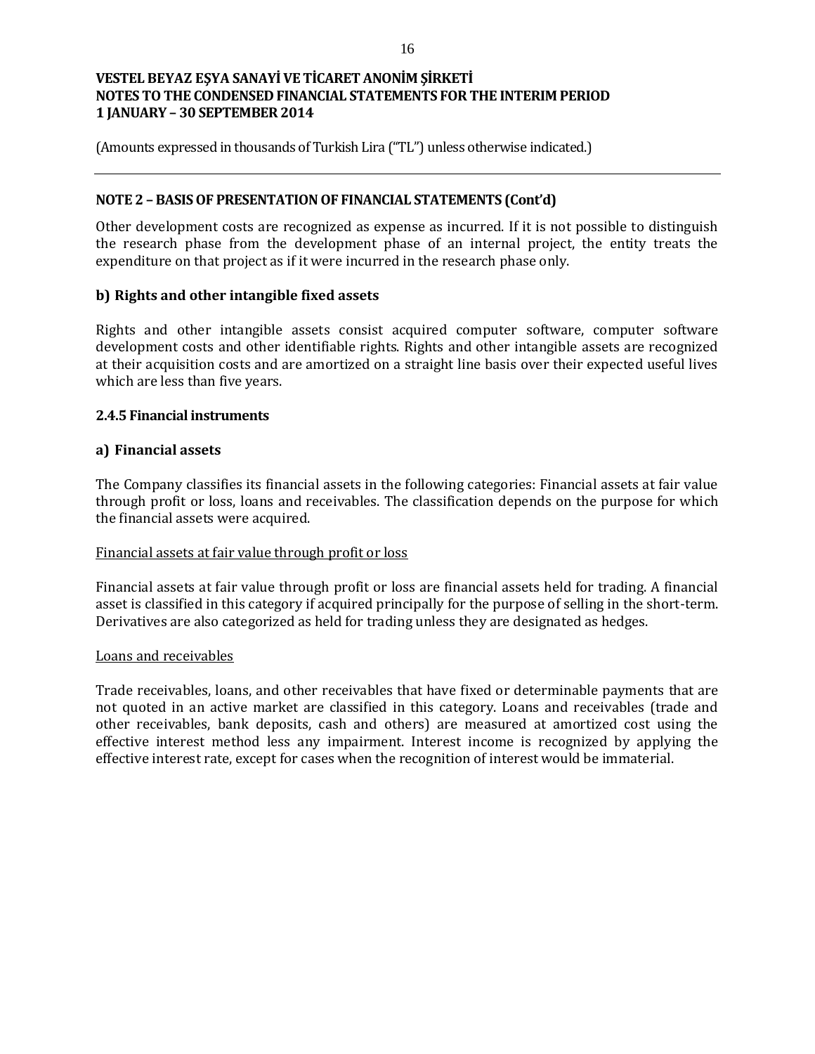## NOTE 2 – BASIS OF PRESENTATION OF FINANCIAL STATEMENTS (Cont'd)

Other development costs are recognized as expense as incurred. If it is not possible to distinguish the research phase from the development phase of an internal project, the entity treats the expenditure on that project as if it were incurred in the research phase only.

### b) Rights and other intangible fixed assets

Rights and other intangible assets consist acquired computer software, computer software development costs and other identifiable rights. Rights and other intangible assets are recognized at their acquisition costs and are amortized on a straight line basis over their expected useful lives which are less than five years.

### 2.4.5 Financial instruments

### a) Financial assets

The Company classifies its financial assets in the following categories: Financial assets at fair value through profit or loss, loans and receivables. The classification depends on the purpose for which the financial assets were acquired.

<u>Financial assets at fair value through profit or loss</u>

Financial assets at fair value through profit or loss are financial assets held for trading. A financial asset is classified in this category if acquired principally for the purpose of selling in the short-term. Derivatives are also categorized as held for trading unless they are designated as hedges.

<u>Loans and receivables</u>

Trade receivables, loans, and other receivables that have fixed or determinable payments that are not quoted in an active market are classified in this category. Loans and receivables (trade and other receivables, bank deposits, cash and others) are measured at amortized cost using the effective interest method less any impairment. Interest income is recognized by applying the effective interest rate, except for cases when the recognition of interest would be immaterial.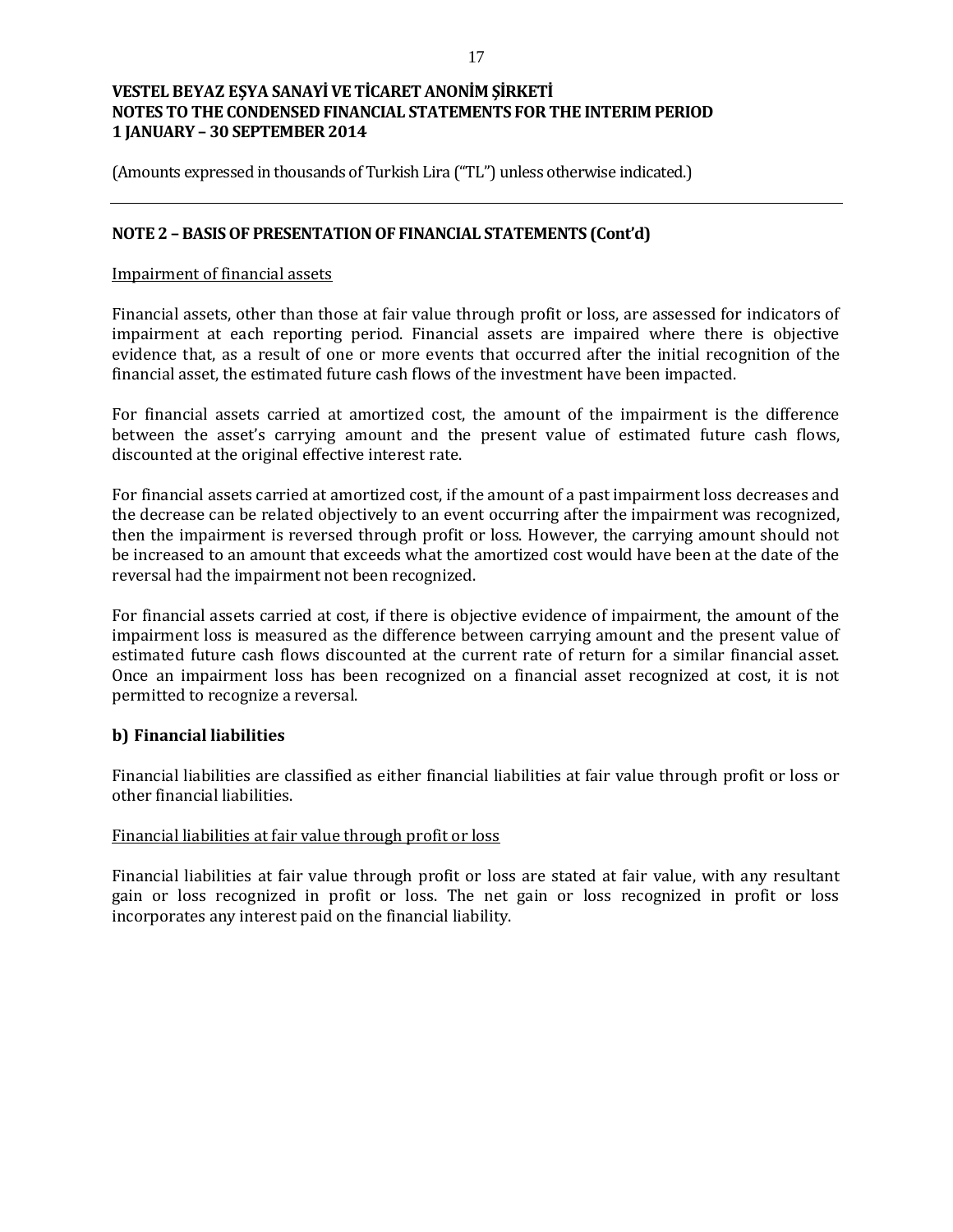## NOTE 2 – BASIS OF PRESENTATION OF FINANCIAL STATEMENTS (Cont'd)

Impairment of financial assets

Financial assets, other than those at fair value through profit or loss, are assessed for indicators of impairment at each reporting period. Financial assets are impaired where there is objective evidence that, as a result of one or more events that occurred after the initial recognition of the financial asset, the estimated future cash flows of the investment have been impacted.

For financial assets carried at amortized cost, the amount of the impairment is the difference between the asset's carrying amount and the present value of estimated future cash flows, discounted at the original effective interest rate.

For financial assets carried at amortized cost, if the amount of a past impairment loss decreases and the decrease can be related objectively to an event occurring after the impairment was recognized, then the impairment is reversed through profit or loss. However, the carrying amount should not be increased to an amount that exceeds what the amortized cost would have been at the date of the reversal had the impairment not been recognized.

For financial assets carried at cost, if there is objective evidence of impairment, the amount of the impairment loss is measured as the difference between carrying amount and the present value of estimated future cash flows discounted at the current rate of return for a similar financial asset. Once an impairment loss has been recognized on a financial asset recognized at cost, it is not permitted to recognize a reversal.

### b) Financial liabilities

Financial liabilities are classified as either financial liabilities at fair value through profit or loss or other financial liabilities.

Financial liabilities at fair value through profit or loss

Financial liabilities at fair value through profit or loss are stated at fair value, with any resultant gain or loss recognized in profit or loss. The net gain or loss recognized in profit or loss incorporates any interest paid on the financial liability.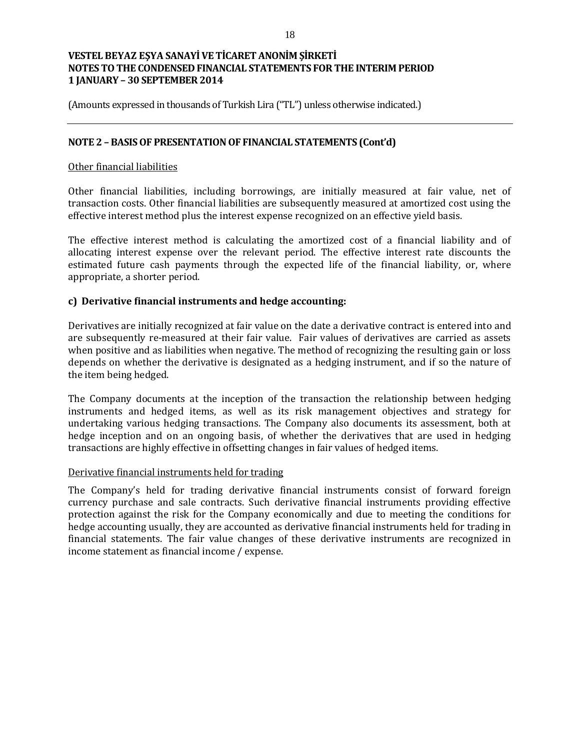## NOTE 2 – BASIS OF PRESENTATION OF FINANCIAL STATEMENTS (Cont'd)

Other financial liabilities

Other financial liabilities, including borrowings, are initially measured at fair value, net of transaction costs. Other financial liabilities are subsequently measured at amortized cost using the effective interest method plus the interest expense recognized on an effective yield basis.

The effective interest method is calculating the amortized cost of a financial liability and of allocating interest expense over the relevant period. The effective interest rate discounts the estimated future cash payments through the expected life of the financial liability, or, where appropriate, a shorter period.

### c) Derivative financial instruments and hedge accounting:

Derivatives are initially recognized at fair value on the date a derivative contract is entered into and are subsequently re-measured at their fair value. Fair values of derivatives are carried as assets when positive and as liabilities when negative. The method of recognizing the resulting gain or loss depends on whether the derivative is designated as a hedging instrument, and if so the nature of the item being hedged.

The Company documents at the inception of the transaction the relationship between hedging instruments and hedged items, as well as its risk management objectives and strategy for undertaking various hedging transactions. The Company also documents its assessment, both at hedge inception and on an ongoing basis, of whether the derivatives that are used in hedging transactions are highly effective in offsetting changes in fair values of hedged items.

Derivative financial instruments held for trading

The Company's held for trading derivative financial instruments consist of forward foreign currency purchase and sale contracts. Such derivative financial instruments providing effective protection against the risk for the Company economically and due to meeting the conditions for hedge accounting usually, they are accounted as derivative financial instruments held for trading in financial statements. The fair value changes of these derivative instruments are recognized in income statement as financial income / expense.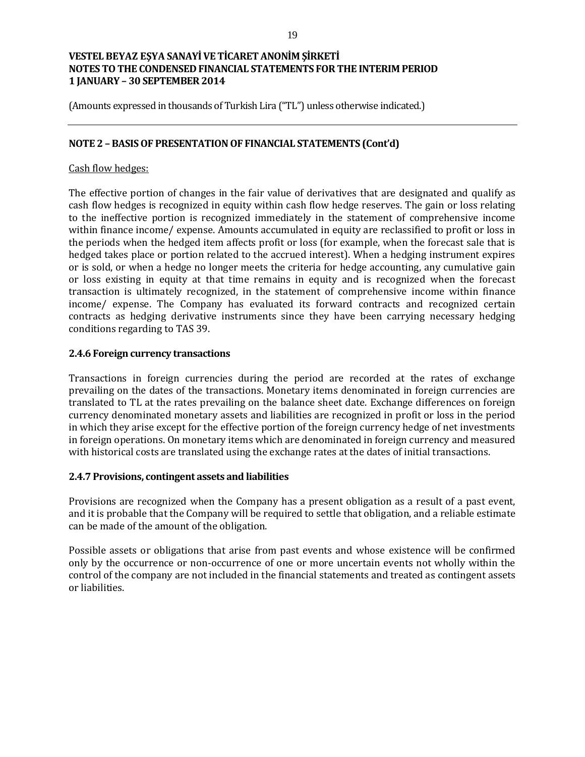## NOTE 2 – BASIS OF PRESENTATION OF FINANCIAL STATEMENTS (Cont'd)

Cash flow hedges:

The effective portion of changes in the fair value of derivatives that are designated and qualify as cash flow hedges is recognized in equity within cash flow hedge reserves. The gain or loss relating to the ineffective portion is recognized immediately in the statement of comprehensive income within finance income/ expense. Amounts accumulated in equity are reclassified to profit or loss in the periods when the hedged item affects profit or loss (for example, when the forecast sale that is hedged takes place or portion related to the accrued interest). When a hedging instrument expires or is sold, or when a hedge no longer meets the criteria for hedge accounting, any cumulative gain or loss existing in equity at that time remains in equity and is recognized when the forecast transaction is ultimately recognized, in the statement of comprehensive income within finance income/ expense. The Company has evaluated its forward contracts and recognized certain contracts as hedging derivative instruments since they have been carrying necessary hedging conditions regarding to TAS 39.

### 2.4.6 Foreign currency transactions

Transactions in foreign currencies during the period are recorded at the rates of exchange prevailing on the dates of the transactions. Monetary items denominated in foreign currencies are translated to TL at the rates prevailing on the balance sheet date. Exchange differences on foreign currency denominated monetary assets and liabilities are recognized in profit or loss in the period in which they arise except for the effective portion of the foreign currency hedge of net investments in foreign operations. On monetary items which are denominated in foreign currency and measured with historical costs are translated using the exchange rates at the dates of initial transactions.

### 2.4.7 Provisions, contingent assets and liabilities

Provisions are recognized when the Company has a present obligation as a result of a past event, and it is probable that the Company will be required to settle that obligation, and a reliable estimate can be made of the amount of the obligation.

Possible assets or obligations that arise from past events and whose existence will be confirmed only by the occurrence or non-occurrence of one or more uncertain events not wholly within the control of the company are not included in the financial statements and treated as contingent assets or liabilities.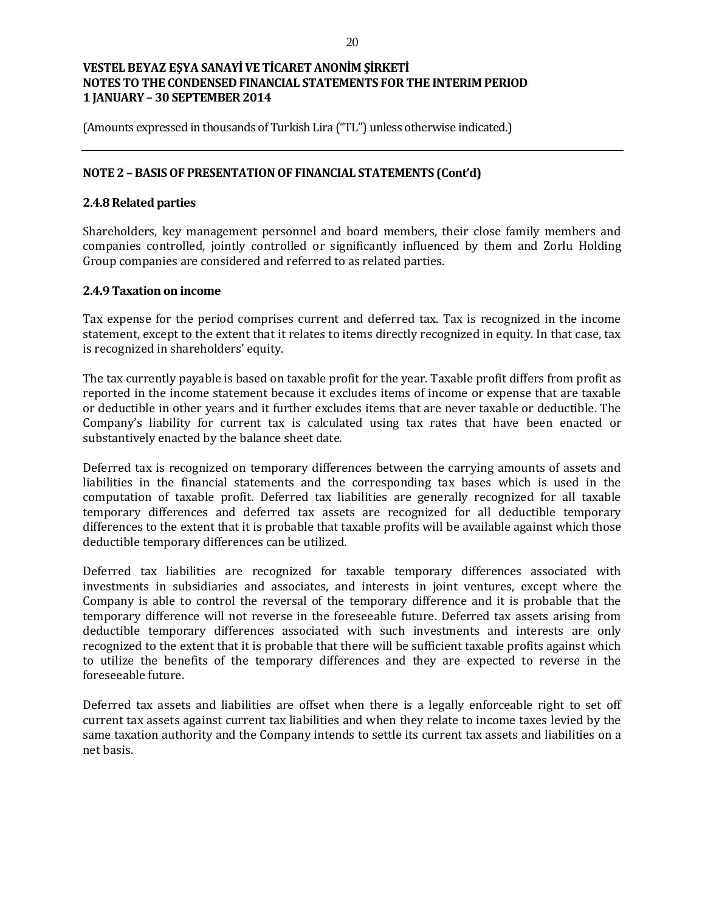(Amounts expressed in thousands of Turkish Lira ("TL") unless otherwise indicated.)

## NOTE 2 – BASIS OF PRESENTATION OF FINANCIAL STATEMENTS (Cont'd)

### 2.4.8 Related parties

Shareholders, key management personnel and board members, their close family members and companies controlled, jointly controlled or significantly influenced by them and Zorlu Holding Group companies are considered and referred to as related parties.

### 2.4.9 Taxation on income

Tax expense for the period comprises current and deferred tax. Tax is recognized in the income statement, except to the extent that it relates to items directly recognized in equity. In that case, tax is recognized in shareholders' equity.

The tax currently payable is based on taxable profit for the year. Taxable profit differs from profit as reported in the income statement because it excludes items of income or expense that are taxable or deductible in other years and it further excludes items that are never taxable or deductible. The Company's liability for current tax is calculated using tax rates that have been enacted or substantively enacted by the balance sheet date.

Deferred tax is recognized on temporary differences between the carrying amounts of assets and liabilities in the financial statements and the corresponding tax bases which is used in the computation of taxable profit. Deferred tax liabilities are generally recognized for all taxable temporary differences and deferred tax assets are recognized for all deductible temporary differences to the extent that it is probable that taxable profits will be available against which those deductible temporary differences can be utilized.

Deferred tax liabilities are recognized for taxable temporary differences associated with investments in subsidiaries and associates, and interests in joint ventures, except where the Company is able to control the reversal of the temporary difference and it is probable that the temporary difference will not reverse in the foreseeable future. Deferred tax assets arising from deductible temporary differences associated with such investments and interests are only recognized to the extent that it is probable that there will be sufficient taxable profits against which to utilize the benefits of the temporary differences and they are expected to reverse in the foreseeable future.

Deferred tax assets and liabilities are offset when there is a legally enforceable right to set off current tax assets against current tax liabilities and when they relate to income taxes levied by the same taxation authority and the Company intends to settle its current tax assets and liabilities on a net basis.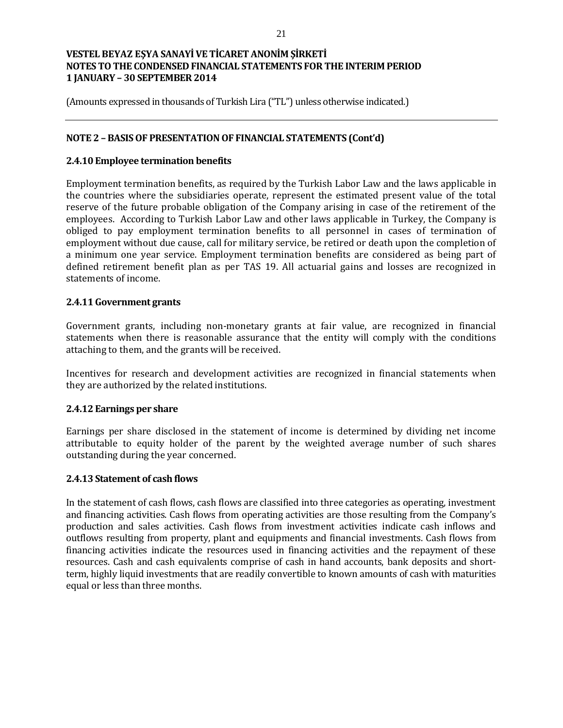(Amounts expressed in thousands of Turkish Lira ("TL") unless otherwise indicated.)

## NOTE 2 – BASIS OF PRESENTATION OF FINANCIAL STATEMENTS (Cont'd)

### 2.4.10 Employee termination benefits

Employment termination benefits, as required by the Turkish Labor Law and the laws applicable in the countries where the subsidiaries operate, represent the estimated present value of the total reserve of the future probable obligation of the Company arising in case of the retirement of the employees. According to Turkish Labor Law and other laws applicable in Turkey, the Company is obliged to pay employment termination benefits to all personnel in cases of termination of employment without due cause, call for military service, be retired or death upon the completion of a minimum one year service. Employment termination benefits are considered as being part of defined retirement benefit plan as per TAS 19. All actuarial gains and losses are recognized in statements of income.

### 2.4.11 Government grants

Government grants, including non-monetary grants at fair value, are recognized in financial statements when there is reasonable assurance that the entity will comply with the conditions attaching to them, and the grants will be received.

Incentives for research and development activities are recognized in financial statements when they are authorized by the related institutions.

### 2.4.12 Earnings per share

Earnings per share disclosed in the statement of income is determined by dividing net income attributable to equity holder of the parent by the weighted average number of such shares outstanding during the year concerned.

### 2.4.13 Statement of cash flows

In the statement of cash flows, cash flows are classified into three categories as operating, investment and financing activities. Cash flows from operating activities are those resulting from the Company's production and sales activities. Cash flows from investment activities indicate cash inflows and outflows resulting from property, plant and equipments and financial investments. Cash flows from financing activities indicate the resources used in financing activities and the repayment of these resources. Cash and cash equivalents comprise of cash in hand accounts, bank deposits and short-term, highly liquid investments that are readily convertible to known amounts of cash with maturities equal or less than three months.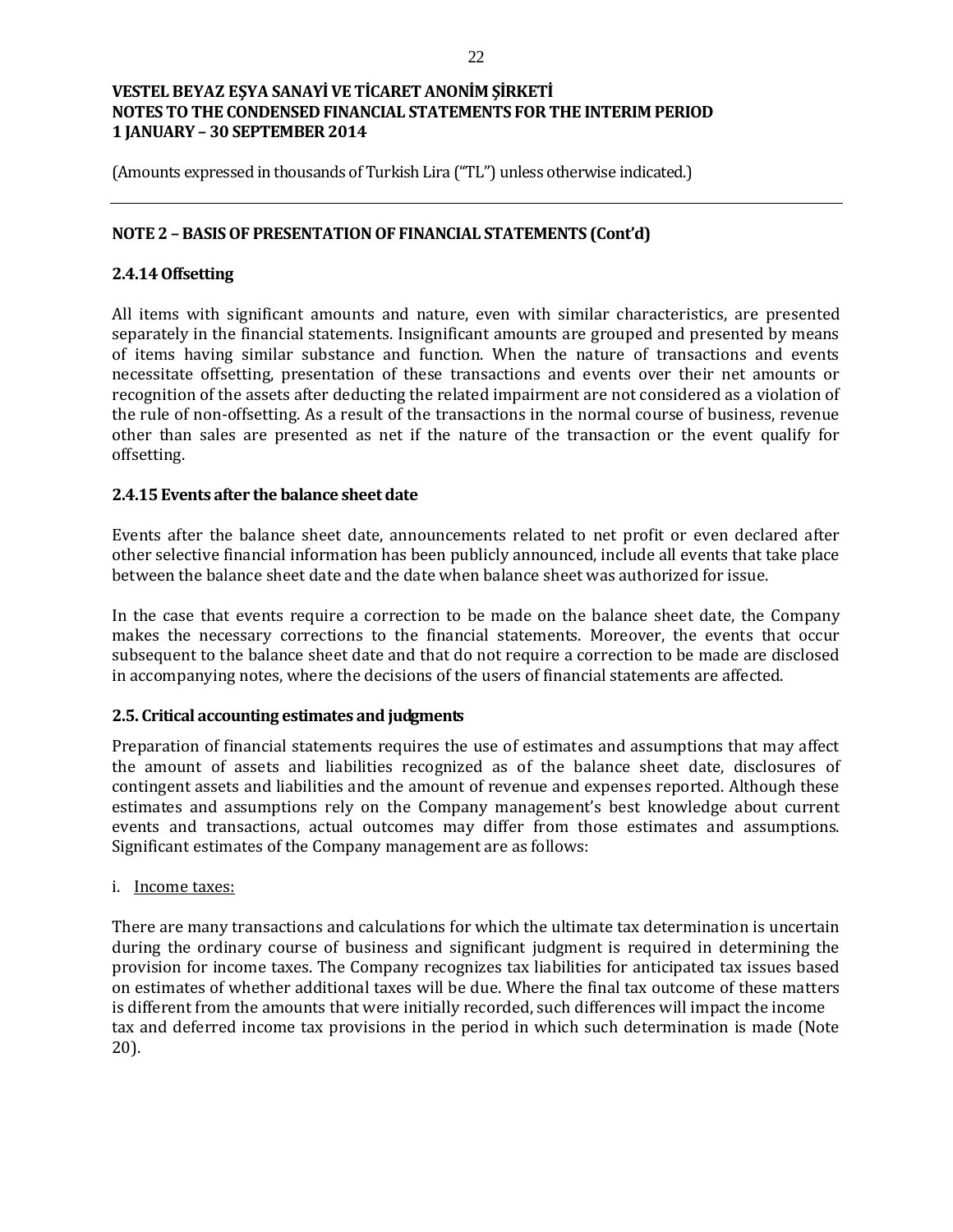(Amounts expressed in thousands of Turkish Lira ("TL") unless otherwise indicated.)

## NOTE 2 – BASIS OF PRESENTATION OF FINANCIAL STATEMENTS (Cont'd)

### 2.4.14 Offsetting

All items with significant amounts and nature, even with similar characteristics, are presented separately in the financial statements. Insignificant amounts are grouped and presented by means of items having similar substance and function. When the nature of transactions and events necessitate offsetting, presentation of these transactions and events over their net amounts or recognition of the assets after deducting the related impairment are not considered as a violation of the rule of non-offsetting. As a result of the transactions in the normal course of business, revenue other than sales are presented as net if the nature of the transaction or the event qualify for offsetting.

### 2.4.15 Events after the balance sheet date

Events after the balance sheet date, announcements related to net profit or even declared after other selective financial information has been publicly announced, include all events that take place between the balance sheet date and the date when balance sheet was authorized for issue.

In the case that events require a correction to be made on the balance sheet date, the Company makes the necessary corrections to the financial statements. Moreover, the events that occur subsequent to the balance sheet date and that do not require a correction to be made are disclosed in accompanying notes, where the decisions of the users of financial statements are affected.

### 2.5. Critical accounting estimates and judgments

Preparation of financial statements requires the use of estimates and assumptions that may affect the amount of assets and liabilities recognized as of the balance sheet date, disclosures of contingent assets and liabilities and the amount of revenue and expenses reported. Although these estimates and assumptions rely on the Company management's best knowledge about current events and transactions, actual outcomes may differ from those estimates and assumptions. Significant estimates of the Company management are as follows:

i. Income taxes:

There are many transactions and calculations for which the ultimate tax determination is uncertain during the ordinary course of business and significant judgment is required in determining the provision for income taxes. The Company recognizes tax liabilities for anticipated tax issues based on estimates of whether additional taxes will be due. Where the final tax outcome of these matters is different from the amounts that were initially recorded, such differences will impact the income tax and deferred income tax provisions in the period in which such determination is made (Note 20).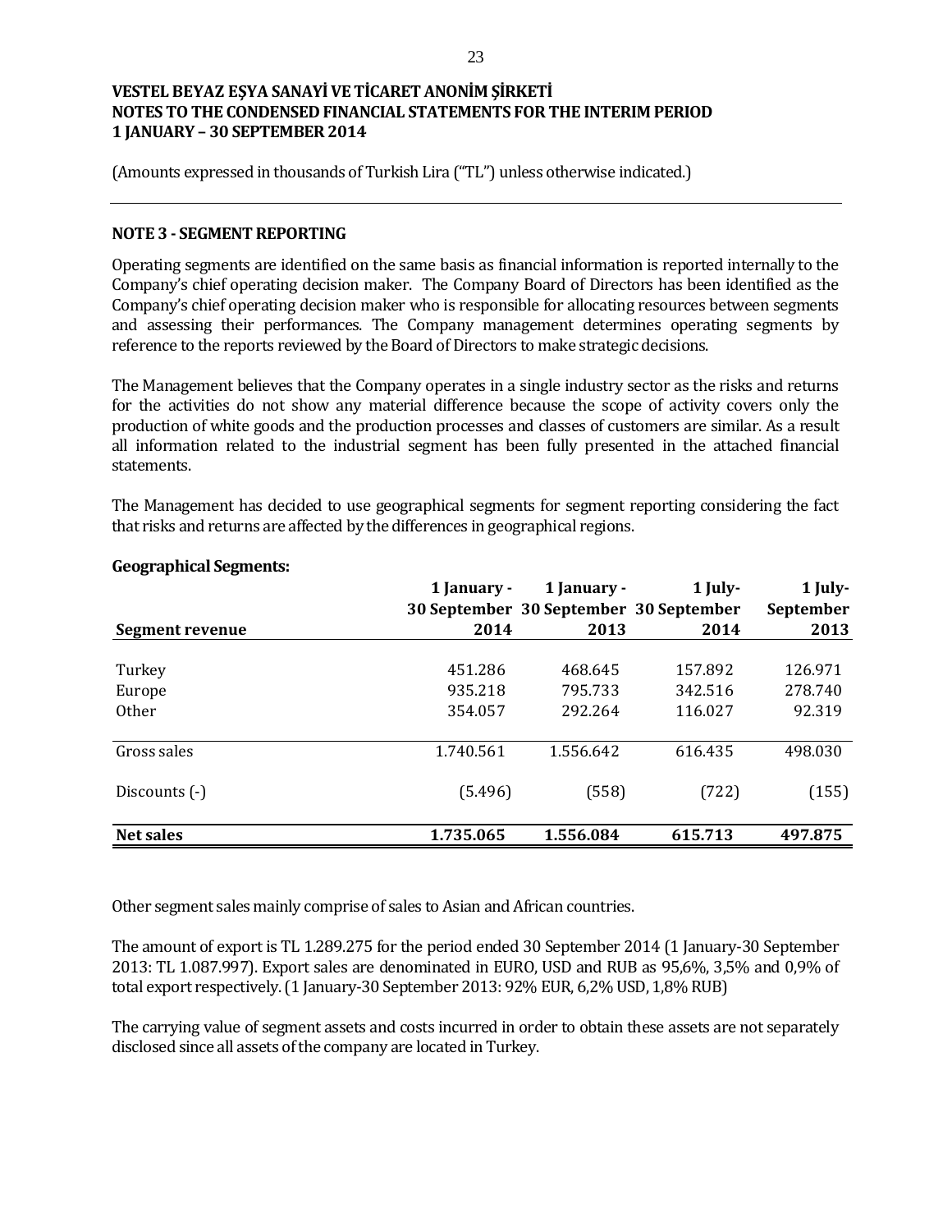**VESTEL BEYAZ EŞYA SANAYİ VE TİCARET ANONİM ŞİRKETİ**
**NOTES TO THE CONDENSED FINANCIAL STATEMENTS FOR THE INTERIM PERIOD**
**1 JANUARY – 30 SEPTEMBER 2014**

(Amounts expressed in thousands of Turkish Lira ("TL") unless otherwise indicated.)

## NOTE 3 - SEGMENT REPORTING

Operating segments are identified on the same basis as financial information is reported internally to the Company's chief operating decision maker. The Company Board of Directors has been identified as the Company's chief operating decision maker who is responsible for allocating resources between segments and assessing their performances. The Company management determines operating segments by reference to the reports reviewed by the Board of Directors to make strategic decisions.

The Management believes that the Company operates in a single industry sector as the risks and returns for the activities do not show any material difference because the scope of activity covers only the production of white goods and the production processes and classes of customers are similar. As a result all information related to the industrial segment has been fully presented in the attached financial statements.

The Management has decided to use geographical segments for segment reporting considering the fact that risks and returns are affected by the differences in geographical regions.

**Geographical Segments:**

| Segment revenue | 1 January - 30 September 2014 | 1 January - 30 September 2013 | 1 July- 30 September 2014 | 1 July- September 2013 |
|---|---|---|---|---|
| Turkey | 451.286 | 468.645 | 157.892 | 126.971 |
| Europe | 935.218 | 795.733 | 342.516 | 278.740 |
| Other | 354.057 | 292.264 | 116.027 | 92.319 |
| Gross sales | 1.740.561 | 1.556.642 | 616.435 | 498.030 |
| Discounts (-) | (5.496) | (558) | (722) | (155) |
| **Net sales** | **1.735.065** | **1.556.084** | **615.713** | **497.875** |

Other segment sales mainly comprise of sales to Asian and African countries.

The amount of export is TL 1.289.275 for the period ended 30 September 2014 (1 January-30 September 2013: TL 1.087.997). Export sales are denominated in EURO, USD and RUB as 95,6%, 3,5% and 0,9% of total export respectively. (1 January-30 September 2013: 92% EUR, 6,2% USD, 1,8% RUB)

The carrying value of segment assets and costs incurred in order to obtain these assets are not separately disclosed since all assets of the company are located in Turkey.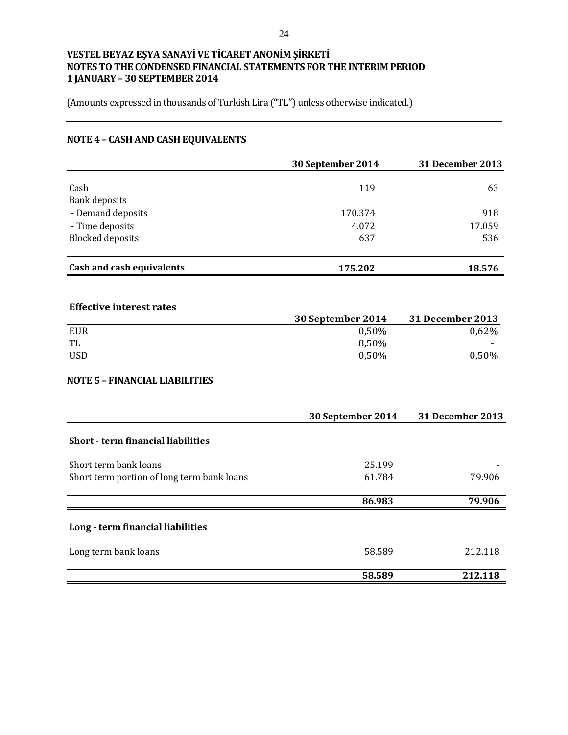**VESTEL BEYAZ EŞYA SANAYİ VE TİCARET ANONİM ŞİRKETİ**
**NOTES TO THE CONDENSED FINANCIAL STATEMENTS FOR THE INTERIM PERIOD**
**1 JANUARY – 30 SEPTEMBER 2014**

(Amounts expressed in thousands of Turkish Lira ("TL") unless otherwise indicated.)

## NOTE 4 – CASH AND CASH EQUIVALENTS

| | 30 September 2014 | 31 December 2013 |
|---|---|---|
| Cash | 119 | 63 |
| Bank deposits | | |
| - Demand deposits | 170.374 | 918 |
| - Time deposits | 4.072 | 17.059 |
| Blocked deposits | 637 | 536 |
| **Cash and cash equivalents** | **175.202** | **18.576** |

**Effective interest rates**

| | 30 September 2014 | 31 December 2013 |
|---|---|---|
| EUR | 0,50% | 0,62% |
| TL | 8,50% | - |
| USD | 0,50% | 0,50% |

## NOTE 5 – FINANCIAL LIABILITIES

| | 30 September 2014 | 31 December 2013 |
|---|---|---|
| **Short - term financial liabilities** | | |
| Short term bank loans | 25.199 | - |
| Short term portion of long term bank loans | 61.784 | 79.906 |
| | **86.983** | **79.906** |
| **Long - term financial liabilities** | | |
| Long term bank loans | 58.589 | 212.118 |
| | **58.589** | **212.118** |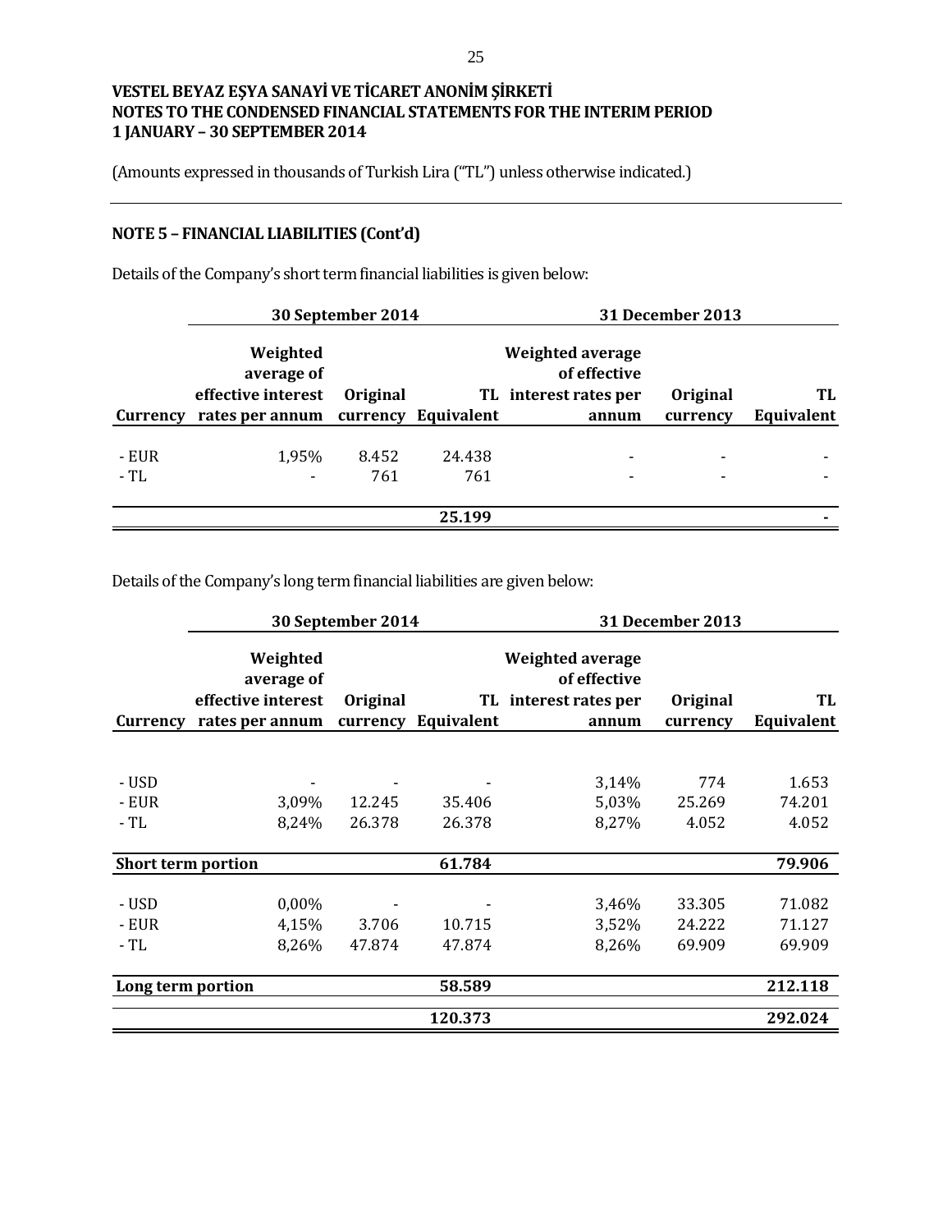# VESTEL BEYAZ EŞYA SANAYİ VE TİCARET ANONİM ŞİRKETİ
# NOTES TO THE CONDENSED FINANCIAL STATEMENTS FOR THE INTERIM PERIOD
# 1 JANUARY – 30 SEPTEMBER 2014

(Amounts expressed in thousands of Turkish Lira ("TL") unless otherwise indicated.)

## NOTE 5 – FINANCIAL LIABILITIES (Cont'd)

Details of the Company's short term financial liabilities is given below:

| | 30 September 2014 | | | 31 December 2013 | | |
|---|---|---|---|---|---|---|
| Currency | Weighted average of effective interest rates per annum | Original currency | TL Equivalent | Weighted average of effective interest rates per annum | Original currency | TL Equivalent |
| - EUR | 1,95% | 8.452 | 24.438 | - | - | - |
| - TL | - | 761 | 761 | - | - | - |
| | | | **25.199** | | | **-** |

Details of the Company's long term financial liabilities are given below:

| | 30 September 2014 | | | 31 December 2013 | | |
|---|---|---|---|---|---|---|
| Currency | Weighted average of effective interest rates per annum | Original currency | TL Equivalent | Weighted average of effective interest rates per annum | Original currency | TL Equivalent |
| - USD | - | - | - | 3,14% | 774 | 1.653 |
| - EUR | 3,09% | 12.245 | 35.406 | 5,03% | 25.269 | 74.201 |
| - TL | 8,24% | 26.378 | 26.378 | 8,27% | 4.052 | 4.052 |
| **Short term portion** | | | **61.784** | | | **79.906** |
| - USD | 0,00% | - | - | 3,46% | 33.305 | 71.082 |
| - EUR | 4,15% | 3.706 | 10.715 | 3,52% | 24.222 | 71.127 |
| - TL | 8,26% | 47.874 | 47.874 | 8,26% | 69.909 | 69.909 |
| **Long term portion** | | | **58.589** | | | **212.118** |
| | | | **120.373** | | | **292.024** |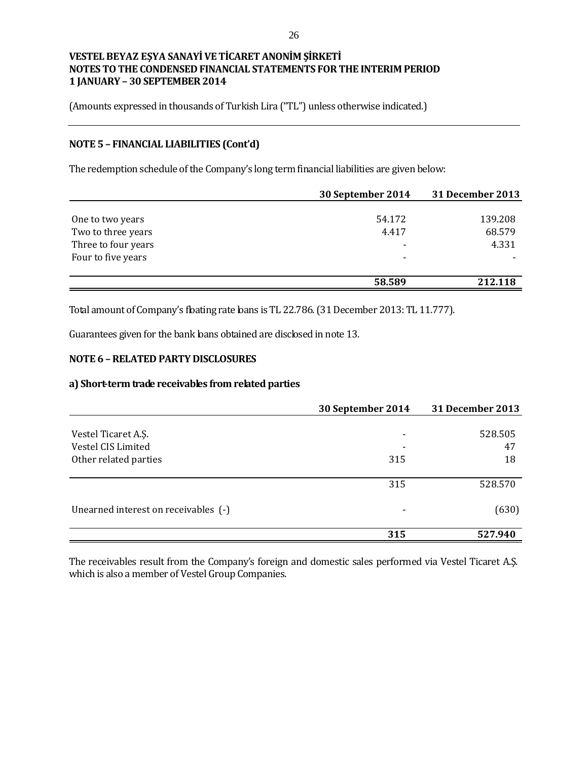**VESTEL BEYAZ EŞYA SANAYİ VE TİCARET ANONİM ŞİRKETİ**
**NOTES TO THE CONDENSED FINANCIAL STATEMENTS FOR THE INTERIM PERIOD**
**1 JANUARY – 30 SEPTEMBER 2014**

(Amounts expressed in thousands of Turkish Lira ("TL") unless otherwise indicated.)

## NOTE 5 – FINANCIAL LIABILITIES (Cont'd)

The redemption schedule of the Company's long term financial liabilities are given below:

| | 30 September 2014 | 31 December 2013 |
|---|---|---|
| One to two years | 54.172 | 139.208 |
| Two to three years | 4.417 | 68.579 |
| Three to four years | - | 4.331 |
| Four to five years | - | - |
| | **58.589** | **212.118** |

Total amount of Company's floating rate loans is TL 22.786. (31 December 2013: TL 11.777).

Guarantees given for the bank loans obtained are disclosed in note 13.

## NOTE 6 – RELATED PARTY DISCLOSURES

### a) Short-term trade receivables from related parties

| | 30 September 2014 | 31 December 2013 |
|---|---|---|
| Vestel Ticaret A.Ş. | - | 528.505 |
| Vestel CIS Limited | - | 47 |
| Other related parties | 315 | 18 |
| | 315 | 528.570 |
| Unearned interest on receivables (-) | - | (630) |
| | **315** | **527.940** |

The receivables result from the Company's foreign and domestic sales performed via Vestel Ticaret A.Ş. which is also a member of Vestel Group Companies.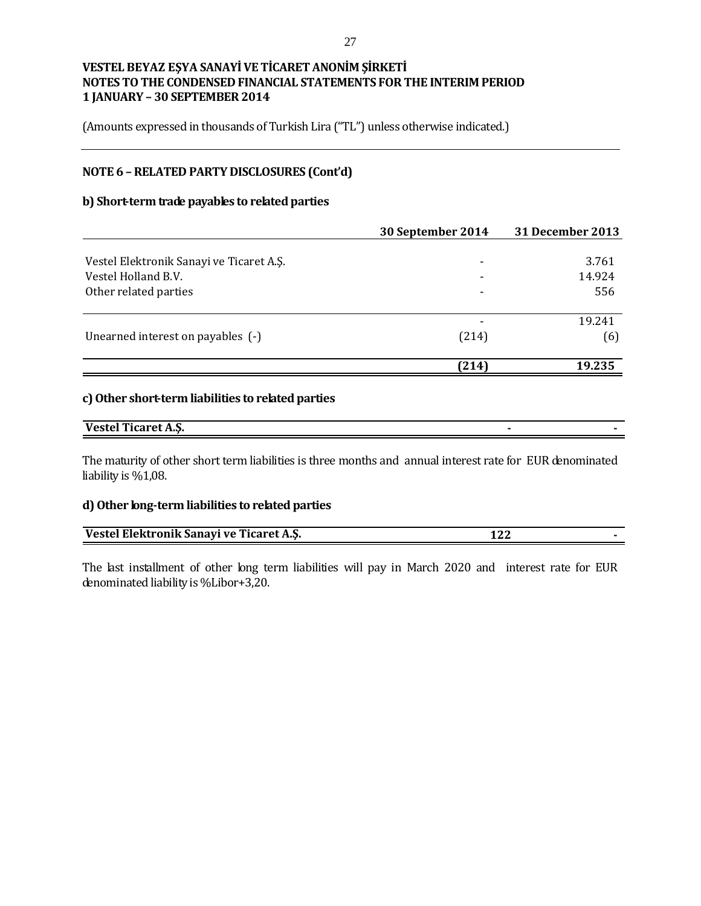**VESTEL BEYAZ EŞYA SANAYİ VE TİCARET ANONİM ŞİRKETİ**
**NOTES TO THE CONDENSED FINANCIAL STATEMENTS FOR THE INTERIM PERIOD**
**1 JANUARY – 30 SEPTEMBER 2014**

(Amounts expressed in thousands of Turkish Lira ("TL") unless otherwise indicated.)

## NOTE 6 – RELATED PARTY DISCLOSURES (Cont'd)

### b) Short-term trade payables to related parties

| | 30 September 2014 | 31 December 2013 |
|---|---|---|
| Vestel Elektronik Sanayi ve Ticaret A.Ş. | - | 3.761 |
| Vestel Holland B.V. | - | 14.924 |
| Other related parties | - | 556 |
| | - | 19.241 |
| Unearned interest on payables (-) | (214) | (6) |
| | **(214)** | **19.235** |

### c) Other short-term liabilities to related parties

| | | |
|---|---|---|
| **Vestel Ticaret A.Ş.** | **-** | **-** |

The maturity of other short term liabilities is three months and annual interest rate for EUR denominated liability is %1,08.

### d) Other long-term liabilities to related parties

| | | |
|---|---|---|
| **Vestel Elektronik Sanayi ve Ticaret A.Ş.** | **122** | **-** |

The last installment of other long term liabilities will pay in March 2020 and interest rate for EUR denominated liability is %Libor+3,20.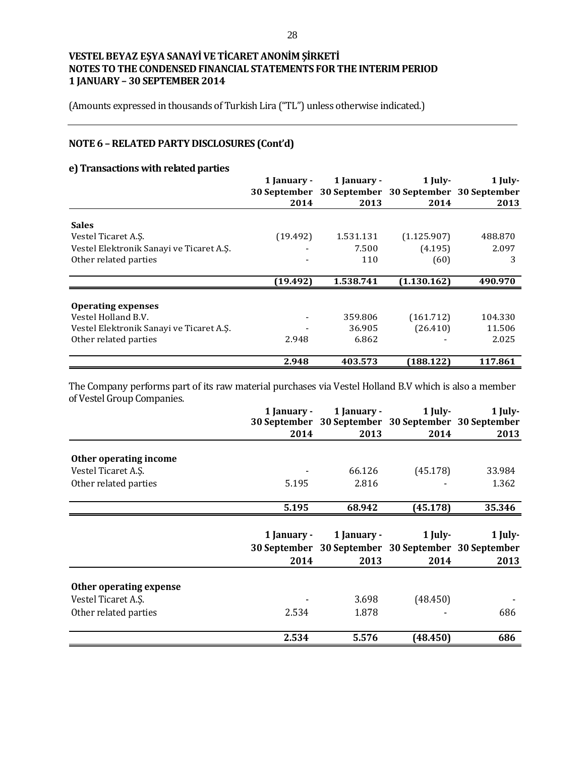**VESTEL BEYAZ EŞYA SANAYİ VE TİCARET ANONİM ŞİRKETİ**
**NOTES TO THE CONDENSED FINANCIAL STATEMENTS FOR THE INTERIM PERIOD**
**1 JANUARY – 30 SEPTEMBER 2014**

(Amounts expressed in thousands of Turkish Lira ("TL") unless otherwise indicated.)

## NOTE 6 – RELATED PARTY DISCLOSURES (Cont'd)

### e) Transactions with related parties

| | 1 January - 30 September 2014 | 1 January - 30 September 2013 | 1 July- 30 September 2014 | 1 July- 30 September 2013 |
|---|---|---|---|---|
| **Sales** | | | | |
| Vestel Ticaret A.Ş. | (19.492) | 1.531.131 | (1.125.907) | 488.870 |
| Vestel Elektronik Sanayi ve Ticaret A.Ş. | - | 7.500 | (4.195) | 2.097 |
| Other related parties | - | 110 | (60) | 3 |
| | **(19.492)** | **1.538.741** | **(1.130.162)** | **490.970** |
| **Operating expenses** | | | | |
| Vestel Holland B.V. | - | 359.806 | (161.712) | 104.330 |
| Vestel Elektronik Sanayi ve Ticaret A.Ş. | - | 36.905 | (26.410) | 11.506 |
| Other related parties | 2.948 | 6.862 | - | 2.025 |
| | **2.948** | **403.573** | **(188.122)** | **117.861** |

The Company performs part of its raw material purchases via Vestel Holland B.V which is also a member of Vestel Group Companies.

| | 1 January - 30 September 2014 | 1 January - 30 September 2013 | 1 July- 30 September 2014 | 1 July- 30 September 2013 |
|---|---|---|---|---|
| **Other operating income** | | | | |
| Vestel Ticaret A.Ş. | - | 66.126 | (45.178) | 33.984 |
| Other related parties | 5.195 | 2.816 | - | 1.362 |
| | **5.195** | **68.942** | **(45.178)** | **35.346** |

| | 1 January - 30 September 2014 | 1 January - 30 September 2013 | 1 July- 30 September 2014 | 1 July- 30 September 2013 |
|---|---|---|---|---|
| **Other operating expense** | | | | |
| Vestel Ticaret A.Ş. | - | 3.698 | (48.450) | - |
| Other related parties | 2.534 | 1.878 | - | 686 |
| | **2.534** | **5.576** | **(48.450)** | **686** |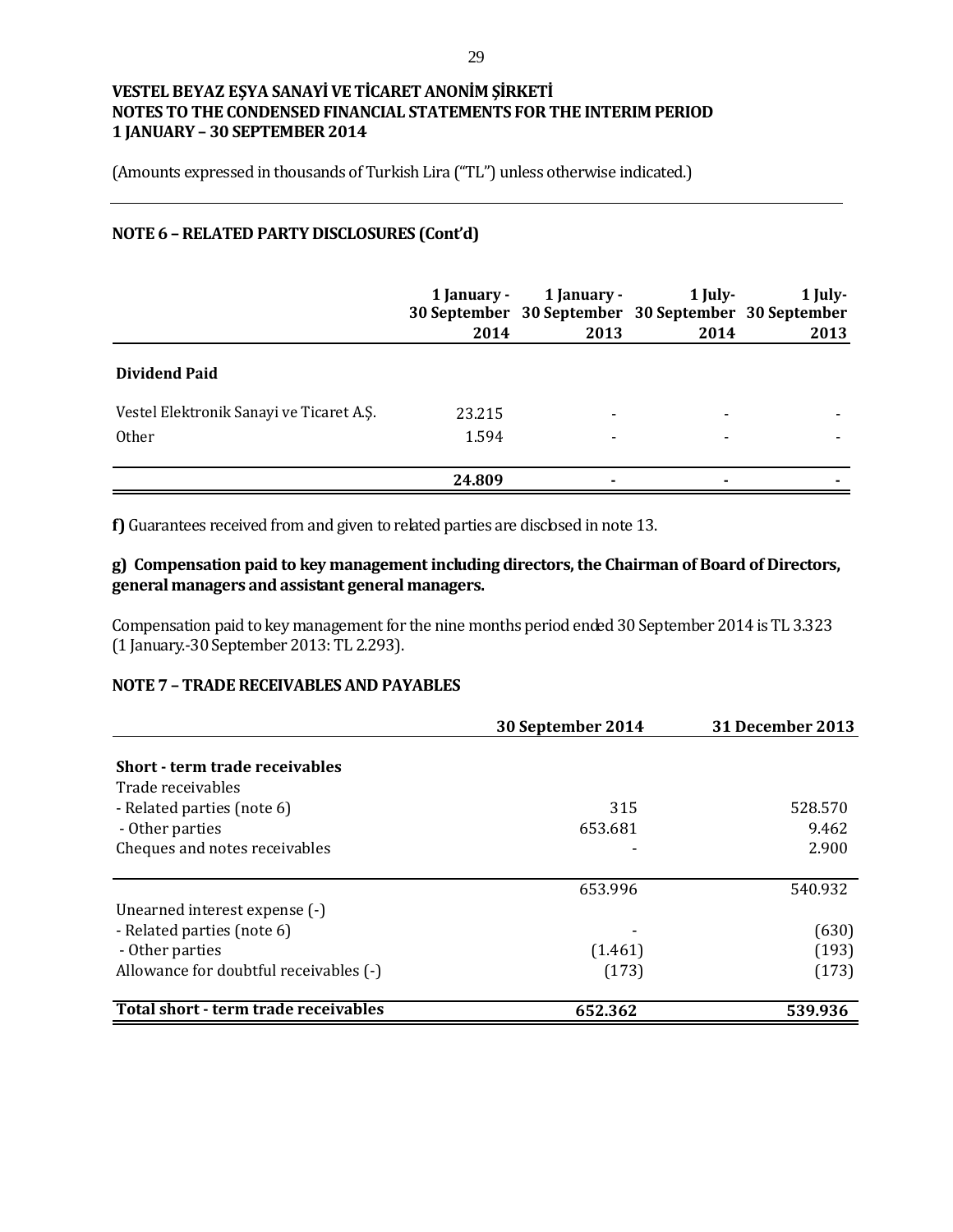VESTEL BEYAZ EŞYA SANAYİ VE TİCARET ANONİM ŞİRKETİ
NOTES TO THE CONDENSED FINANCIAL STATEMENTS FOR THE INTERIM PERIOD
1 JANUARY – 30 SEPTEMBER 2014

(Amounts expressed in thousands of Turkish Lira ("TL") unless otherwise indicated.)

## NOTE 6 – RELATED PARTY DISCLOSURES (Cont'd)

| | 1 January - 30 September 2014 | 1 January - 30 September 2013 | 1 July- 30 September 2014 | 1 July- 30 September 2013 |
|---|---|---|---|---|
| **Dividend Paid** | | | | |
| Vestel Elektronik Sanayi ve Ticaret A.Ş. | 23.215 | - | - | - |
| Other | 1.594 | - | - | - |
| | **24.809** | **-** | **-** | **-** |

**f)** Guarantees received from and given to related parties are disclosed in note 13.

**g) Compensation paid to key management including directors, the Chairman of Board of Directors, general managers and assistant general managers.**

Compensation paid to key management for the nine months period ended 30 September 2014 is TL 3.323 (1 January.-30 September 2013: TL 2.293).

## NOTE 7 – TRADE RECEIVABLES AND PAYABLES

| | 30 September 2014 | 31 December 2013 |
|---|---|---|
| **Short - term trade receivables** | | |
| Trade receivables | | |
| - Related parties (note 6) | 315 | 528.570 |
| - Other parties | 653.681 | 9.462 |
| Cheques and notes receivables | - | 2.900 |
| | 653.996 | 540.932 |
| Unearned interest expense (-) | | |
| - Related parties (note 6) | - | (630) |
| - Other parties | (1.461) | (193) |
| Allowance for doubtful receivables (-) | (173) | (173) |
| **Total short - term trade receivables** | **652.362** | **539.936** |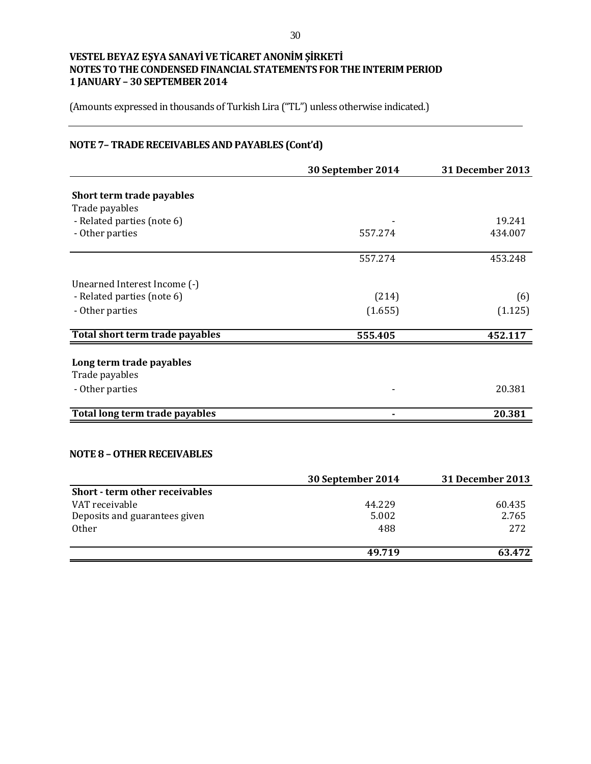**VESTEL BEYAZ EŞYA SANAYİ VE TİCARET ANONİM ŞİRKETİ**
**NOTES TO THE CONDENSED FINANCIAL STATEMENTS FOR THE INTERIM PERIOD**
**1 JANUARY – 30 SEPTEMBER 2014**

(Amounts expressed in thousands of Turkish Lira ("TL") unless otherwise indicated.)

## NOTE 7– TRADE RECEIVABLES AND PAYABLES (Cont'd)

| | 30 September 2014 | 31 December 2013 |
|---|---|---|
| **Short term trade payables** | | |
| Trade payables | | |
| - Related parties (note 6) | - | 19.241 |
| - Other parties | 557.274 | 434.007 |
| | 557.274 | 453.248 |
| Unearned Interest Income (-) | | |
| - Related parties (note 6) | (214) | (6) |
| - Other parties | (1.655) | (1.125) |
| **Total short term trade payables** | **555.405** | **452.117** |
| **Long term trade payables** | | |
| Trade payables | | |
| - Other parties | - | 20.381 |
| **Total long term trade payables** | **-** | **20.381** |

## NOTE 8 – OTHER RECEIVABLES

| | 30 September 2014 | 31 December 2013 |
|---|---|---|
| **Short - term other receivables** | | |
| VAT receivable | 44.229 | 60.435 |
| Deposits and guarantees given | 5.002 | 2.765 |
| Other | 488 | 272 |
| | **49.719** | **63.472** |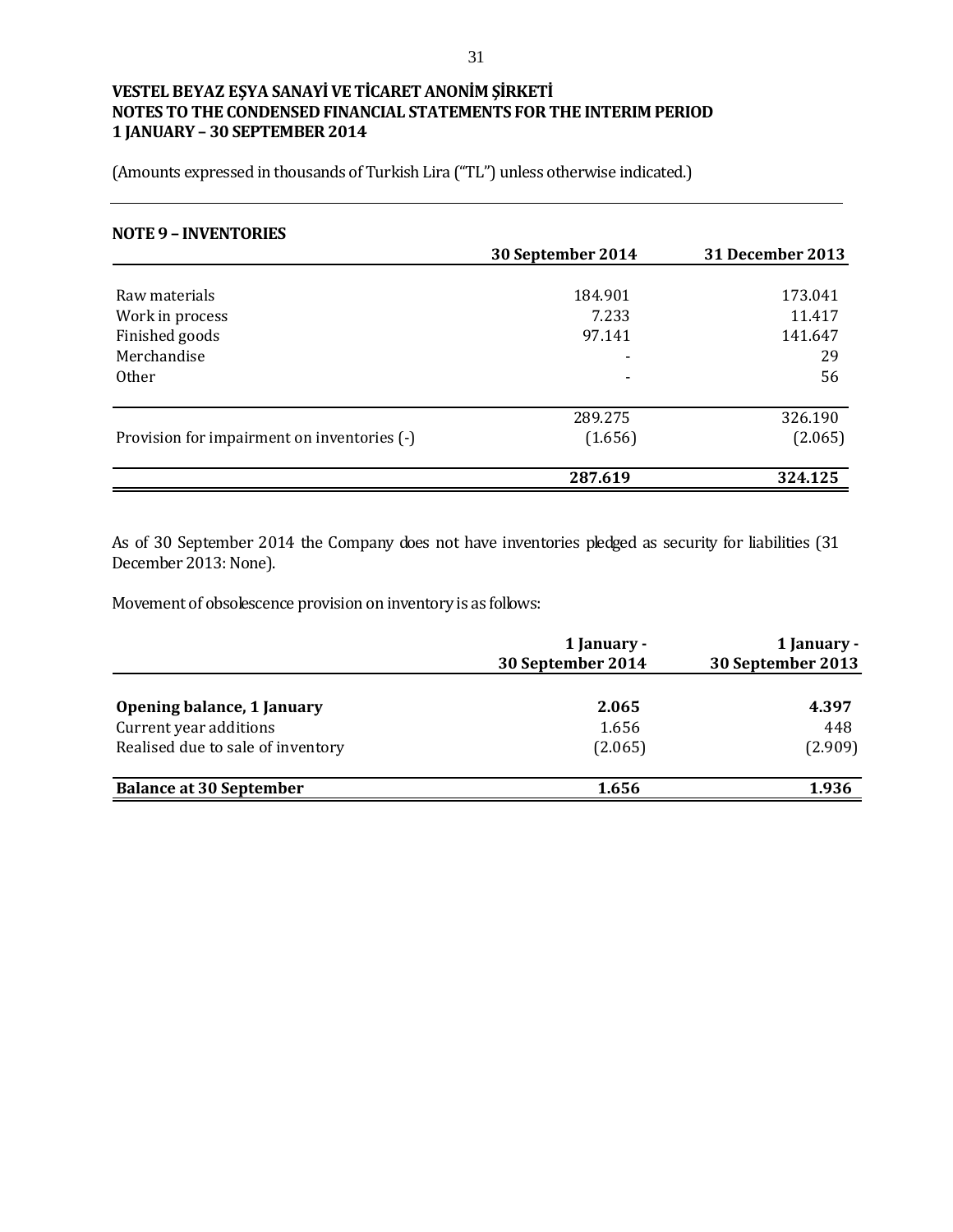VESTEL BEYAZ EŞYA SANAYİ VE TİCARET ANONİM ŞİRKETİ
NOTES TO THE CONDENSED FINANCIAL STATEMENTS FOR THE INTERIM PERIOD
1 JANUARY – 30 SEPTEMBER 2014

(Amounts expressed in thousands of Turkish Lira ("TL") unless otherwise indicated.)

## NOTE 9 – INVENTORIES

| | 30 September 2014 | 31 December 2013 |
|---|---|---|
| Raw materials | 184.901 | 173.041 |
| Work in process | 7.233 | 11.417 |
| Finished goods | 97.141 | 141.647 |
| Merchandise | - | 29 |
| Other | - | 56 |
| | 289.275 | 326.190 |
| Provision for impairment on inventories (-) | (1.656) | (2.065) |
| | **287.619** | **324.125** |

As of 30 September 2014 the Company does not have inventories pledged as security for liabilities (31 December 2013: None).

Movement of obsolescence provision on inventory is as follows:

| | 1 January - 30 September 2014 | 1 January - 30 September 2013 |
|---|---|---|
| **Opening balance, 1 January** | **2.065** | **4.397** |
| Current year additions | 1.656 | 448 |
| Realised due to sale of inventory | (2.065) | (2.909) |
| **Balance at 30 September** | **1.656** | **1.936** |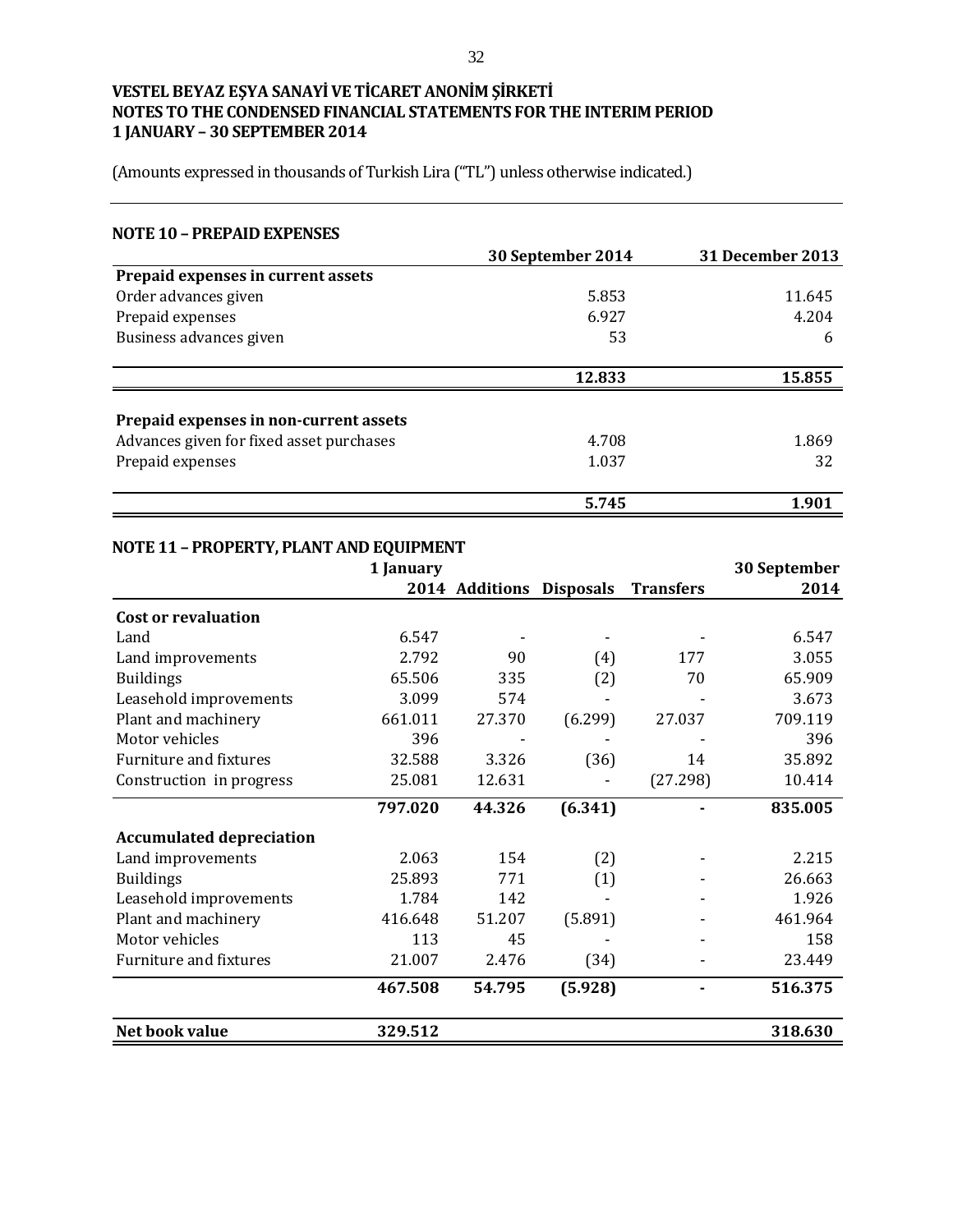**VESTEL BEYAZ EŞYA SANAYİ VE TİCARET ANONİM ŞİRKETİ**
**NOTES TO THE CONDENSED FINANCIAL STATEMENTS FOR THE INTERIM PERIOD**
**1 JANUARY – 30 SEPTEMBER 2014**

(Amounts expressed in thousands of Turkish Lira ("TL") unless otherwise indicated.)

## NOTE 10 – PREPAID EXPENSES

| | 30 September 2014 | 31 December 2013 |
|---|---|---|
| **Prepaid expenses in current assets** | | |
| Order advances given | 5.853 | 11.645 |
| Prepaid expenses | 6.927 | 4.204 |
| Business advances given | 53 | 6 |
| | **12.833** | **15.855** |
| **Prepaid expenses in non-current assets** | | |
| Advances given for fixed asset purchases | 4.708 | 1.869 |
| Prepaid expenses | 1.037 | 32 |
| | **5.745** | **1.901** |

## NOTE 11 – PROPERTY, PLANT AND EQUIPMENT

| | 1 January 2014 | Additions | Disposals | Transfers | 30 September 2014 |
|---|---|---|---|---|---|
| **Cost or revaluation** | | | | | |
| Land | 6.547 | - | - | - | 6.547 |
| Land improvements | 2.792 | 90 | (4) | 177 | 3.055 |
| Buildings | 65.506 | 335 | (2) | 70 | 65.909 |
| Leasehold improvements | 3.099 | 574 | - | - | 3.673 |
| Plant and machinery | 661.011 | 27.370 | (6.299) | 27.037 | 709.119 |
| Motor vehicles | 396 | - | - | - | 396 |
| Furniture and fixtures | 32.588 | 3.326 | (36) | 14 | 35.892 |
| Construction in progress | 25.081 | 12.631 | - | (27.298) | 10.414 |
| | **797.020** | **44.326** | **(6.341)** | **-** | **835.005** |
| **Accumulated depreciation** | | | | | |
| Land improvements | 2.063 | 154 | (2) | - | 2.215 |
| Buildings | 25.893 | 771 | (1) | - | 26.663 |
| Leasehold improvements | 1.784 | 142 | - | - | 1.926 |
| Plant and machinery | 416.648 | 51.207 | (5.891) | - | 461.964 |
| Motor vehicles | 113 | 45 | - | - | 158 |
| Furniture and fixtures | 21.007 | 2.476 | (34) | - | 23.449 |
| | **467.508** | **54.795** | **(5.928)** | **-** | **516.375** |
| **Net book value** | **329.512** | | | | **318.630** |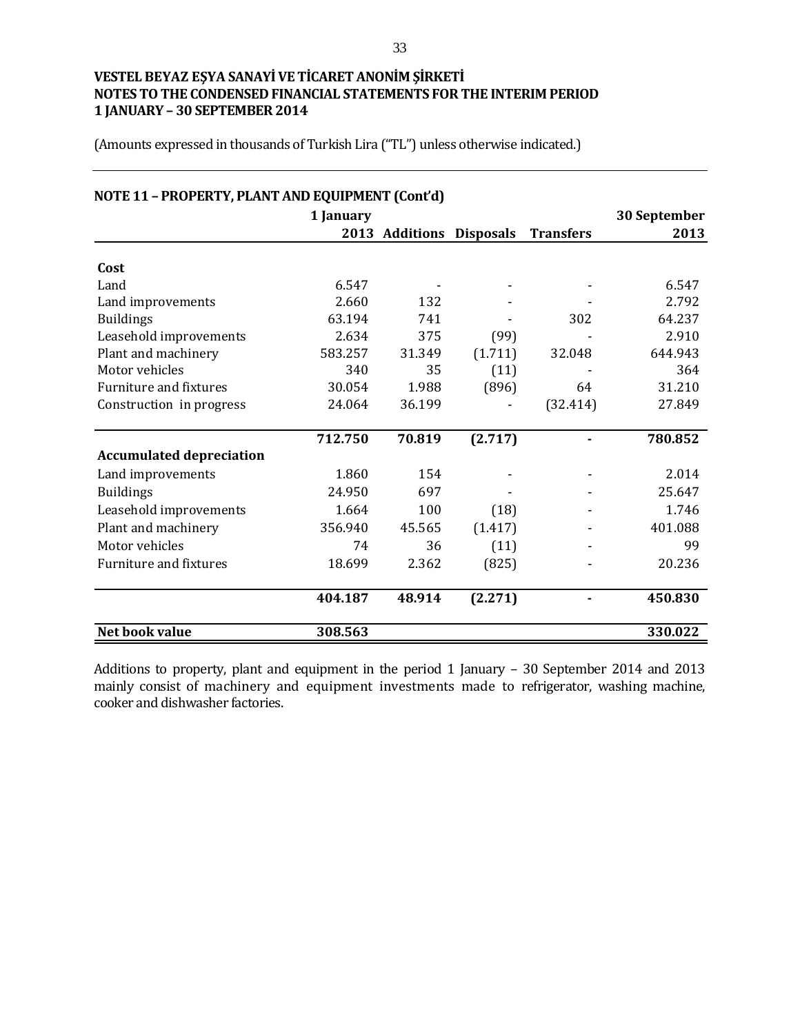**VESTEL BEYAZ EŞYA SANAYİ VE TİCARET ANONİM ŞİRKETİ**
**NOTES TO THE CONDENSED FINANCIAL STATEMENTS FOR THE INTERIM PERIOD**
**1 JANUARY – 30 SEPTEMBER 2014**

(Amounts expressed in thousands of Turkish Lira ("TL") unless otherwise indicated.)

## NOTE 11 – PROPERTY, PLANT AND EQUIPMENT (Cont'd)

| | 1 January 2013 | Additions | Disposals | Transfers | 30 September 2013 |
|---|---|---|---|---|---|
| **Cost** | | | | | |
| Land | 6.547 | - | - | - | 6.547 |
| Land improvements | 2.660 | 132 | - | - | 2.792 |
| Buildings | 63.194 | 741 | - | 302 | 64.237 |
| Leasehold improvements | 2.634 | 375 | (99) | - | 2.910 |
| Plant and machinery | 583.257 | 31.349 | (1.711) | 32.048 | 644.943 |
| Motor vehicles | 340 | 35 | (11) | - | 364 |
| Furniture and fixtures | 30.054 | 1.988 | (896) | 64 | 31.210 |
| Construction in progress | 24.064 | 36.199 | - | (32.414) | 27.849 |
| | **712.750** | **70.819** | **(2.717)** | **-** | **780.852** |
| **Accumulated depreciation** | | | | | |
| Land improvements | 1.860 | 154 | - | - | 2.014 |
| Buildings | 24.950 | 697 | - | - | 25.647 |
| Leasehold improvements | 1.664 | 100 | (18) | - | 1.746 |
| Plant and machinery | 356.940 | 45.565 | (1.417) | - | 401.088 |
| Motor vehicles | 74 | 36 | (11) | - | 99 |
| Furniture and fixtures | 18.699 | 2.362 | (825) | - | 20.236 |
| | **404.187** | **48.914** | **(2.271)** | **-** | **450.830** |
| **Net book value** | **308.563** | | | | **330.022** |

Additions to property, plant and equipment in the period 1 January – 30 September 2014 and 2013 mainly consist of machinery and equipment investments made to refrigerator, washing machine, cooker and dishwasher factories.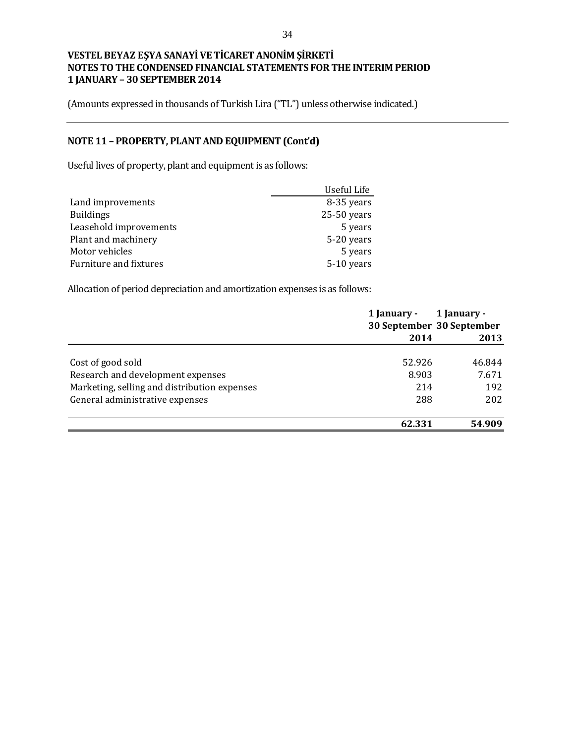# VESTEL BEYAZ EŞYA SANAYİ VE TİCARET ANONİM ŞİRKETİ
# NOTES TO THE CONDENSED FINANCIAL STATEMENTS FOR THE INTERIM PERIOD
# 1 JANUARY – 30 SEPTEMBER 2014

(Amounts expressed in thousands of Turkish Lira ("TL") unless otherwise indicated.)

## NOTE 11 – PROPERTY, PLANT AND EQUIPMENT (Cont'd)

Useful lives of property, plant and equipment is as follows:

| | Useful Life |
|---|---|
| Land improvements | 8-35 years |
| Buildings | 25-50 years |
| Leasehold improvements | 5 years |
| Plant and machinery | 5-20 years |
| Motor vehicles | 5 years |
| Furniture and fixtures | 5-10 years |

Allocation of period depreciation and amortization expenses is as follows:

| | 1 January - 30 September 2014 | 1 January - 30 September 2013 |
|---|---|---|
| Cost of good sold | 52.926 | 46.844 |
| Research and development expenses | 8.903 | 7.671 |
| Marketing, selling and distribution expenses | 214 | 192 |
| General administrative expenses | 288 | 202 |
| | **62.331** | **54.909** |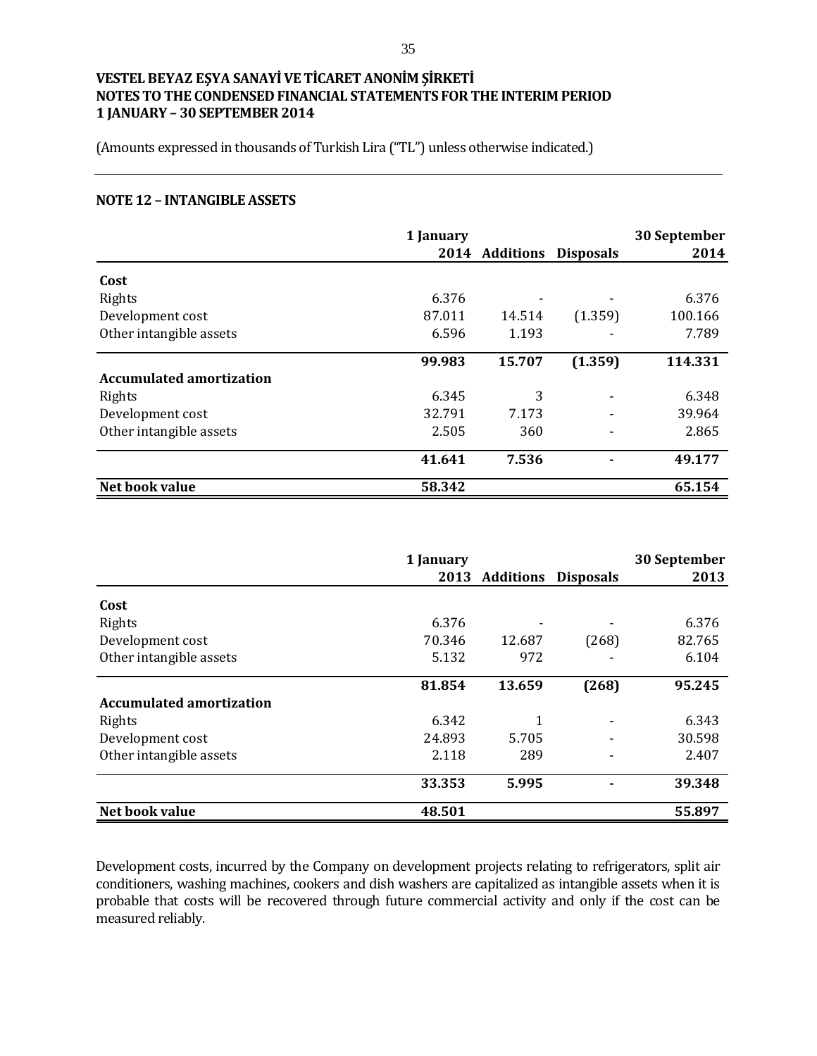VESTEL BEYAZ EŞYA SANAYİ VE TİCARET ANONİM ŞİRKETİ
NOTES TO THE CONDENSED FINANCIAL STATEMENTS FOR THE INTERIM PERIOD
1 JANUARY – 30 SEPTEMBER 2014

(Amounts expressed in thousands of Turkish Lira ("TL") unless otherwise indicated.)

## NOTE 12 – INTANGIBLE ASSETS

| | 1 January 2014 | Additions | Disposals | 30 September 2014 |
|---|---|---|---|---|
| **Cost** | | | | |
| Rights | 6.376 | - | - | 6.376 |
| Development cost | 87.011 | 14.514 | (1.359) | 100.166 |
| Other intangible assets | 6.596 | 1.193 | - | 7.789 |
| | **99.983** | **15.707** | **(1.359)** | **114.331** |
| **Accumulated amortization** | | | | |
| Rights | 6.345 | 3 | - | 6.348 |
| Development cost | 32.791 | 7.173 | - | 39.964 |
| Other intangible assets | 2.505 | 360 | - | 2.865 |
| | **41.641** | **7.536** | **-** | **49.177** |
| **Net book value** | **58.342** | | | **65.154** |

| | 1 January 2013 | Additions | Disposals | 30 September 2013 |
|---|---|---|---|---|
| **Cost** | | | | |
| Rights | 6.376 | - | - | 6.376 |
| Development cost | 70.346 | 12.687 | (268) | 82.765 |
| Other intangible assets | 5.132 | 972 | - | 6.104 |
| | **81.854** | **13.659** | **(268)** | **95.245** |
| **Accumulated amortization** | | | | |
| Rights | 6.342 | 1 | - | 6.343 |
| Development cost | 24.893 | 5.705 | - | 30.598 |
| Other intangible assets | 2.118 | 289 | - | 2.407 |
| | **33.353** | **5.995** | **-** | **39.348** |
| **Net book value** | **48.501** | | | **55.897** |

Development costs, incurred by the Company on development projects relating to refrigerators, split air conditioners, washing machines, cookers and dish washers are capitalized as intangible assets when it is probable that costs will be recovered through future commercial activity and only if the cost can be measured reliably.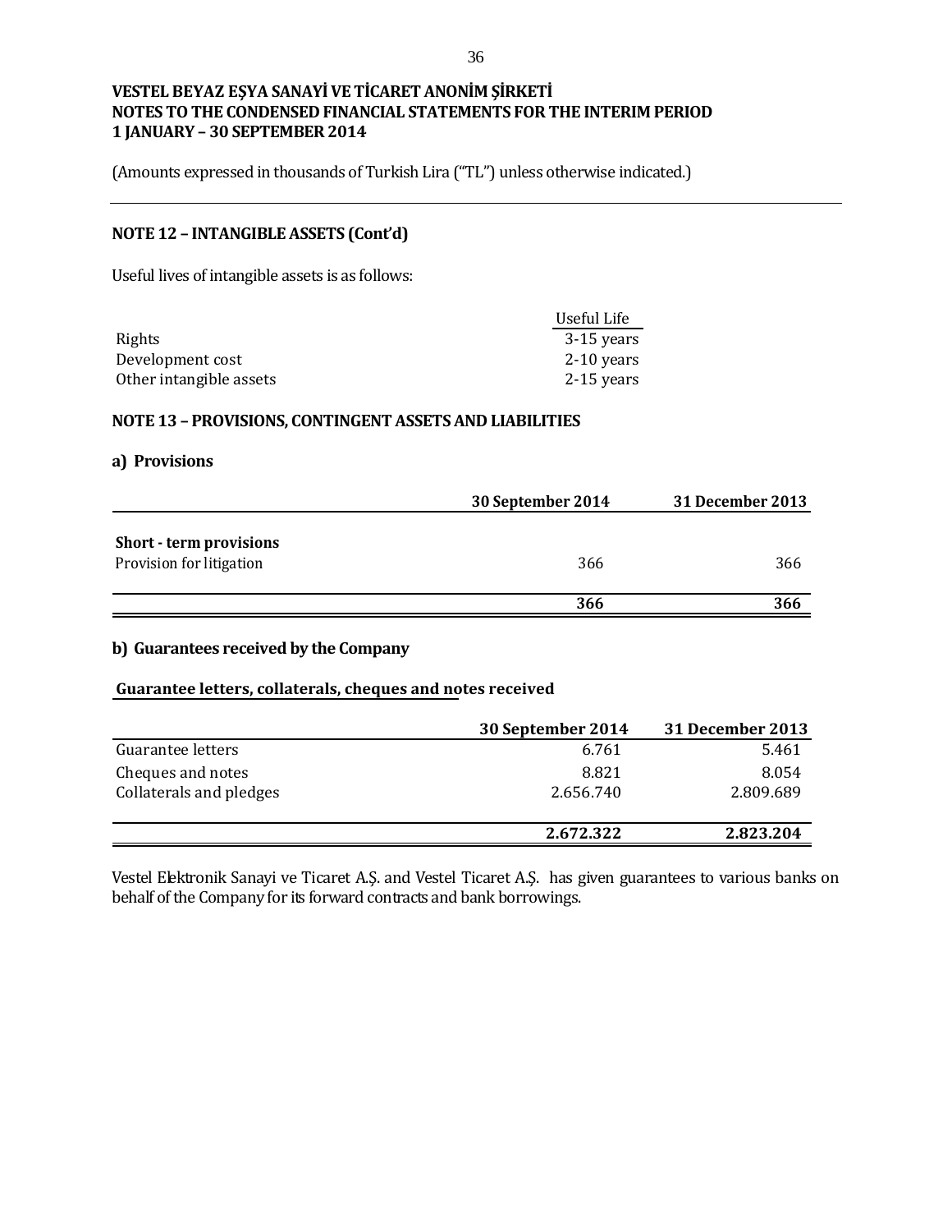**VESTEL BEYAZ EŞYA SANAYİ VE TİCARET ANONİM ŞİRKETİ**
**NOTES TO THE CONDENSED FINANCIAL STATEMENTS FOR THE INTERIM PERIOD**
**1 JANUARY – 30 SEPTEMBER 2014**

(Amounts expressed in thousands of Turkish Lira ("TL") unless otherwise indicated.)

## NOTE 12 – INTANGIBLE ASSETS (Cont'd)

Useful lives of intangible assets is as follows:

| | Useful Life |
|---|---|
| Rights | 3-15 years |
| Development cost | 2-10 years |
| Other intangible assets | 2-15 years |

## NOTE 13 – PROVISIONS, CONTINGENT ASSETS AND LIABILITIES

### a) Provisions

| | 30 September 2014 | 31 December 2013 |
|---|---|---|
| **Short - term provisions** | | |
| Provision for litigation | 366 | 366 |
| | **366** | **366** |

### b) Guarantees received by the Company

**Guarantee letters, collaterals, cheques and notes received**

| | 30 September 2014 | 31 December 2013 |
|---|---|---|
| Guarantee letters | 6.761 | 5.461 |
| Cheques and notes | 8.821 | 8.054 |
| Collaterals and pledges | 2.656.740 | 2.809.689 |
| | **2.672.322** | **2.823.204** |

Vestel Elektronik Sanayi ve Ticaret A.Ş. and Vestel Ticaret A.Ş. has given guarantees to various banks on behalf of the Company for its forward contracts and bank borrowings.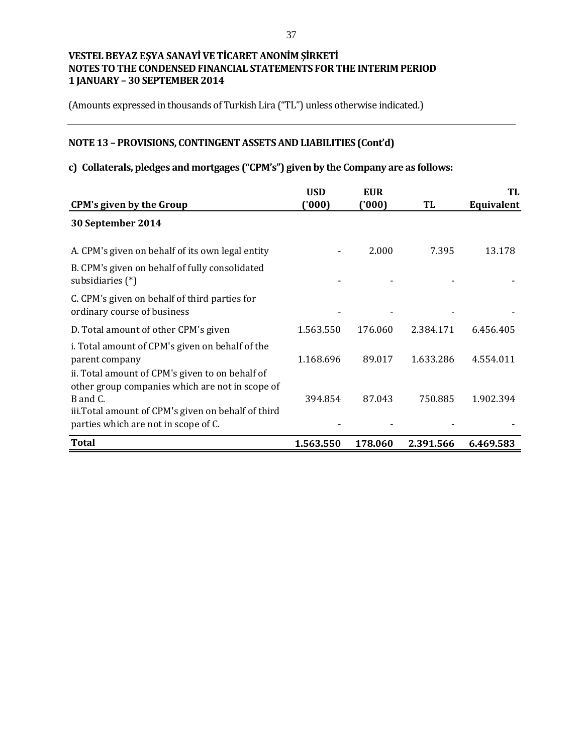**VESTEL BEYAZ EŞYA SANAYİ VE TİCARET ANONİM ŞİRKETİ**
**NOTES TO THE CONDENSED FINANCIAL STATEMENTS FOR THE INTERIM PERIOD**
**1 JANUARY – 30 SEPTEMBER 2014**

(Amounts expressed in thousands of Turkish Lira ("TL") unless otherwise indicated.)

## NOTE 13 – PROVISIONS, CONTINGENT ASSETS AND LIABILITIES (Cont'd)

### c) Collaterals, pledges and mortgages ("CPM's") given by the Company are as follows:

| CPM's given by the Group | USD ('000) | EUR ('000) | TL | TL Equivalent |
|---|---|---|---|---|
| **30 September 2014** | | | | |
| A. CPM's given on behalf of its own legal entity | - | 2.000 | 7.395 | 13.178 |
| B. CPM's given on behalf of fully consolidated subsidiaries (*) | - | - | - | - |
| C. CPM's given on behalf of third parties for ordinary course of business | - | - | - | - |
| D. Total amount of other CPM's given | 1.563.550 | 176.060 | 2.384.171 | 6.456.405 |
| i. Total amount of CPM's given on behalf of the parent company | 1.168.696 | 89.017 | 1.633.286 | 4.554.011 |
| ii. Total amount of CPM's given to on behalf of other group companies which are not in scope of B and C. | 394.854 | 87.043 | 750.885 | 1.902.394 |
| iii.Total amount of CPM's given on behalf of third parties which are not in scope of C. | - | - | - | - |
| **Total** | **1.563.550** | **178.060** | **2.391.566** | **6.469.583** |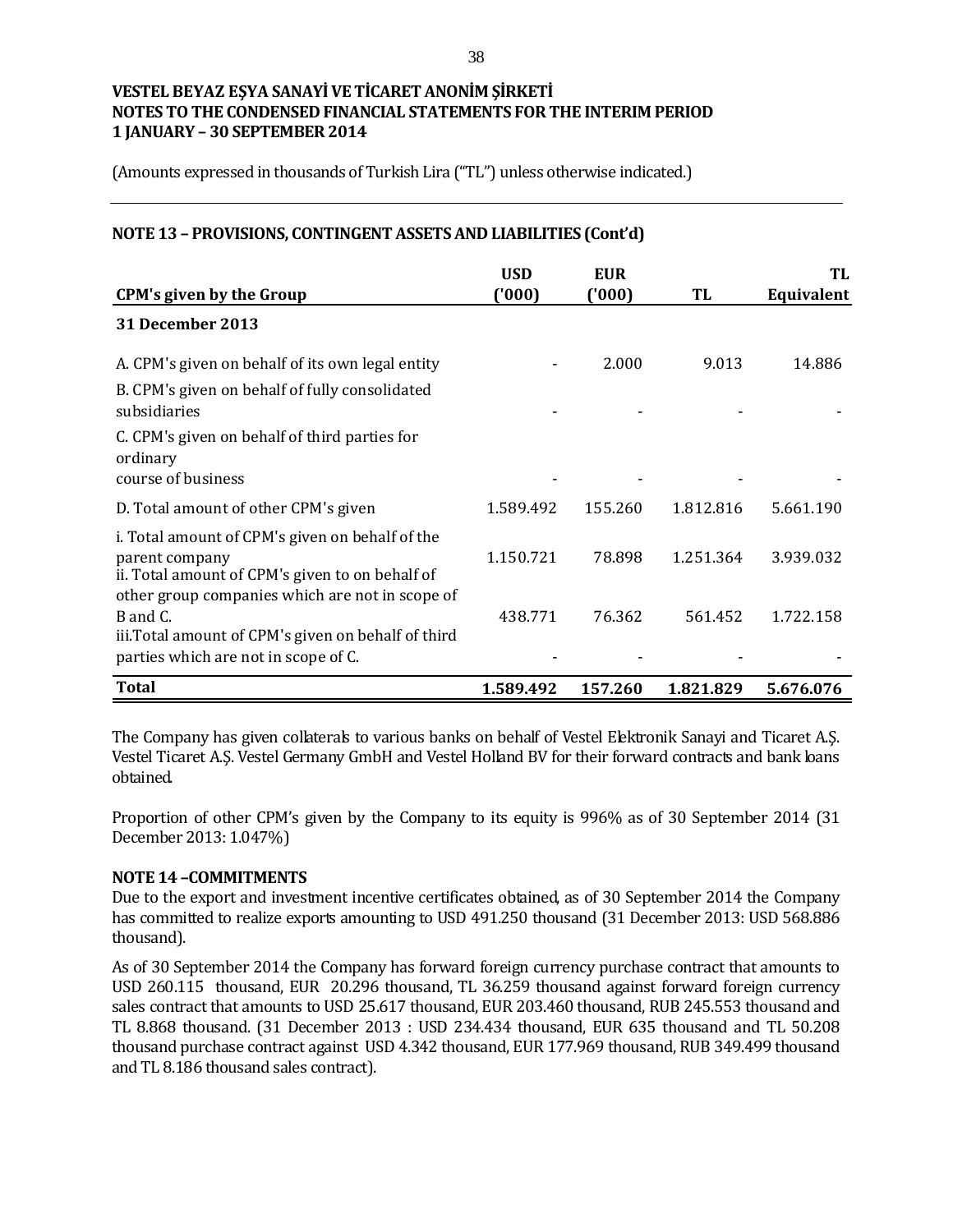VESTEL BEYAZ EŞYA SANAYİ VE TİCARET ANONİM ŞİRKETİ
NOTES TO THE CONDENSED FINANCIAL STATEMENTS FOR THE INTERIM PERIOD
1 JANUARY – 30 SEPTEMBER 2014

(Amounts expressed in thousands of Turkish Lira ("TL") unless otherwise indicated.)

## NOTE 13 – PROVISIONS, CONTINGENT ASSETS AND LIABILITIES (Cont'd)

| CPM's given by the Group | USD ('000) | EUR ('000) | TL | TL Equivalent |
|---|---|---|---|---|
| **31 December 2013** | | | | |
| A. CPM's given on behalf of its own legal entity | - | 2.000 | 9.013 | 14.886 |
| B. CPM's given on behalf of fully consolidated subsidiaries | - | - | - | - |
| C. CPM's given on behalf of third parties for ordinary course of business | - | - | - | - |
| D. Total amount of other CPM's given | 1.589.492 | 155.260 | 1.812.816 | 5.661.190 |
| i. Total amount of CPM's given on behalf of the parent company | 1.150.721 | 78.898 | 1.251.364 | 3.939.032 |
| ii. Total amount of CPM's given to on behalf of other group companies which are not in scope of B and C. | 438.771 | 76.362 | 561.452 | 1.722.158 |
| iii.Total amount of CPM's given on behalf of third parties which are not in scope of C. | - | - | - | - |
| **Total** | **1.589.492** | **157.260** | **1.821.829** | **5.676.076** |

The Company has given collaterals to various banks on behalf of Vestel Elektronik Sanayi and Ticaret A.Ş. Vestel Ticaret A.Ş. Vestel Germany GmbH and Vestel Holland BV for their forward contracts and bank loans obtained.

Proportion of other CPM's given by the Company to its equity is 996% as of 30 September 2014 (31 December 2013: 1.047%)

## NOTE 14 –COMMITMENTS

Due to the export and investment incentive certificates obtained, as of 30 September 2014 the Company has committed to realize exports amounting to USD 491.250 thousand (31 December 2013: USD 568.886 thousand).

As of 30 September 2014 the Company has forward foreign currency purchase contract that amounts to USD 260.115 thousand, EUR 20.296 thousand, TL 36.259 thousand against forward foreign currency sales contract that amounts to USD 25.617 thousand, EUR 203.460 thousand, RUB 245.553 thousand and TL 8.868 thousand. (31 December 2013 : USD 234.434 thousand, EUR 635 thousand and TL 50.208 thousand purchase contract against USD 4.342 thousand, EUR 177.969 thousand, RUB 349.499 thousand and TL 8.186 thousand sales contract).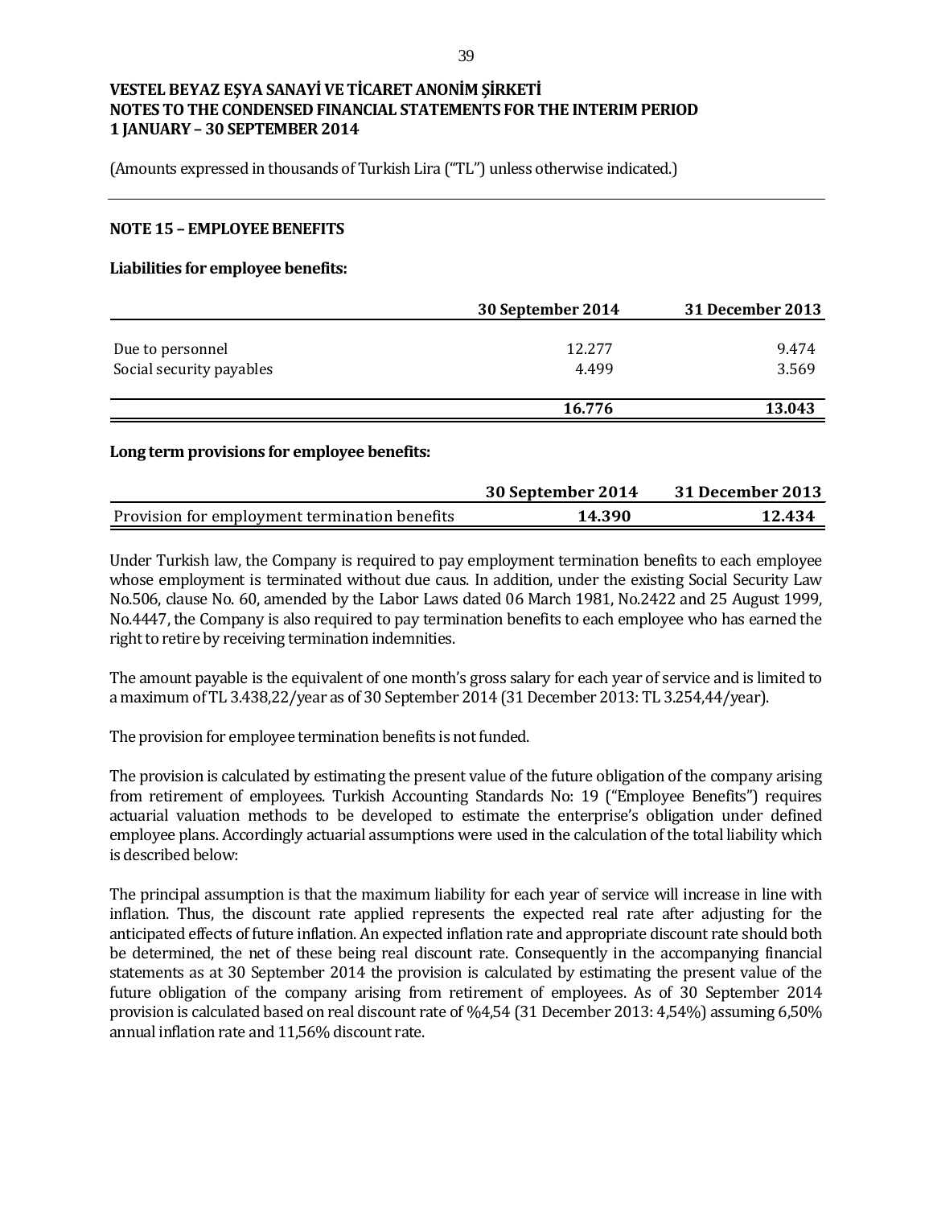**VESTEL BEYAZ EŞYA SANAYİ VE TİCARET ANONİM ŞİRKETİ**
**NOTES TO THE CONDENSED FINANCIAL STATEMENTS FOR THE INTERIM PERIOD**
**1 JANUARY – 30 SEPTEMBER 2014**

(Amounts expressed in thousands of Turkish Lira ("TL") unless otherwise indicated.)

## NOTE 15 – EMPLOYEE BENEFITS

**Liabilities for employee benefits:**

| | 30 September 2014 | 31 December 2013 |
|---|---|---|
| Due to personnel | 12.277 | 9.474 |
| Social security payables | 4.499 | 3.569 |
| | **16.776** | **13.043** |

**Long term provisions for employee benefits:**

| | 30 September 2014 | 31 December 2013 |
|---|---|---|
| Provision for employment termination benefits | **14.390** | **12.434** |

Under Turkish law, the Company is required to pay employment termination benefits to each employee whose employment is terminated without due caus. In addition, under the existing Social Security Law No.506, clause No. 60, amended by the Labor Laws dated 06 March 1981, No.2422 and 25 August 1999, No.4447, the Company is also required to pay termination benefits to each employee who has earned the right to retire by receiving termination indemnities.

The amount payable is the equivalent of one month's gross salary for each year of service and is limited to a maximum of TL 3.438,22/year as of 30 September 2014 (31 December 2013: TL 3.254,44/year).

The provision for employee termination benefits is not funded.

The provision is calculated by estimating the present value of the future obligation of the company arising from retirement of employees. Turkish Accounting Standards No: 19 ("Employee Benefits") requires actuarial valuation methods to be developed to estimate the enterprise's obligation under defined employee plans. Accordingly actuarial assumptions were used in the calculation of the total liability which is described below:

The principal assumption is that the maximum liability for each year of service will increase in line with inflation. Thus, the discount rate applied represents the expected real rate after adjusting for the anticipated effects of future inflation. An expected inflation rate and appropriate discount rate should both be determined, the net of these being real discount rate. Consequently in the accompanying financial statements as at 30 September 2014 the provision is calculated by estimating the present value of the future obligation of the company arising from retirement of employees. As of 30 September 2014 provision is calculated based on real discount rate of %4,54 (31 December 2013: 4,54%) assuming 6,50% annual inflation rate and 11,56% discount rate.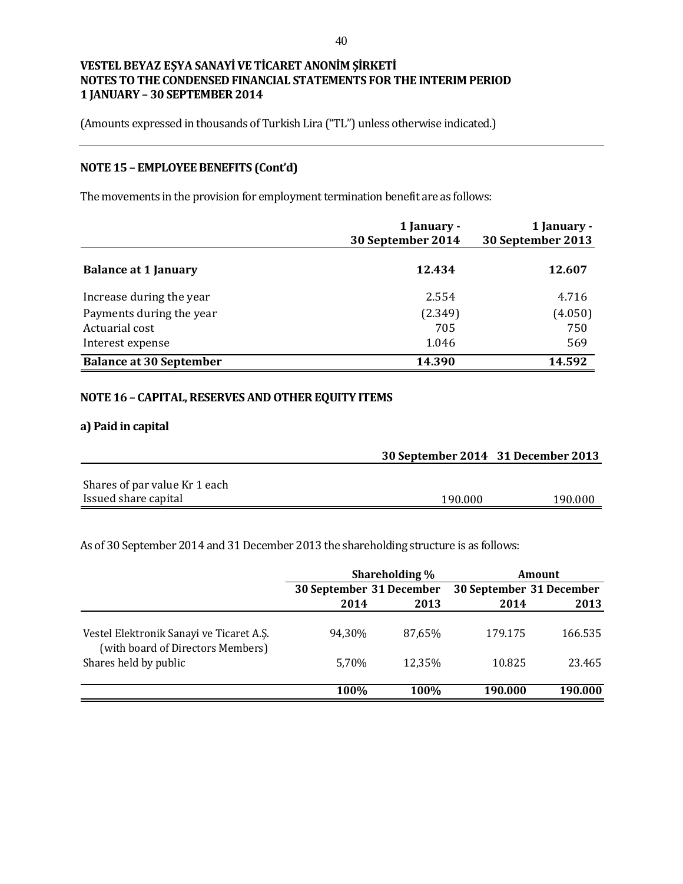VESTEL BEYAZ EŞYA SANAYİ VE TİCARET ANONİM ŞİRKETİ
NOTES TO THE CONDENSED FINANCIAL STATEMENTS FOR THE INTERIM PERIOD
1 JANUARY – 30 SEPTEMBER 2014

(Amounts expressed in thousands of Turkish Lira ("TL") unless otherwise indicated.)

## NOTE 15 – EMPLOYEE BENEFITS (Cont'd)

The movements in the provision for employment termination benefit are as follows:

| | 1 January - 30 September 2014 | 1 January - 30 September 2013 |
|---|---|---|
| **Balance at 1 January** | **12.434** | **12.607** |
| Increase during the year | 2.554 | 4.716 |
| Payments during the year | (2.349) | (4.050) |
| Actuarial cost | 705 | 750 |
| Interest expense | 1.046 | 569 |
| **Balance at 30 September** | **14.390** | **14.592** |

## NOTE 16 – CAPITAL, RESERVES AND OTHER EQUITY ITEMS

### a) Paid in capital

| | 30 September 2014 | 31 December 2013 |
|---|---|---|
| Shares of par value Kr 1 each | | |
| Issued share capital | 190.000 | 190.000 |

As of 30 September 2014 and 31 December 2013 the shareholding structure is as follows:

| | Shareholding % | | Amount | |
|---|---|---|---|---|
| | 30 September 2014 | 31 December 2013 | 30 September 2014 | 31 December 2013 |
| Vestel Elektronik Sanayi ve Ticaret A.Ş. (with board of Directors Members) | 94,30% | 87,65% | 179.175 | 166.535 |
| Shares held by public | 5,70% | 12,35% | 10.825 | 23.465 |
| | **100%** | **100%** | **190.000** | **190.000** |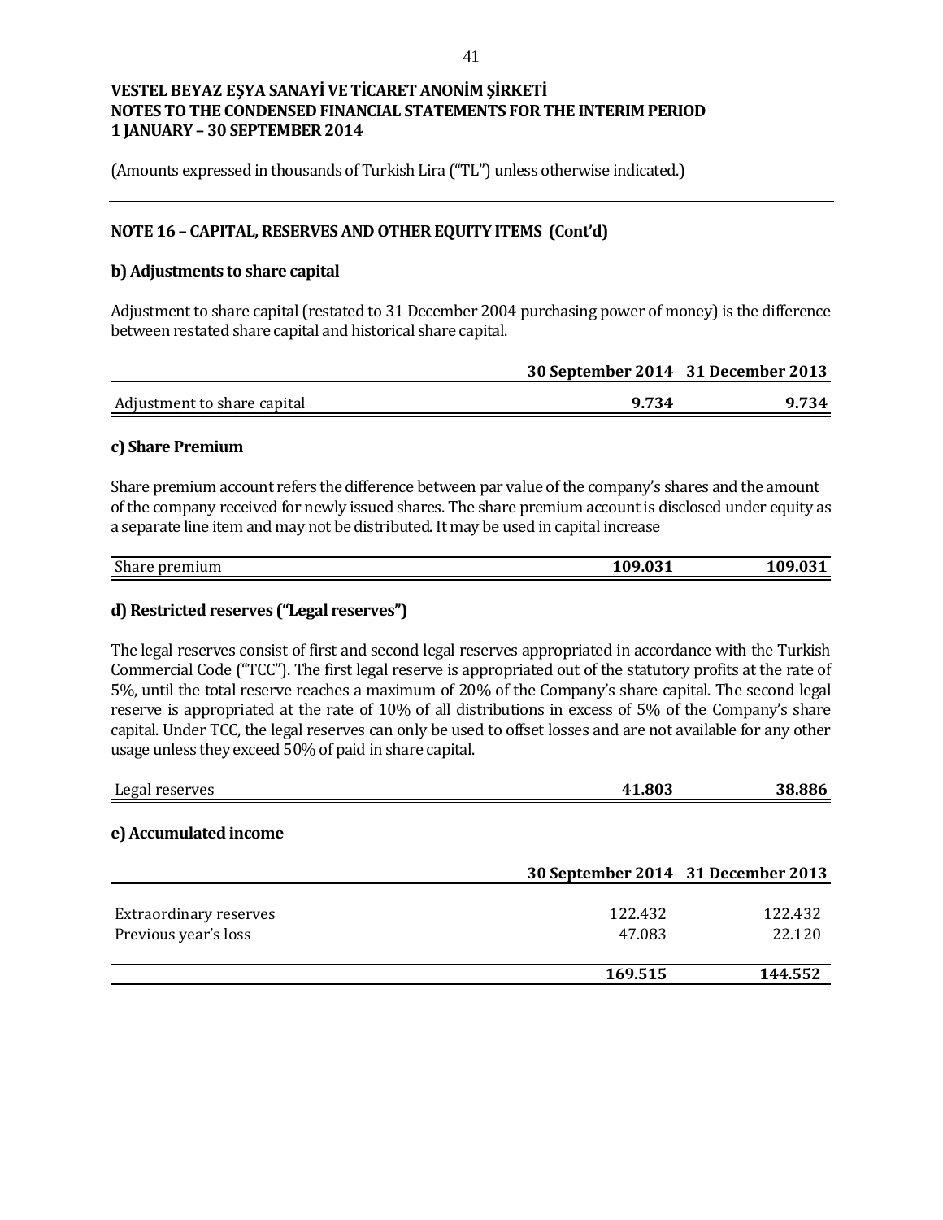**VESTEL BEYAZ EŞYA SANAYİ VE TİCARET ANONİM ŞİRKETİ**
**NOTES TO THE CONDENSED FINANCIAL STATEMENTS FOR THE INTERIM PERIOD**
**1 JANUARY – 30 SEPTEMBER 2014**

(Amounts expressed in thousands of Turkish Lira ("TL") unless otherwise indicated.)

## NOTE 16 – CAPITAL, RESERVES AND OTHER EQUITY ITEMS (Cont'd)

### b) Adjustments to share capital

Adjustment to share capital (restated to 31 December 2004 purchasing power of money) is the difference between restated share capital and historical share capital.

| | 30 September 2014 | 31 December 2013 |
|---|---|---|
| Adjustment to share capital | **9.734** | **9.734** |

### c) Share Premium

Share premium account refers the difference between par value of the company's shares and the amount of the company received for newly issued shares. The share premium account is disclosed under equity as a separate line item and may not be distributed. It may be used in capital increase

| | | |
|---|---|---|
| Share premium | **109.031** | **109.031** |

### d) Restricted reserves ("Legal reserves")

The legal reserves consist of first and second legal reserves appropriated in accordance with the Turkish Commercial Code ("TCC"). The first legal reserve is appropriated out of the statutory profits at the rate of 5%, until the total reserve reaches a maximum of 20% of the Company's share capital. The second legal reserve is appropriated at the rate of 10% of all distributions in excess of 5% of the Company's share capital. Under TCC, the legal reserves can only be used to offset losses and are not available for any other usage unless they exceed 50% of paid in share capital.

| | | |
|---|---|---|
| Legal reserves | **41.803** | **38.886** |

### e) Accumulated income

| | 30 September 2014 | 31 December 2013 |
|---|---|---|
| Extraordinary reserves | 122.432 | 122.432 |
| Previous year's loss | 47.083 | 22.120 |
| | **169.515** | **144.552** |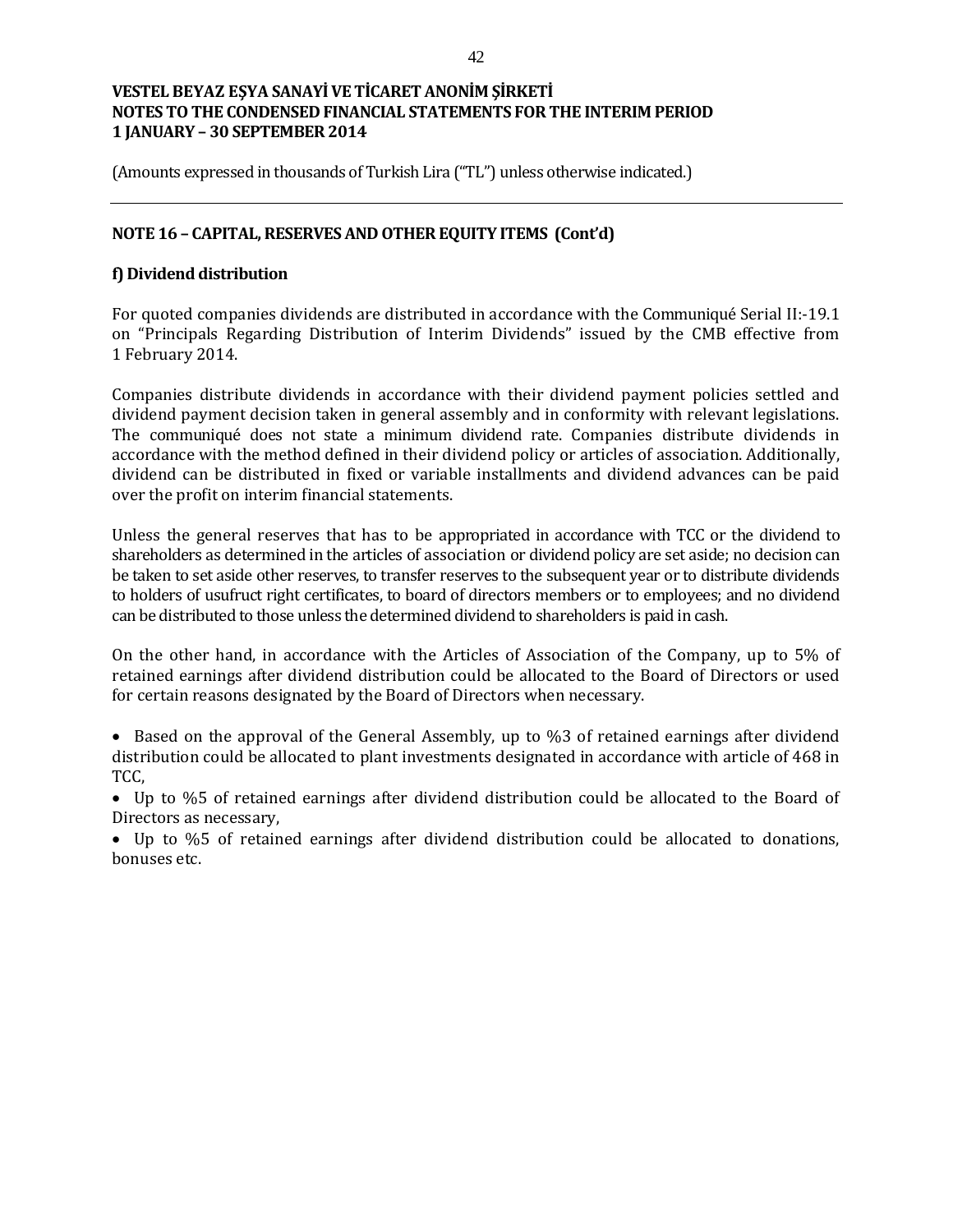(Amounts expressed in thousands of Turkish Lira ("TL") unless otherwise indicated.)

## NOTE 16 – CAPITAL, RESERVES AND OTHER EQUITY ITEMS (Cont'd)

### f) Dividend distribution

For quoted companies dividends are distributed in accordance with the Communiqué Serial II:-19.1 on "Principals Regarding Distribution of Interim Dividends" issued by the CMB effective from 1 February 2014.

Companies distribute dividends in accordance with their dividend payment policies settled and dividend payment decision taken in general assembly and in conformity with relevant legislations. The communiqué does not state a minimum dividend rate. Companies distribute dividends in accordance with the method defined in their dividend policy or articles of association. Additionally, dividend can be distributed in fixed or variable installments and dividend advances can be paid over the profit on interim financial statements.

Unless the general reserves that has to be appropriated in accordance with TCC or the dividend to shareholders as determined in the articles of association or dividend policy are set aside; no decision can be taken to set aside other reserves, to transfer reserves to the subsequent year or to distribute dividends to holders of usufruct right certificates, to board of directors members or to employees; and no dividend can be distributed to those unless the determined dividend to shareholders is paid in cash.

On the other hand, in accordance with the Articles of Association of the Company, up to 5% of retained earnings after dividend distribution could be allocated to the Board of Directors or used for certain reasons designated by the Board of Directors when necessary.

- Based on the approval of the General Assembly, up to %3 of retained earnings after dividend distribution could be allocated to plant investments designated in accordance with article of 468 in TCC,
- Up to %5 of retained earnings after dividend distribution could be allocated to the Board of Directors as necessary,
- Up to %5 of retained earnings after dividend distribution could be allocated to donations, bonuses etc.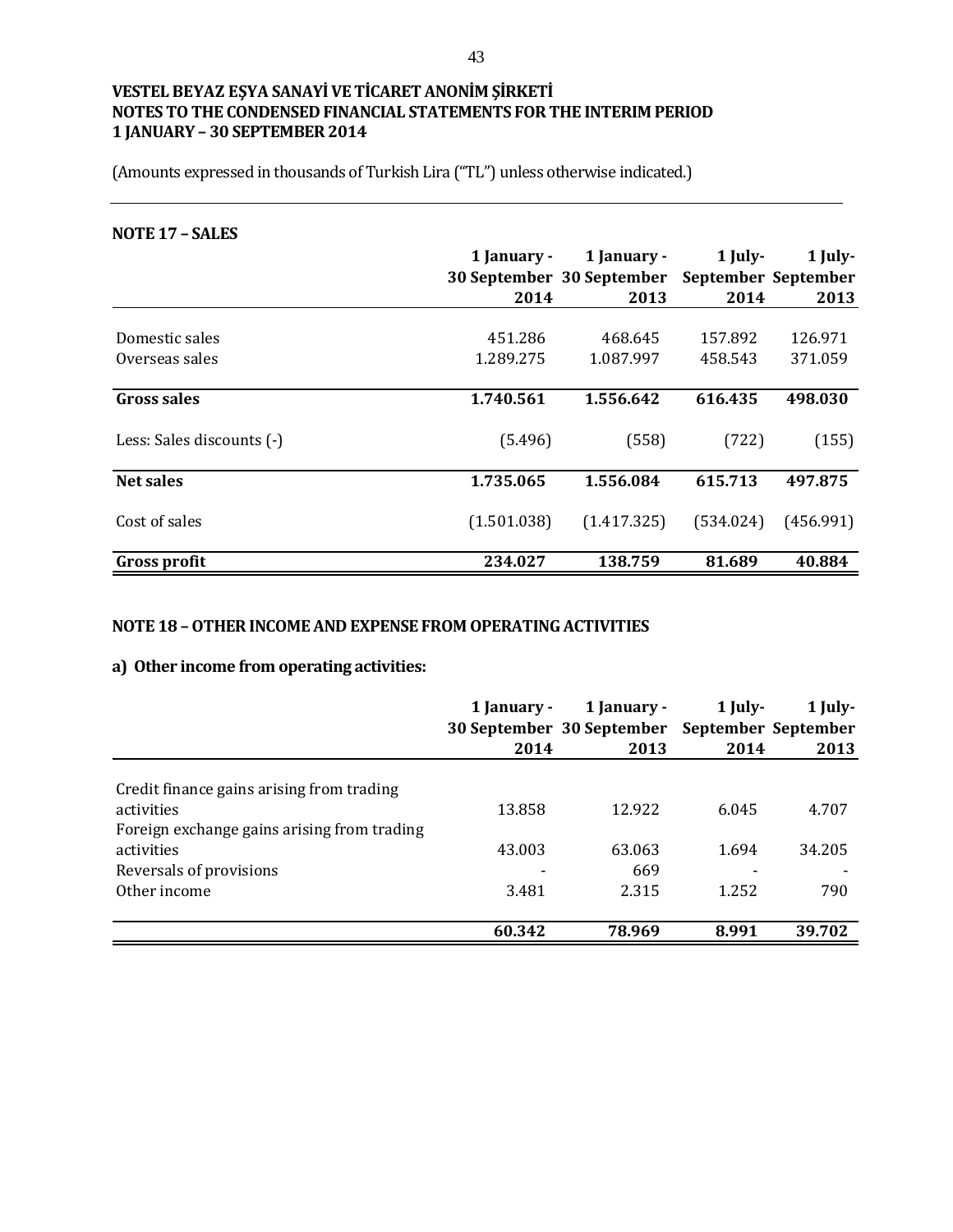**VESTEL BEYAZ EŞYA SANAYİ VE TİCARET ANONİM ŞİRKETİ**
**NOTES TO THE CONDENSED FINANCIAL STATEMENTS FOR THE INTERIM PERIOD**
**1 JANUARY – 30 SEPTEMBER 2014**

(Amounts expressed in thousands of Turkish Lira ("TL") unless otherwise indicated.)

## NOTE 17 – SALES

| | 1 January - 30 September 2014 | 1 January - 30 September 2013 | 1 July- September 2014 | 1 July- September 2013 |
|---|---|---|---|---|
| Domestic sales | 451.286 | 468.645 | 157.892 | 126.971 |
| Overseas sales | 1.289.275 | 1.087.997 | 458.543 | 371.059 |
| **Gross sales** | **1.740.561** | **1.556.642** | **616.435** | **498.030** |
| Less: Sales discounts (-) | (5.496) | (558) | (722) | (155) |
| **Net sales** | **1.735.065** | **1.556.084** | **615.713** | **497.875** |
| Cost of sales | (1.501.038) | (1.417.325) | (534.024) | (456.991) |
| **Gross profit** | **234.027** | **138.759** | **81.689** | **40.884** |

## NOTE 18 – OTHER INCOME AND EXPENSE FROM OPERATING ACTIVITIES

### a) Other income from operating activities:

| | 1 January - 30 September 2014 | 1 January - 30 September 2013 | 1 July- September 2014 | 1 July- September 2013 |
|---|---|---|---|---|
| Credit finance gains arising from trading activities | 13.858 | 12.922 | 6.045 | 4.707 |
| Foreign exchange gains arising from trading activities | 43.003 | 63.063 | 1.694 | 34.205 |
| Reversals of provisions | - | 669 | - | - |
| Other income | 3.481 | 2.315 | 1.252 | 790 |
| | **60.342** | **78.969** | **8.991** | **39.702** |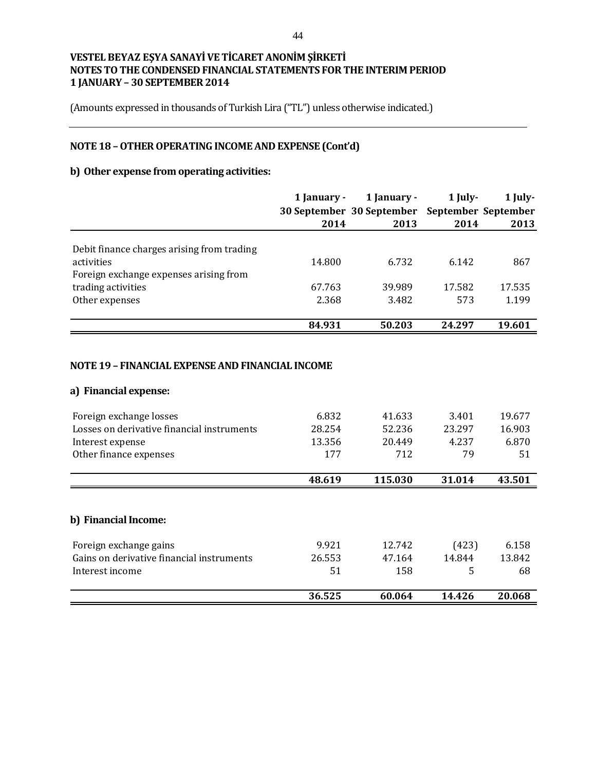**VESTEL BEYAZ EŞYA SANAYİ VE TİCARET ANONİM ŞİRKETİ**
**NOTES TO THE CONDENSED FINANCIAL STATEMENTS FOR THE INTERIM PERIOD**
**1 JANUARY – 30 SEPTEMBER 2014**

(Amounts expressed in thousands of Turkish Lira ("TL") unless otherwise indicated.)

## NOTE 18 – OTHER OPERATING INCOME AND EXPENSE (Cont'd)

### b) Other expense from operating activities:

| | 1 January - 30 September 2014 | 1 January - 30 September 2013 | 1 July- September 2014 | 1 July- September 2013 |
|---|---|---|---|---|
| Debit finance charges arising from trading activities | 14.800 | 6.732 | 6.142 | 867 |
| Foreign exchange expenses arising from trading activities | 67.763 | 39.989 | 17.582 | 17.535 |
| Other expenses | 2.368 | 3.482 | 573 | 1.199 |
| | **84.931** | **50.203** | **24.297** | **19.601** |

## NOTE 19 – FINANCIAL EXPENSE AND FINANCIAL INCOME

### a) Financial expense:

| | 1 January - 30 September 2014 | 1 January - 30 September 2013 | 1 July- September 2014 | 1 July- September 2013 |
|---|---|---|---|---|
| Foreign exchange losses | 6.832 | 41.633 | 3.401 | 19.677 |
| Losses on derivative financial instruments | 28.254 | 52.236 | 23.297 | 16.903 |
| Interest expense | 13.356 | 20.449 | 4.237 | 6.870 |
| Other finance expenses | 177 | 712 | 79 | 51 |
| | **48.619** | **115.030** | **31.014** | **43.501** |

### b) Financial Income:

| | 1 January - 30 September 2014 | 1 January - 30 September 2013 | 1 July- September 2014 | 1 July- September 2013 |
|---|---|---|---|---|
| Foreign exchange gains | 9.921 | 12.742 | (423) | 6.158 |
| Gains on derivative financial instruments | 26.553 | 47.164 | 14.844 | 13.842 |
| Interest income | 51 | 158 | 5 | 68 |
| | **36.525** | **60.064** | **14.426** | **20.068** |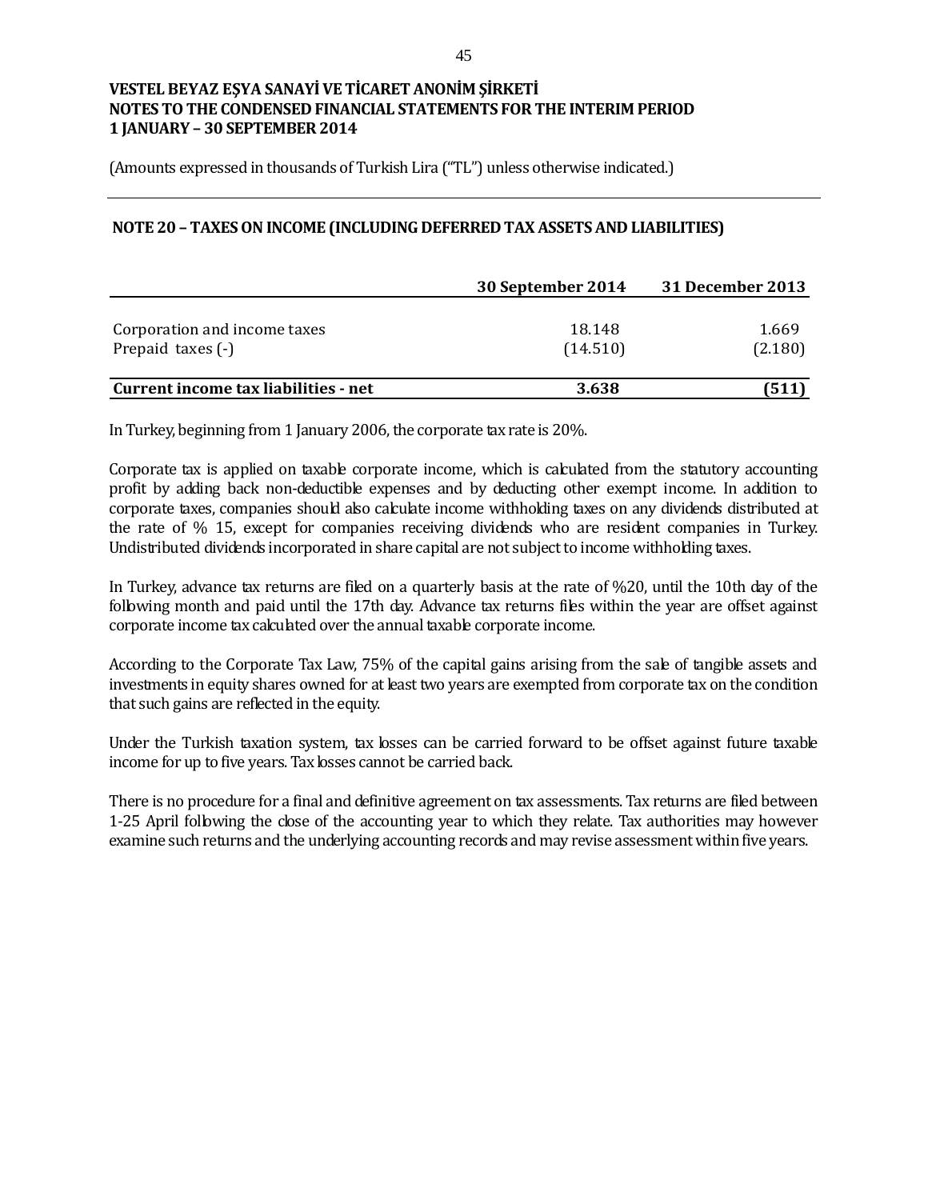**VESTEL BEYAZ EŞYA SANAYİ VE TİCARET ANONİM ŞİRKETİ**
**NOTES TO THE CONDENSED FINANCIAL STATEMENTS FOR THE INTERIM PERIOD**
**1 JANUARY – 30 SEPTEMBER 2014**

(Amounts expressed in thousands of Turkish Lira ("TL") unless otherwise indicated.)

## NOTE 20 – TAXES ON INCOME (INCLUDING DEFERRED TAX ASSETS AND LIABILITIES)

| | 30 September 2014 | 31 December 2013 |
|---|---|---|
| Corporation and income taxes | 18.148 | 1.669 |
| Prepaid taxes (-) | (14.510) | (2.180) |
| **Current income tax liabilities - net** | **3.638** | **(511)** |

In Turkey, beginning from 1 January 2006, the corporate tax rate is 20%.

Corporate tax is applied on taxable corporate income, which is calculated from the statutory accounting profit by adding back non-deductible expenses and by deducting other exempt income. In addition to corporate taxes, companies should also calculate income withholding taxes on any dividends distributed at the rate of % 15, except for companies receiving dividends who are resident companies in Turkey. Undistributed dividends incorporated in share capital are not subject to income withholding taxes.

In Turkey, advance tax returns are filed on a quarterly basis at the rate of %20, until the 10th day of the following month and paid until the 17th day. Advance tax returns files within the year are offset against corporate income tax calculated over the annual taxable corporate income.

According to the Corporate Tax Law, 75% of the capital gains arising from the sale of tangible assets and investments in equity shares owned for at least two years are exempted from corporate tax on the condition that such gains are reflected in the equity.

Under the Turkish taxation system, tax losses can be carried forward to be offset against future taxable income for up to five years. Tax losses cannot be carried back.

There is no procedure for a final and definitive agreement on tax assessments. Tax returns are filed between 1-25 April following the close of the accounting year to which they relate. Tax authorities may however examine such returns and the underlying accounting records and may revise assessment within five years.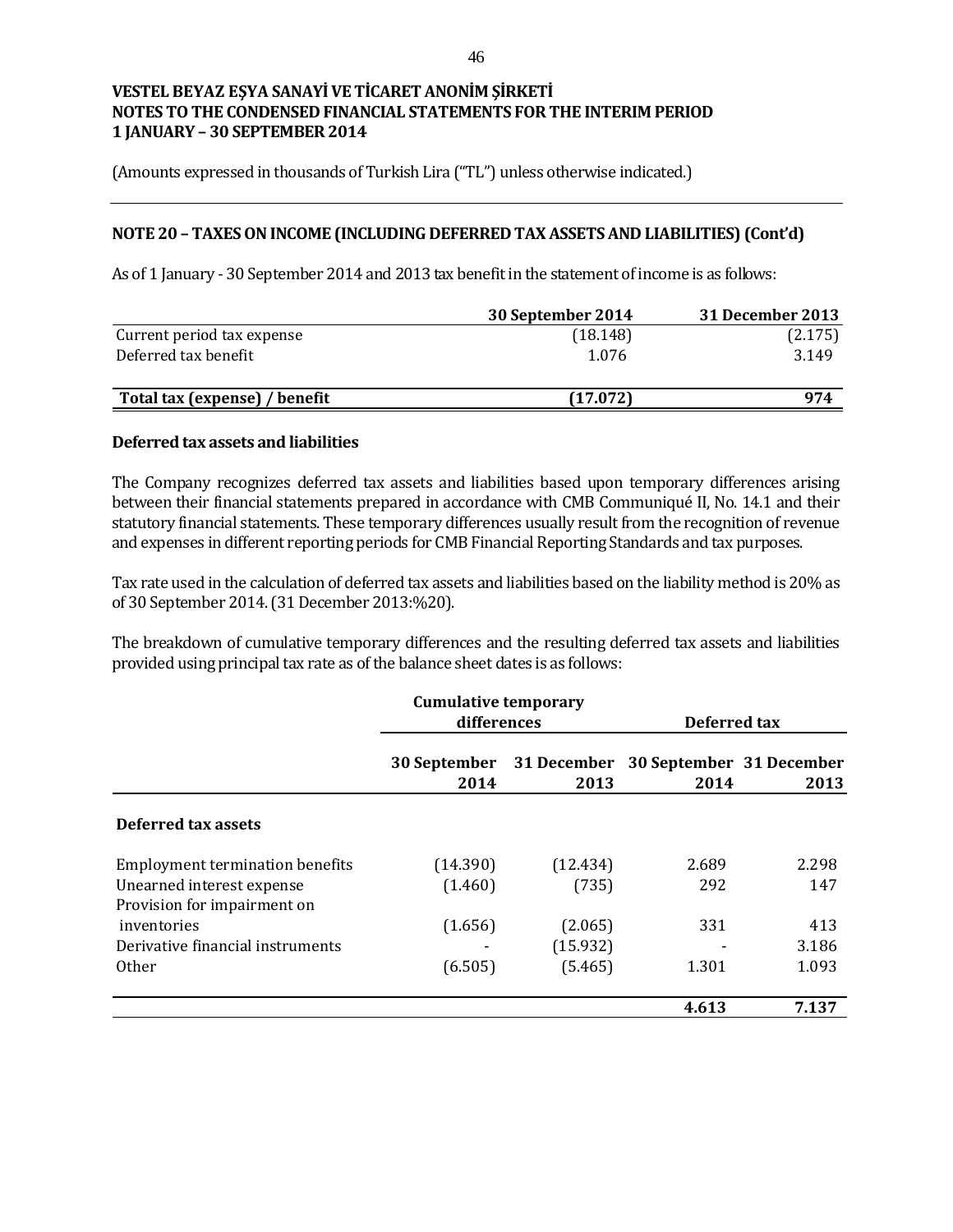**VESTEL BEYAZ EŞYA SANAYİ VE TİCARET ANONİM ŞİRKETİ**
**NOTES TO THE CONDENSED FINANCIAL STATEMENTS FOR THE INTERIM PERIOD**
**1 JANUARY – 30 SEPTEMBER 2014**

(Amounts expressed in thousands of Turkish Lira ("TL") unless otherwise indicated.)

## NOTE 20 – TAXES ON INCOME (INCLUDING DEFERRED TAX ASSETS AND LIABILITIES) (Cont'd)

As of 1 January - 30 September 2014 and 2013 tax benefit in the statement of income is as follows:

| | 30 September 2014 | 31 December 2013 |
|---|---|---|
| Current period tax expense | (18.148) | (2.175) |
| Deferred tax benefit | 1.076 | 3.149 |
| **Total tax (expense) / benefit** | **(17.072)** | **974** |

### Deferred tax assets and liabilities

The Company recognizes deferred tax assets and liabilities based upon temporary differences arising between their financial statements prepared in accordance with CMB Communiqué II, No. 14.1 and their statutory financial statements. These temporary differences usually result from the recognition of revenue and expenses in different reporting periods for CMB Financial Reporting Standards and tax purposes.

Tax rate used in the calculation of deferred tax assets and liabilities based on the liability method is 20% as of 30 September 2014. (31 December 2013:%20).

The breakdown of cumulative temporary differences and the resulting deferred tax assets and liabilities provided using principal tax rate as of the balance sheet dates is as follows:

| | Cumulative temporary differences | | Deferred tax | |
|---|---|---|---|---|
| | 30 September 2014 | 31 December 2013 | 30 September 2014 | 31 December 2013 |
| **Deferred tax assets** | | | | |
| Employment termination benefits | (14.390) | (12.434) | 2.689 | 2.298 |
| Unearned interest expense | (1.460) | (735) | 292 | 147 |
| Provision for impairment on inventories | (1.656) | (2.065) | 331 | 413 |
| Derivative financial instruments | - | (15.932) | - | 3.186 |
| Other | (6.505) | (5.465) | 1.301 | 1.093 |
| | | | **4.613** | **7.137** |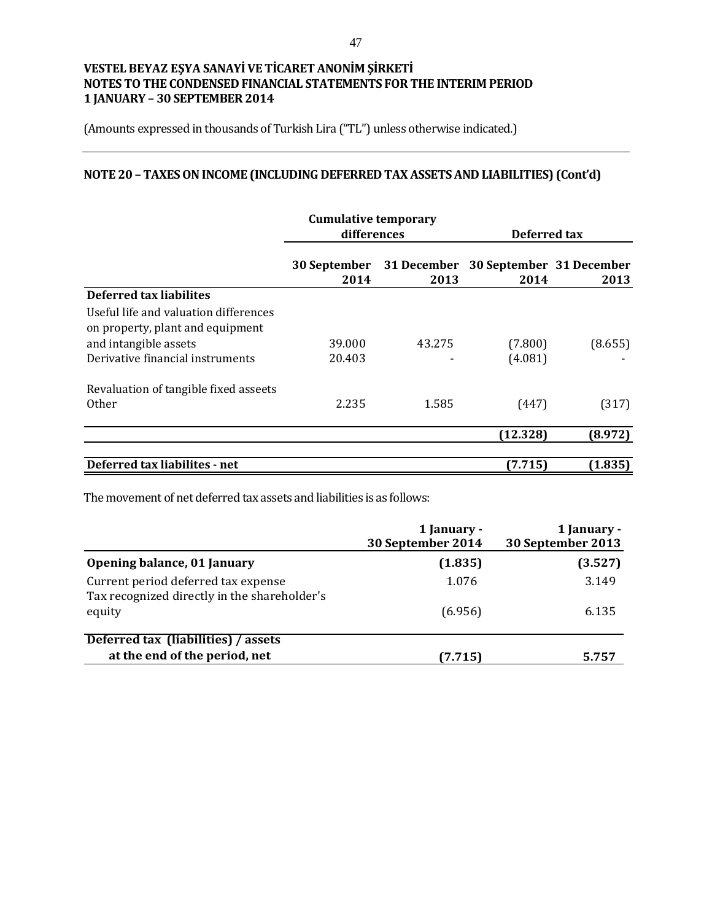**VESTEL BEYAZ EŞYA SANAYİ VE TİCARET ANONİM ŞİRKETİ**
**NOTES TO THE CONDENSED FINANCIAL STATEMENTS FOR THE INTERIM PERIOD**
**1 JANUARY – 30 SEPTEMBER 2014**

(Amounts expressed in thousands of Turkish Lira ("TL") unless otherwise indicated.)

## NOTE 20 – TAXES ON INCOME (INCLUDING DEFERRED TAX ASSETS AND LIABILITIES) (Cont'd)

| | Cumulative temporary differences | | Deferred tax | |
|---|---|---|---|---|
| | 30 September 2014 | 31 December 2013 | 30 September 2014 | 31 December 2013 |
| **Deferred tax liabilites** | | | | |
| Useful life and valuation differences on property, plant and equipment and intangible assets | 39.000 | 43.275 | (7.800) | (8.655) |
| Derivative financial instruments | 20.403 | - | (4.081) | - |
| Revaluation of tangible fixed asseets | | | | |
| Other | 2.235 | 1.585 | (447) | (317) |
| | | | **(12.328)** | **(8.972)** |
| **Deferred tax liabilites - net** | | | **(7.715)** | **(1.835)** |

The movement of net deferred tax assets and liabilities is as follows:

| | 1 January - 30 September 2014 | 1 January - 30 September 2013 |
|---|---|---|
| **Opening balance, 01 January** | **(1.835)** | **(3.527)** |
| Current period deferred tax expense | 1.076 | 3.149 |
| Tax recognized directly in the shareholder's equity | (6.956) | 6.135 |
| **Deferred tax (liabilities) / assets at the end of the period, net** | **(7.715)** | **5.757** |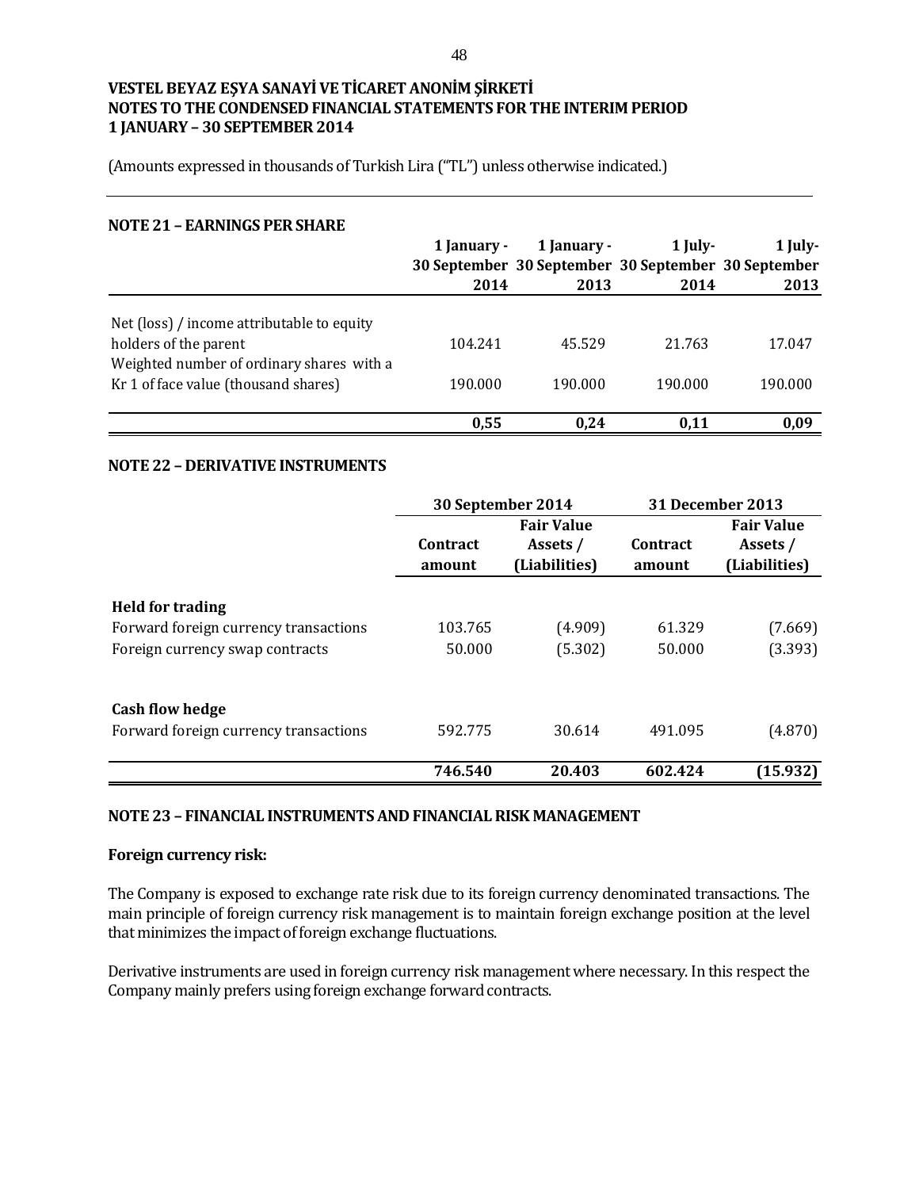**VESTEL BEYAZ EŞYA SANAYİ VE TİCARET ANONİM ŞİRKETİ**
**NOTES TO THE CONDENSED FINANCIAL STATEMENTS FOR THE INTERIM PERIOD**
**1 JANUARY – 30 SEPTEMBER 2014**

(Amounts expressed in thousands of Turkish Lira ("TL") unless otherwise indicated.)

## NOTE 21 – EARNINGS PER SHARE

| | 1 January - 30 September 2014 | 1 January - 30 September 2013 | 1 July- 30 September 2014 | 1 July- 30 September 2013 |
|---|---|---|---|---|
| Net (loss) / income attributable to equity holders of the parent | 104.241 | 45.529 | 21.763 | 17.047 |
| Weighted number of ordinary shares with a Kr 1 of face value (thousand shares) | 190.000 | 190.000 | 190.000 | 190.000 |
| | **0,55** | **0,24** | **0,11** | **0,09** |

## NOTE 22 – DERIVATIVE INSTRUMENTS

| | 30 September 2014 | | 31 December 2013 | |
|---|---|---|---|---|
| | Contract amount | Fair Value Assets / (Liabilities) | Contract amount | Fair Value Assets / (Liabilities) |
| **Held for trading** | | | | |
| Forward foreign currency transactions | 103.765 | (4.909) | 61.329 | (7.669) |
| Foreign currency swap contracts | 50.000 | (5.302) | 50.000 | (3.393) |
| **Cash flow hedge** | | | | |
| Forward foreign currency transactions | 592.775 | 30.614 | 491.095 | (4.870) |
| | **746.540** | **20.403** | **602.424** | **(15.932)** |

## NOTE 23 – FINANCIAL INSTRUMENTS AND FINANCIAL RISK MANAGEMENT

### Foreign currency risk:

The Company is exposed to exchange rate risk due to its foreign currency denominated transactions. The main principle of foreign currency risk management is to maintain foreign exchange position at the level that minimizes the impact of foreign exchange fluctuations.

Derivative instruments are used in foreign currency risk management where necessary. In this respect the Company mainly prefers using foreign exchange forward contracts.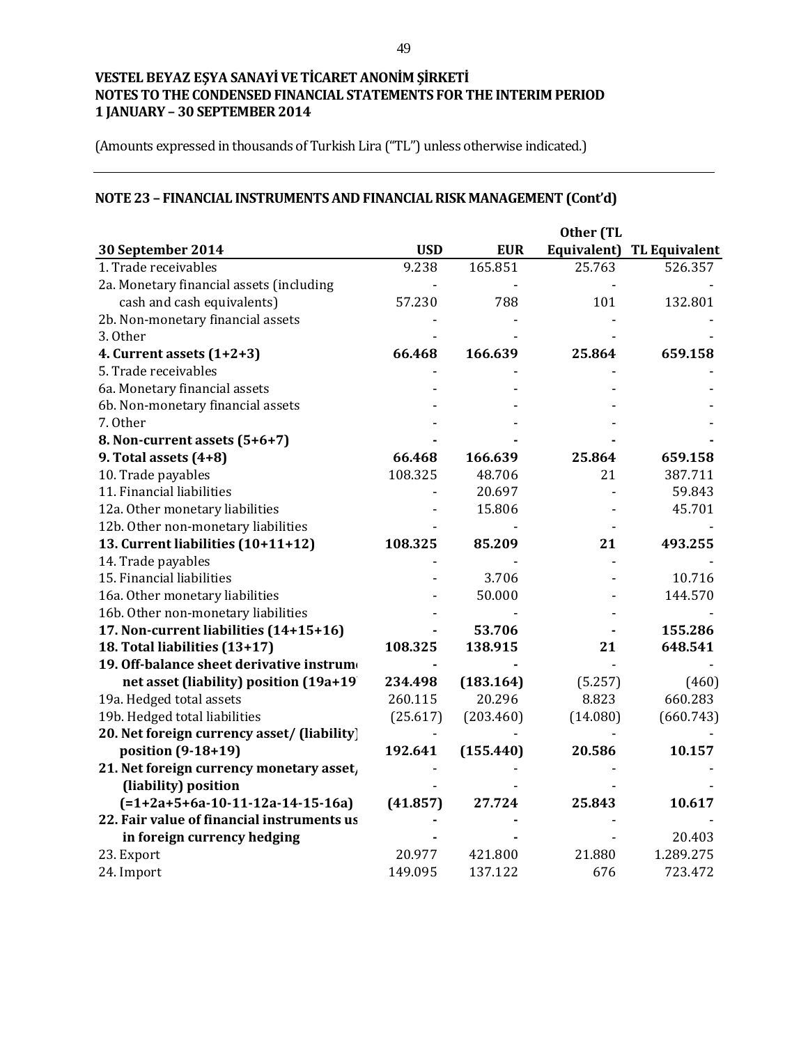VESTEL BEYAZ EŞYA SANAYİ VE TİCARET ANONİM ŞİRKETİ
NOTES TO THE CONDENSED FINANCIAL STATEMENTS FOR THE INTERIM PERIOD
1 JANUARY – 30 SEPTEMBER 2014

(Amounts expressed in thousands of Turkish Lira ("TL") unless otherwise indicated.)

## NOTE 23 – FINANCIAL INSTRUMENTS AND FINANCIAL RISK MANAGEMENT (Cont'd)

| 30 September 2014 | USD | EUR | Other (TL Equivalent) | TL Equivalent |
|---|---|---|---|---|
| 1. Trade receivables | 9.238 | 165.851 | 25.763 | 526.357 |
| 2a. Monetary financial assets (including | - | - | - | - |
| cash and cash equivalents) | 57.230 | 788 | 101 | 132.801 |
| 2b. Non-monetary financial assets | - | - | - | - |
| 3. Other | - | - | - | - |
| **4. Current assets (1+2+3)** | **66.468** | **166.639** | **25.864** | **659.158** |
| 5. Trade receivables | - | - | - | - |
| 6a. Monetary financial assets | - | - | - | - |
| 6b. Non-monetary financial assets | - | - | - | - |
| 7. Other | - | - | - | - |
| **8. Non-current assets (5+6+7)** | **-** | **-** | **-** | **-** |
| **9. Total assets (4+8)** | **66.468** | **166.639** | **25.864** | **659.158** |
| 10. Trade payables | 108.325 | 48.706 | 21 | 387.711 |
| 11. Financial liabilities | - | 20.697 | - | 59.843 |
| 12a. Other monetary liabilities | - | 15.806 | - | 45.701 |
| 12b. Other non-monetary liabilities | - | - | - | - |
| **13. Current liabilities (10+11+12)** | **108.325** | **85.209** | **21** | **493.255** |
| 14. Trade payables | - | - | - | - |
| 15. Financial liabilities | - | 3.706 | - | 10.716 |
| 16a. Other monetary liabilities | - | 50.000 | - | 144.570 |
| 16b. Other non-monetary liabilities | - | - | - | - |
| **17. Non-current liabilities (14+15+16)** | **-** | **53.706** | **-** | **155.286** |
| **18. Total liabilities (13+17)** | **108.325** | **138.915** | **21** | **648.541** |
| **19. Off-balance sheet derivative instrum** | **-** | **-** | - | - |
| **net asset (liability) position (19a+19** | **234.498** | **(183.164)** | (5.257) | (460) |
| 19a. Hedged total assets | 260.115 | 20.296 | 8.823 | 660.283 |
| 19b. Hedged total liabilities | (25.617) | (203.460) | (14.080) | (660.743) |
| **20. Net foreign currency asset/ (liability)** | - | - | - | - |
| **position (9-18+19)** | **192.641** | **(155.440)** | **20.586** | **10.157** |
| **21. Net foreign currency monetary asset/** | - | - | - | - |
| **(liability) position** | - | - | - | - |
| **(=1+2a+5+6a-10-11-12a-14-15-16a)** | **(41.857)** | **27.724** | **25.843** | **10.617** |
| **22. Fair value of financial instruments us** | **-** | **-** | - | - |
| **in foreign currency hedging** | **-** | **-** | - | 20.403 |
| 23. Export | 20.977 | 421.800 | 21.880 | 1.289.275 |
| 24. Import | 149.095 | 137.122 | 676 | 723.472 |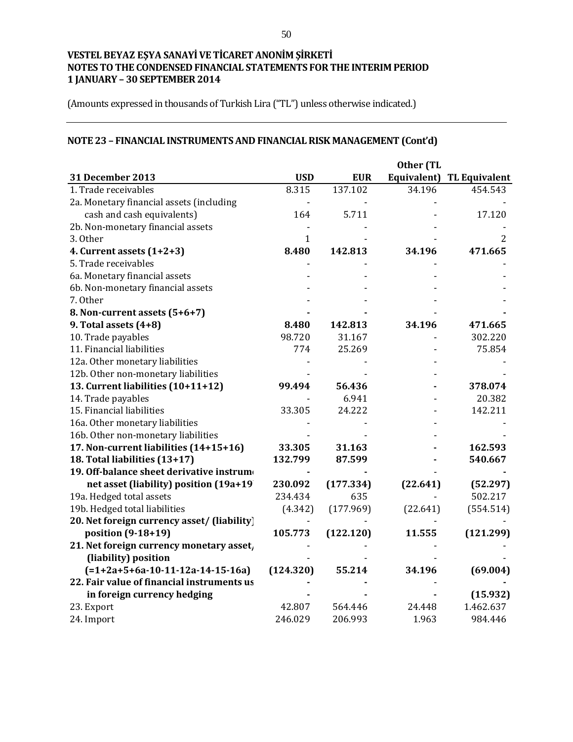VESTEL BEYAZ EŞYA SANAYİ VE TİCARET ANONİM ŞİRKETİ
NOTES TO THE CONDENSED FINANCIAL STATEMENTS FOR THE INTERIM PERIOD
1 JANUARY – 30 SEPTEMBER 2014

(Amounts expressed in thousands of Turkish Lira ("TL") unless otherwise indicated.)

## NOTE 23 – FINANCIAL INSTRUMENTS AND FINANCIAL RISK MANAGEMENT (Cont'd)

| **31 December 2013** | **USD** | **EUR** | **Other (TL Equivalent)** | **TL Equivalent** |
|---|---|---|---|---|
| 1. Trade receivables | 8.315 | 137.102 | 34.196 | 454.543 |
| 2a. Monetary financial assets (including | - | - | - | - |
| cash and cash equivalents) | 164 | 5.711 | - | 17.120 |
| 2b. Non-monetary financial assets | - | - | - | - |
| 3. Other | 1 | - | - | 2 |
| **4. Current assets (1+2+3)** | **8.480** | **142.813** | **34.196** | **471.665** |
| 5. Trade receivables | - | - | - | - |
| 6a. Monetary financial assets | - | - | - | - |
| 6b. Non-monetary financial assets | - | - | - | - |
| 7. Other | - | - | - | - |
| **8. Non-current assets (5+6+7)** | **-** | **-** | - | **-** |
| **9. Total assets (4+8)** | **8.480** | **142.813** | **34.196** | **471.665** |
| 10. Trade payables | 98.720 | 31.167 | - | 302.220 |
| 11. Financial liabilities | 774 | 25.269 | - | 75.854 |
| 12a. Other monetary liabilities | - | - | - | - |
| 12b. Other non-monetary liabilities | - | - | - | - |
| **13. Current liabilities (10+11+12)** | **99.494** | **56.436** | **-** | **378.074** |
| 14. Trade payables | - | 6.941 | - | 20.382 |
| 15. Financial liabilities | 33.305 | 24.222 | - | 142.211 |
| 16a. Other monetary liabilities | - | - | - | - |
| 16b. Other non-monetary liabilities | - | - | - | - |
| **17. Non-current liabilities (14+15+16)** | **33.305** | **31.163** | **-** | **162.593** |
| **18. Total liabilities (13+17)** | **132.799** | **87.599** | **-** | **540.667** |
| **19. Off-balance sheet derivative instrum** | **-** | **-** | - | **-** |
| **net asset (liability) position (19a+19** | **230.092** | **(177.334)** | **(22.641)** | **(52.297)** |
| 19a. Hedged total assets | 234.434 | 635 | - | 502.217 |
| 19b. Hedged total liabilities | (4.342) | (177.969) | (22.641) | (554.514) |
| **20. Net foreign currency asset/ (liability)** | - | - | - | - |
| **position (9-18+19)** | **105.773** | **(122.120)** | **11.555** | **(121.299)** |
| **21. Net foreign currency monetary asset/** | - | - | - | - |
| **(liability) position** | - | - | - | - |
| **(=1+2a+5+6a-10-11-12a-14-15-16a)** | **(124.320)** | **55.214** | **34.196** | **(69.004)** |
| **22. Fair value of financial instruments us** | **-** | **-** | - | **-** |
| **in foreign currency hedging** | **-** | **-** | **-** | **(15.932)** |
| 23. Export | 42.807 | 564.446 | 24.448 | 1.462.637 |
| 24. Import | 246.029 | 206.993 | 1.963 | 984.446 |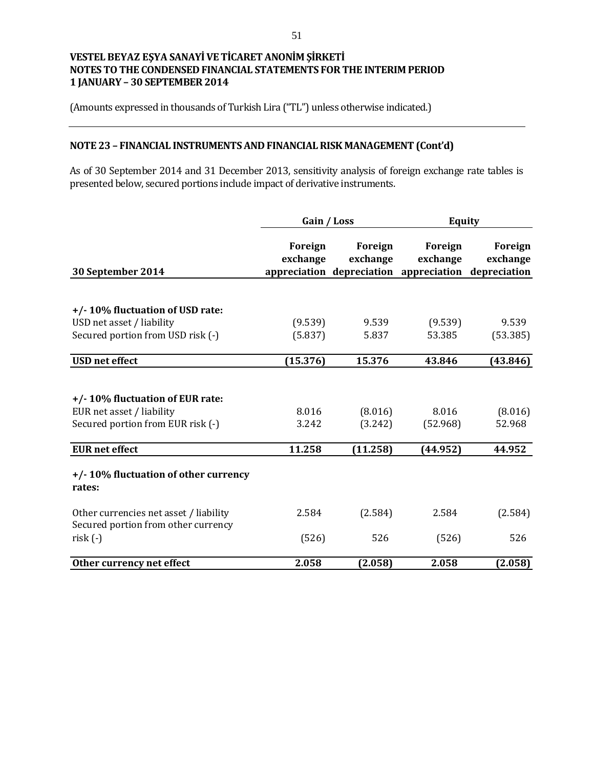**VESTEL BEYAZ EŞYA SANAYİ VE TİCARET ANONİM ŞİRKETİ**
**NOTES TO THE CONDENSED FINANCIAL STATEMENTS FOR THE INTERIM PERIOD**
**1 JANUARY – 30 SEPTEMBER 2014**

(Amounts expressed in thousands of Turkish Lira ("TL") unless otherwise indicated.)

## NOTE 23 – FINANCIAL INSTRUMENTS AND FINANCIAL RISK MANAGEMENT (Cont'd)

As of 30 September 2014 and 31 December 2013, sensitivity analysis of foreign exchange rate tables is presented below, secured portions include impact of derivative instruments.

| | Gain / Loss | | Equity | |
|---|---|---|---|---|
| **30 September 2014** | **Foreign exchange appreciation** | **Foreign exchange depreciation** | **Foreign exchange appreciation** | **Foreign exchange depreciation** |
| **+/- 10% fluctuation of USD rate:** | | | | |
| USD net asset / liability | (9.539) | 9.539 | (9.539) | 9.539 |
| Secured portion from USD risk (-) | (5.837) | 5.837 | 53.385 | (53.385) |
| **USD net effect** | **(15.376)** | **15.376** | **43.846** | **(43.846)** |
| **+/- 10% fluctuation of EUR rate:** | | | | |
| EUR net asset / liability | 8.016 | (8.016) | 8.016 | (8.016) |
| Secured portion from EUR risk (-) | 3.242 | (3.242) | (52.968) | 52.968 |
| **EUR net effect** | **11.258** | **(11.258)** | **(44.952)** | **44.952** |
| **+/- 10% fluctuation of other currency rates:** | | | | |
| Other currencies net asset / liability | 2.584 | (2.584) | 2.584 | (2.584) |
| Secured portion from other currency risk (-) | (526) | 526 | (526) | 526 |
| **Other currency net effect** | **2.058** | **(2.058)** | **2.058** | **(2.058)** |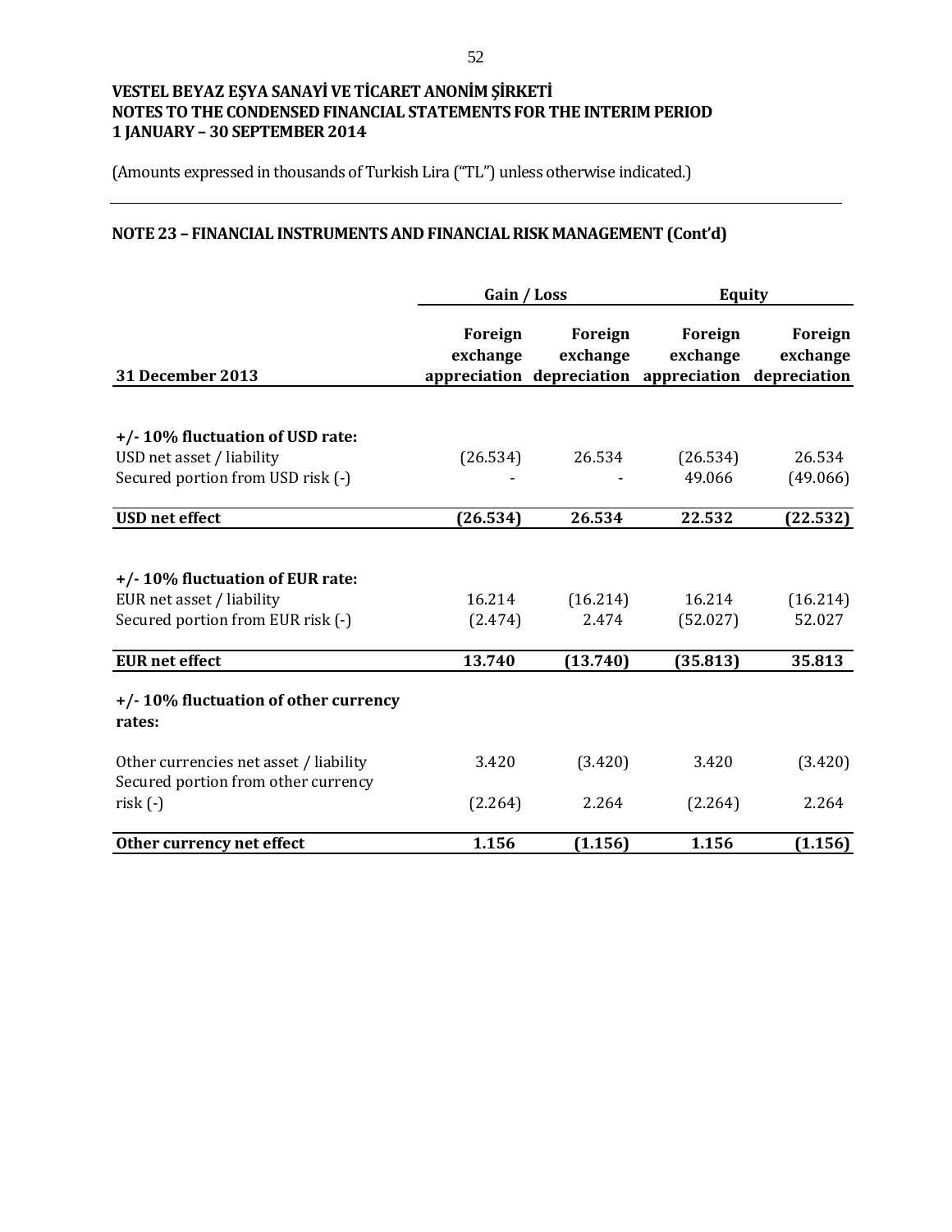**VESTEL BEYAZ EŞYA SANAYİ VE TİCARET ANONİM ŞİRKETİ**
**NOTES TO THE CONDENSED FINANCIAL STATEMENTS FOR THE INTERIM PERIOD**
**1 JANUARY – 30 SEPTEMBER 2014**

(Amounts expressed in thousands of Turkish Lira ("TL") unless otherwise indicated.)

## NOTE 23 – FINANCIAL INSTRUMENTS AND FINANCIAL RISK MANAGEMENT (Cont'd)

| | **Gain / Loss** | | **Equity** | |
|---|---|---|---|---|
| **31 December 2013** | **Foreign exchange appreciation** | **Foreign exchange depreciation** | **Foreign exchange appreciation** | **Foreign exchange depreciation** |
| **+/- 10% fluctuation of USD rate:** | | | | |
| USD net asset / liability | (26.534) | 26.534 | (26.534) | 26.534 |
| Secured portion from USD risk (-) | - | - | 49.066 | (49.066) |
| **USD net effect** | **(26.534)** | **26.534** | **22.532** | **(22.532)** |
| **+/- 10% fluctuation of EUR rate:** | | | | |
| EUR net asset / liability | 16.214 | (16.214) | 16.214 | (16.214) |
| Secured portion from EUR risk (-) | (2.474) | 2.474 | (52.027) | 52.027 |
| **EUR net effect** | **13.740** | **(13.740)** | **(35.813)** | **35.813** |
| **+/- 10% fluctuation of other currency rates:** | | | | |
| Other currencies net asset / liability | 3.420 | (3.420) | 3.420 | (3.420) |
| Secured portion from other currency risk (-) | (2.264) | 2.264 | (2.264) | 2.264 |
| **Other currency net effect** | **1.156** | **(1.156)** | **1.156** | **(1.156)** |